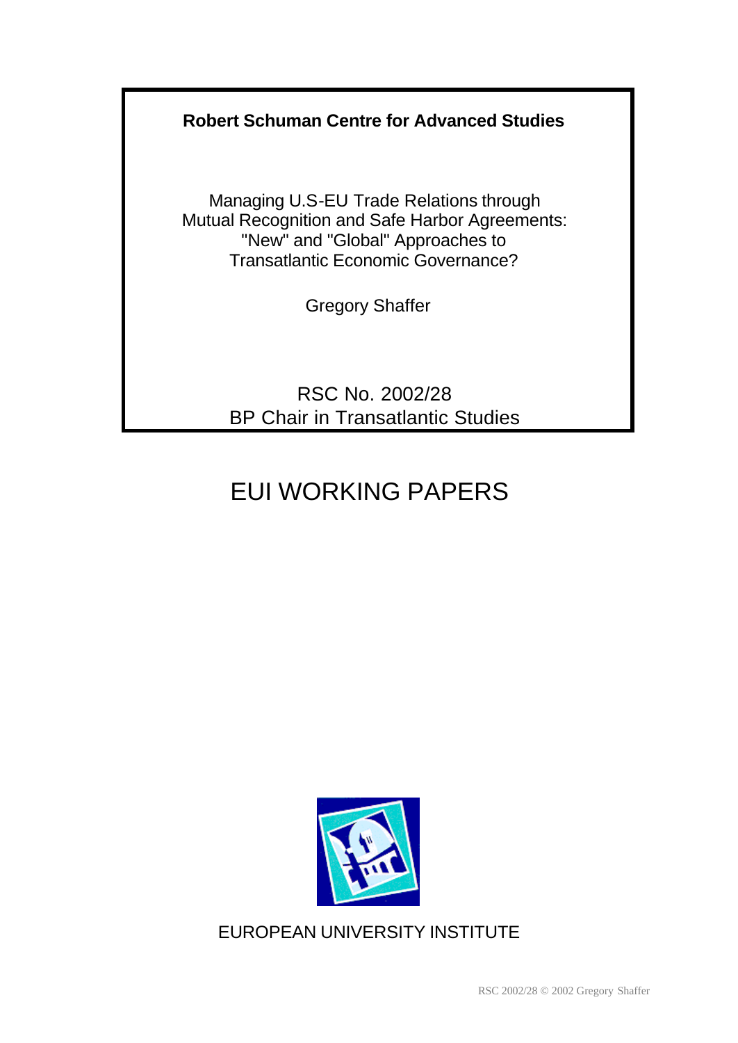**Robert Schuman Centre for Advanced Studies**

# Managing U.S-EU Trade Relations through Mutual Recognition and Safe Harbor Agreements: "New" and "Global" Approaches to Transatlantic Economic Governance?

Gregory Shaffer

RSC No. 2002/28
BP Chair in Transatlantic Studies

## EUI WORKING PAPERS

EUROPEAN UNIVERSITY INSTITUTE

RSC 2002/28 © 2002 Gregory Shaffer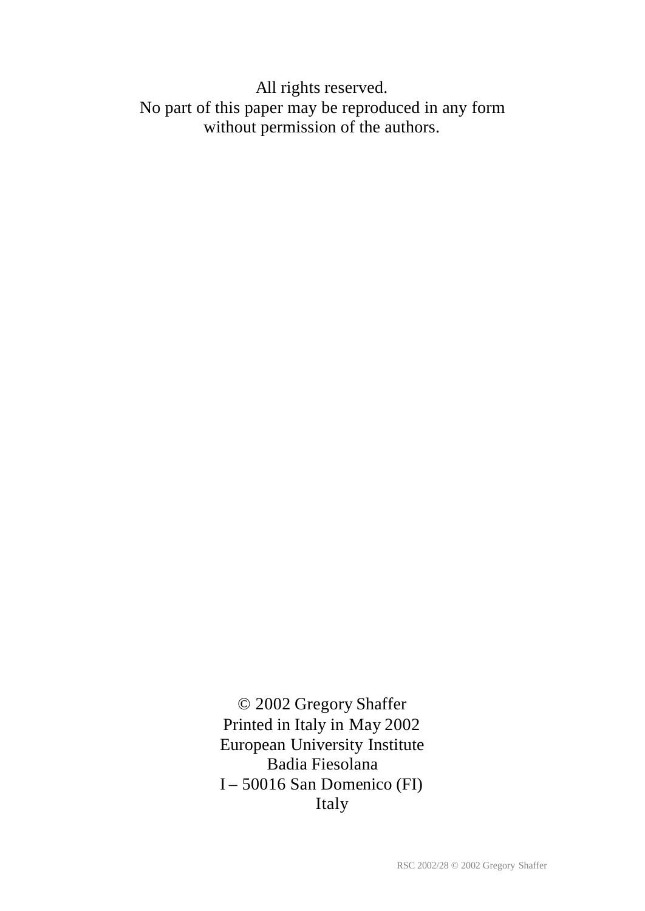All rights reserved.
No part of this paper may be reproduced in any form
without permission of the authors.

© 2002 Gregory Shaffer
Printed in Italy in May 2002
European University Institute
Badia Fiesolana
I – 50016 San Domenico (FI)
Italy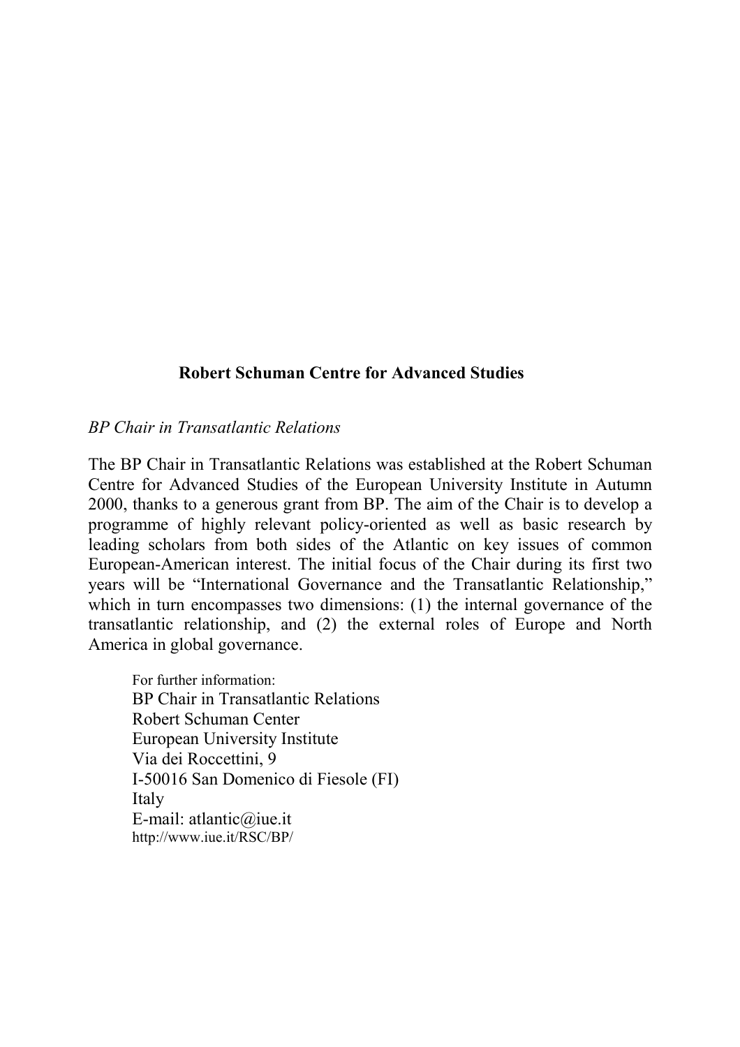**Robert Schuman Centre for Advanced Studies**

*BP Chair in Transatlantic Relations*

The BP Chair in Transatlantic Relations was established at the Robert Schuman Centre for Advanced Studies of the European University Institute in Autumn 2000, thanks to a generous grant from BP. The aim of the Chair is to develop a programme of highly relevant policy-oriented as well as basic research by leading scholars from both sides of the Atlantic on key issues of common European-American interest. The initial focus of the Chair during its first two years will be "International Governance and the Transatlantic Relationship," which in turn encompasses two dimensions: (1) the internal governance of the transatlantic relationship, and (2) the external roles of Europe and North America in global governance.

For further information:
BP Chair in Transatlantic Relations
Robert Schuman Center
European University Institute
Via dei Roccettini, 9
I-50016 San Domenico di Fiesole (FI)
Italy
E-mail: atlantic@iue.it
http://www.iue.it/RSC/BP/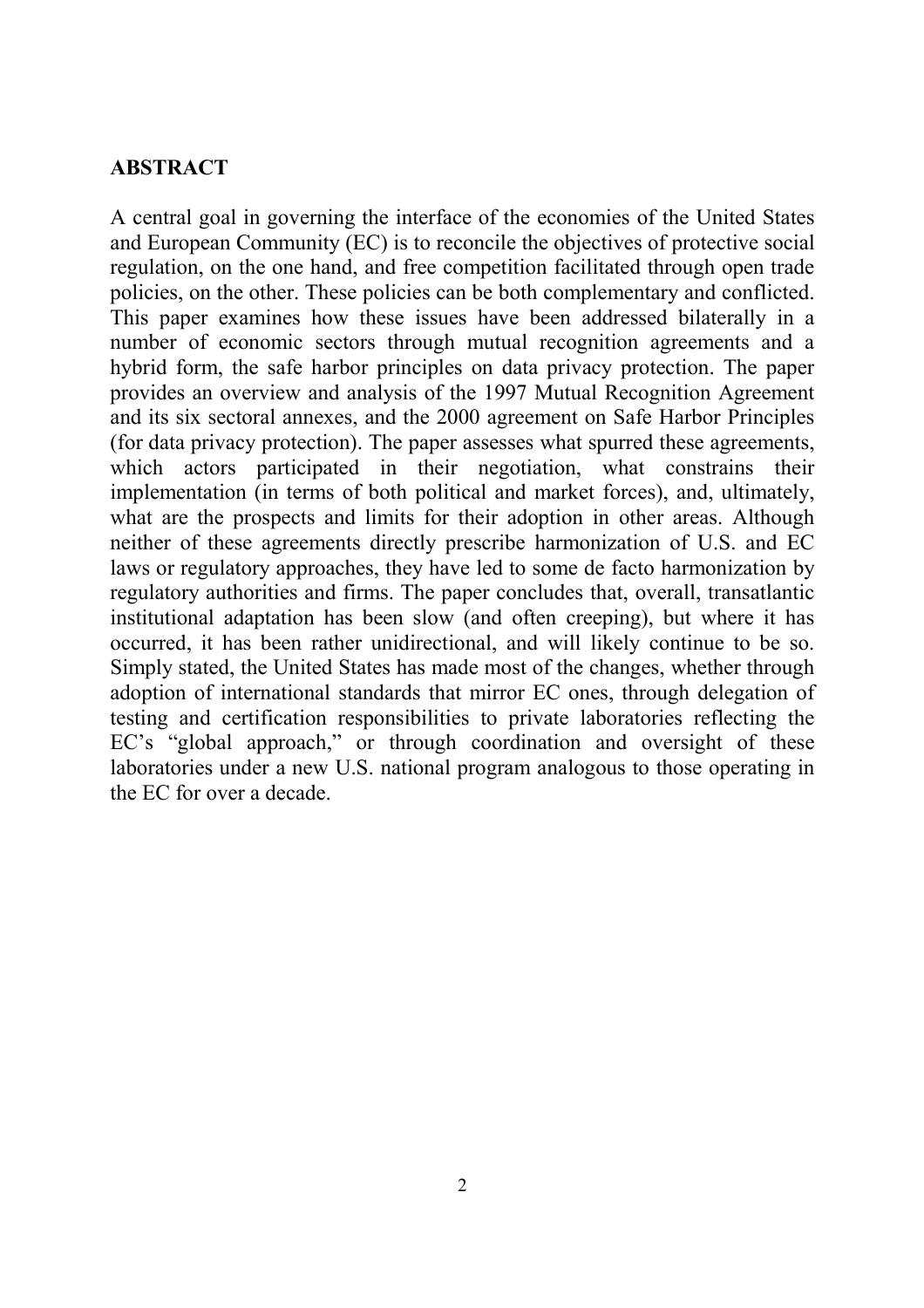## ABSTRACT

A central goal in governing the interface of the economies of the United States and European Community (EC) is to reconcile the objectives of protective social regulation, on the one hand, and free competition facilitated through open trade policies, on the other. These policies can be both complementary and conflicted. This paper examines how these issues have been addressed bilaterally in a number of economic sectors through mutual recognition agreements and a hybrid form, the safe harbor principles on data privacy protection. The paper provides an overview and analysis of the 1997 Mutual Recognition Agreement and its six sectoral annexes, and the 2000 agreement on Safe Harbor Principles (for data privacy protection). The paper assesses what spurred these agreements, which actors participated in their negotiation, what constrains their implementation (in terms of both political and market forces), and, ultimately, what are the prospects and limits for their adoption in other areas. Although neither of these agreements directly prescribe harmonization of U.S. and EC laws or regulatory approaches, they have led to some de facto harmonization by regulatory authorities and firms. The paper concludes that, overall, transatlantic institutional adaptation has been slow (and often creeping), but where it has occurred, it has been rather unidirectional, and will likely continue to be so. Simply stated, the United States has made most of the changes, whether through adoption of international standards that mirror EC ones, through delegation of testing and certification responsibilities to private laboratories reflecting the EC's "global approach," or through coordination and oversight of these laboratories under a new U.S. national program analogous to those operating in the EC for over a decade.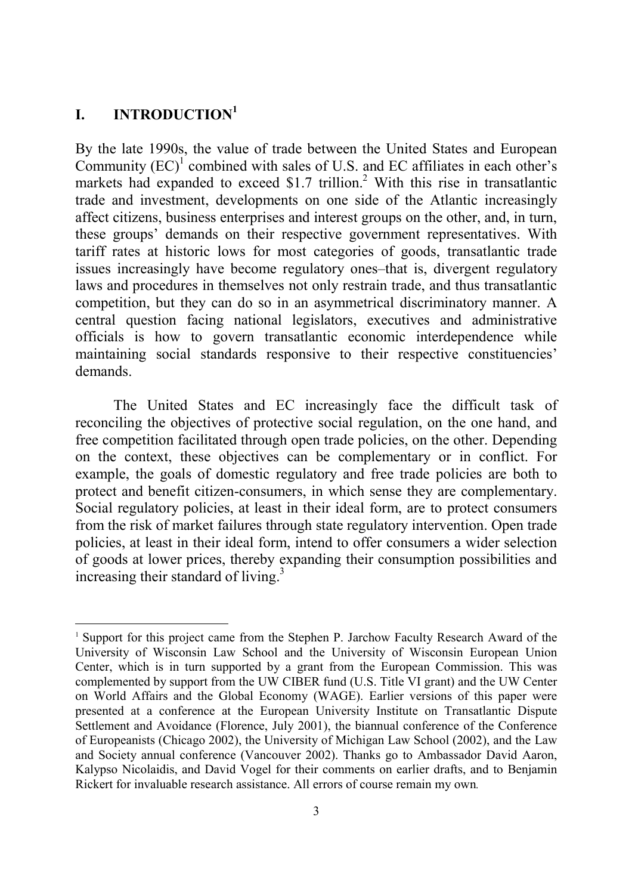# I. INTRODUCTION[1]

By the late 1990s, the value of trade between the United States and European Community (EC)[1] combined with sales of U.S. and EC affiliates in each other's markets had expanded to exceed $1.7 trillion.[2] With this rise in transatlantic trade and investment, developments on one side of the Atlantic increasingly affect citizens, business enterprises and interest groups on the other, and, in turn, these groups' demands on their respective government representatives. With tariff rates at historic lows for most categories of goods, transatlantic trade issues increasingly have become regulatory ones–that is, divergent regulatory laws and procedures in themselves not only restrain trade, and thus transatlantic competition, but they can do so in an asymmetrical discriminatory manner. A central question facing national legislators, executives and administrative officials is how to govern transatlantic economic interdependence while maintaining social standards responsive to their respective constituencies' demands.

The United States and EC increasingly face the difficult task of reconciling the objectives of protective social regulation, on the one hand, and free competition facilitated through open trade policies, on the other. Depending on the context, these objectives can be complementary or in conflict. For example, the goals of domestic regulatory and free trade policies are both to protect and benefit citizen-consumers, in which sense they are complementary. Social regulatory policies, at least in their ideal form, are to protect consumers from the risk of market failures through state regulatory intervention. Open trade policies, at least in their ideal form, intend to offer consumers a wider selection of goods at lower prices, thereby expanding their consumption possibilities and increasing their standard of living.[3]

---

[1] Support for this project came from the Stephen P. Jarchow Faculty Research Award of the University of Wisconsin Law School and the University of Wisconsin European Union Center, which is in turn supported by a grant from the European Commission. This was complemented by support from the UW CIBER fund (U.S. Title VI grant) and the UW Center on World Affairs and the Global Economy (WAGE). Earlier versions of this paper were presented at a conference at the European University Institute on Transatlantic Dispute Settlement and Avoidance (Florence, July 2001), the biannual conference of the Conference of Europeanists (Chicago 2002), the University of Michigan Law School (2002), and the Law and Society annual conference (Vancouver 2002). Thanks go to Ambassador David Aaron, Kalypso Nicolaidis, and David Vogel for their comments on earlier drafts, and to Benjamin Rickert for invaluable research assistance. All errors of course remain my own.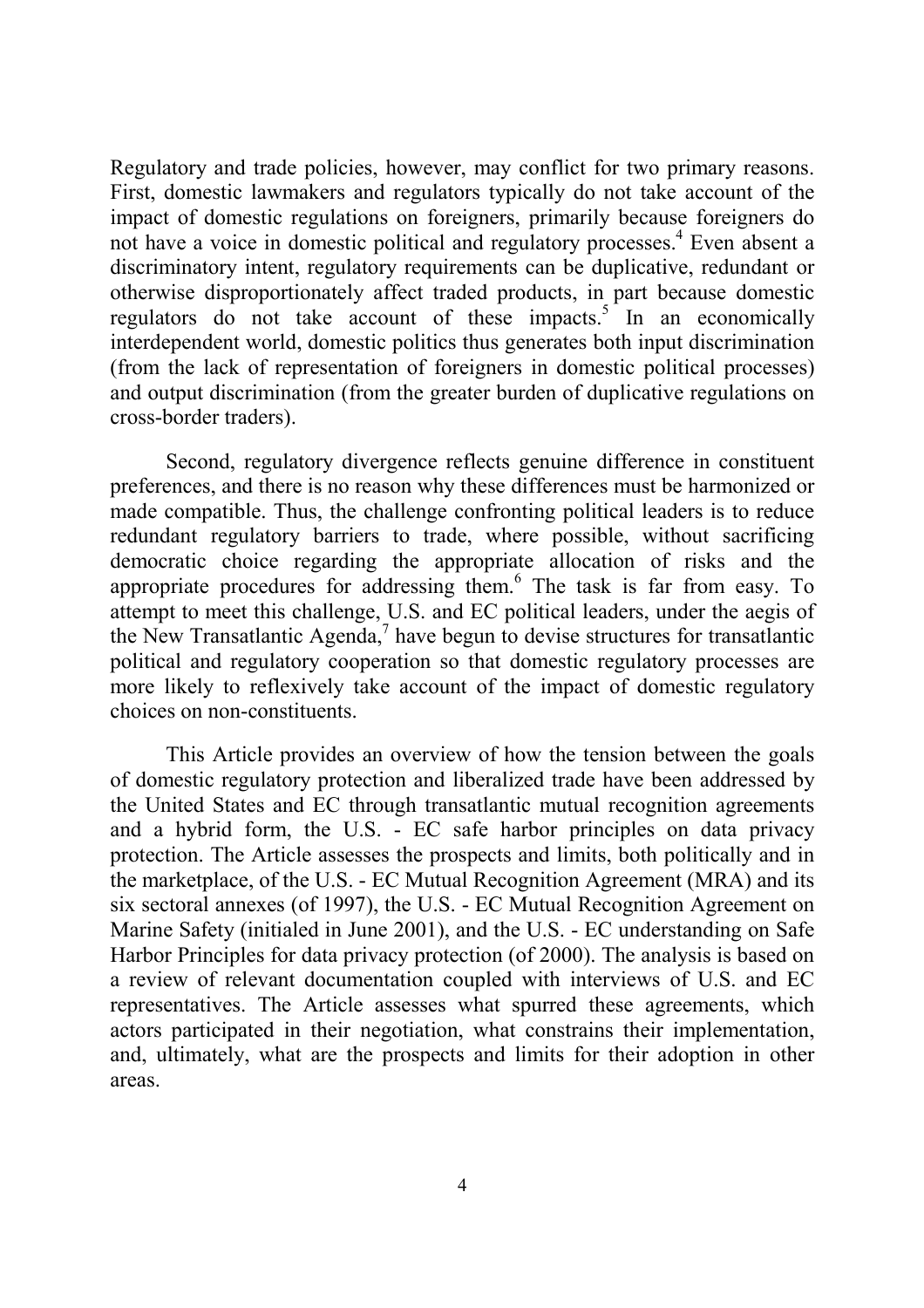Regulatory and trade policies, however, may conflict for two primary reasons. First, domestic lawmakers and regulators typically do not take account of the impact of domestic regulations on foreigners, primarily because foreigners do not have a voice in domestic political and regulatory processes.[4] Even absent a discriminatory intent, regulatory requirements can be duplicative, redundant or otherwise disproportionately affect traded products, in part because domestic regulators do not take account of these impacts.[5] In an economically interdependent world, domestic politics thus generates both input discrimination (from the lack of representation of foreigners in domestic political processes) and output discrimination (from the greater burden of duplicative regulations on cross-border traders).

Second, regulatory divergence reflects genuine difference in constituent preferences, and there is no reason why these differences must be harmonized or made compatible. Thus, the challenge confronting political leaders is to reduce redundant regulatory barriers to trade, where possible, without sacrificing democratic choice regarding the appropriate allocation of risks and the appropriate procedures for addressing them.[6] The task is far from easy. To attempt to meet this challenge, U.S. and EC political leaders, under the aegis of the New Transatlantic Agenda,[7] have begun to devise structures for transatlantic political and regulatory cooperation so that domestic regulatory processes are more likely to reflexively take account of the impact of domestic regulatory choices on non-constituents.

This Article provides an overview of how the tension between the goals of domestic regulatory protection and liberalized trade have been addressed by the United States and EC through transatlantic mutual recognition agreements and a hybrid form, the U.S. - EC safe harbor principles on data privacy protection. The Article assesses the prospects and limits, both politically and in the marketplace, of the U.S. - EC Mutual Recognition Agreement (MRA) and its six sectoral annexes (of 1997), the U.S. - EC Mutual Recognition Agreement on Marine Safety (initialed in June 2001), and the U.S. - EC understanding on Safe Harbor Principles for data privacy protection (of 2000). The analysis is based on a review of relevant documentation coupled with interviews of U.S. and EC representatives. The Article assesses what spurred these agreements, which actors participated in their negotiation, what constrains their implementation, and, ultimately, what are the prospects and limits for their adoption in other areas.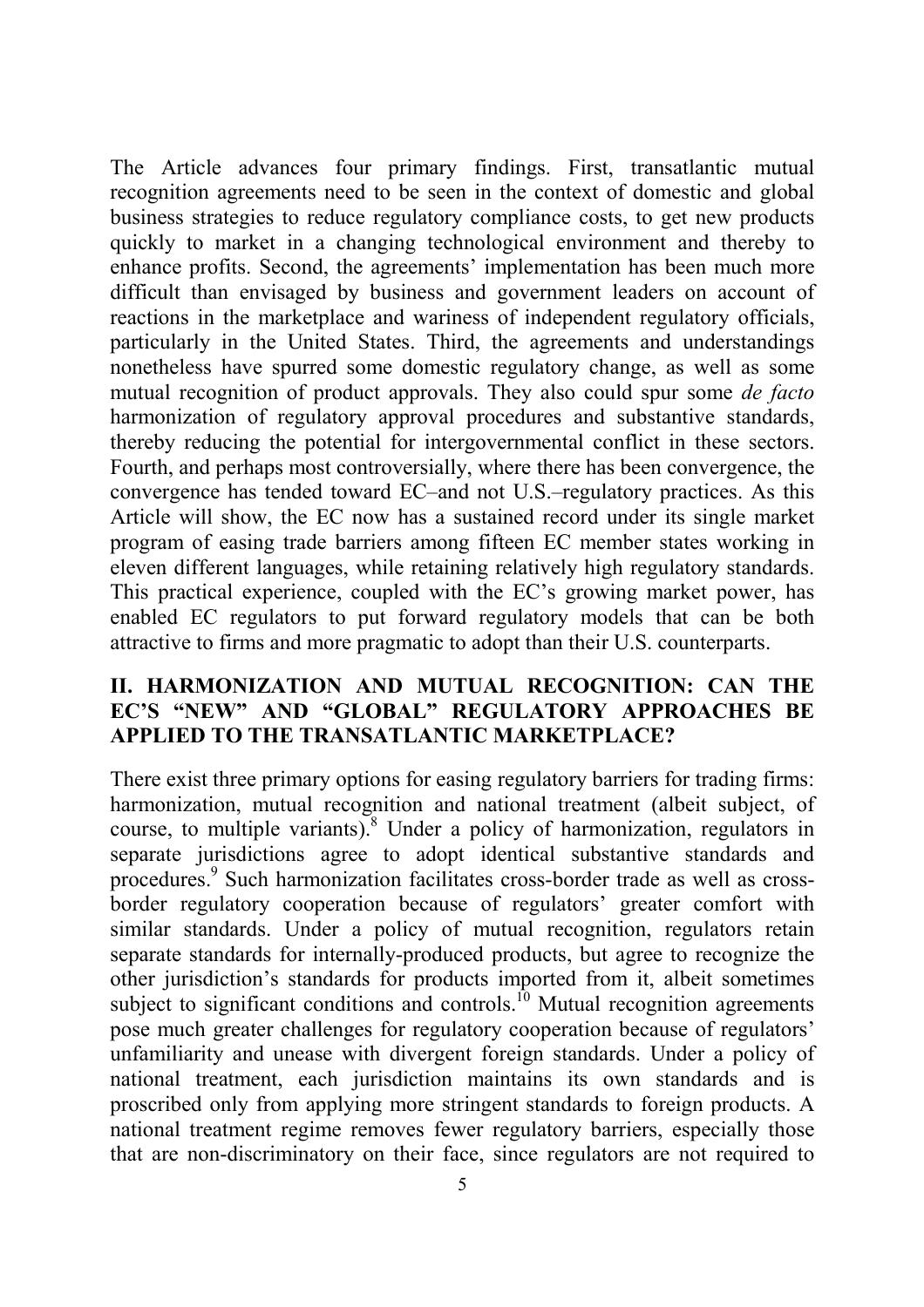The Article advances four primary findings. First, transatlantic mutual recognition agreements need to be seen in the context of domestic and global business strategies to reduce regulatory compliance costs, to get new products quickly to market in a changing technological environment and thereby to enhance profits. Second, the agreements' implementation has been much more difficult than envisaged by business and government leaders on account of reactions in the marketplace and wariness of independent regulatory officials, particularly in the United States. Third, the agreements and understandings nonetheless have spurred some domestic regulatory change, as well as some mutual recognition of product approvals. They also could spur some *de facto* harmonization of regulatory approval procedures and substantive standards, thereby reducing the potential for intergovernmental conflict in these sectors. Fourth, and perhaps most controversially, where there has been convergence, the convergence has tended toward EC–and not U.S.–regulatory practices. As this Article will show, the EC now has a sustained record under its single market program of easing trade barriers among fifteen EC member states working in eleven different languages, while retaining relatively high regulatory standards. This practical experience, coupled with the EC's growing market power, has enabled EC regulators to put forward regulatory models that can be both attractive to firms and more pragmatic to adopt than their U.S. counterparts.

## II. HARMONIZATION AND MUTUAL RECOGNITION: CAN THE EC'S "NEW" AND "GLOBAL" REGULATORY APPROACHES BE APPLIED TO THE TRANSATLANTIC MARKETPLACE?

There exist three primary options for easing regulatory barriers for trading firms: harmonization, mutual recognition and national treatment (albeit subject, of course, to multiple variants).[8] Under a policy of harmonization, regulators in separate jurisdictions agree to adopt identical substantive standards and procedures.[9] Such harmonization facilitates cross-border trade as well as cross-border regulatory cooperation because of regulators' greater comfort with similar standards. Under a policy of mutual recognition, regulators retain separate standards for internally-produced products, but agree to recognize the other jurisdiction's standards for products imported from it, albeit sometimes subject to significant conditions and controls.[10] Mutual recognition agreements pose much greater challenges for regulatory cooperation because of regulators' unfamiliarity and unease with divergent foreign standards. Under a policy of national treatment, each jurisdiction maintains its own standards and is proscribed only from applying more stringent standards to foreign products. A national treatment regime removes fewer regulatory barriers, especially those that are non-discriminatory on their face, since regulators are not required to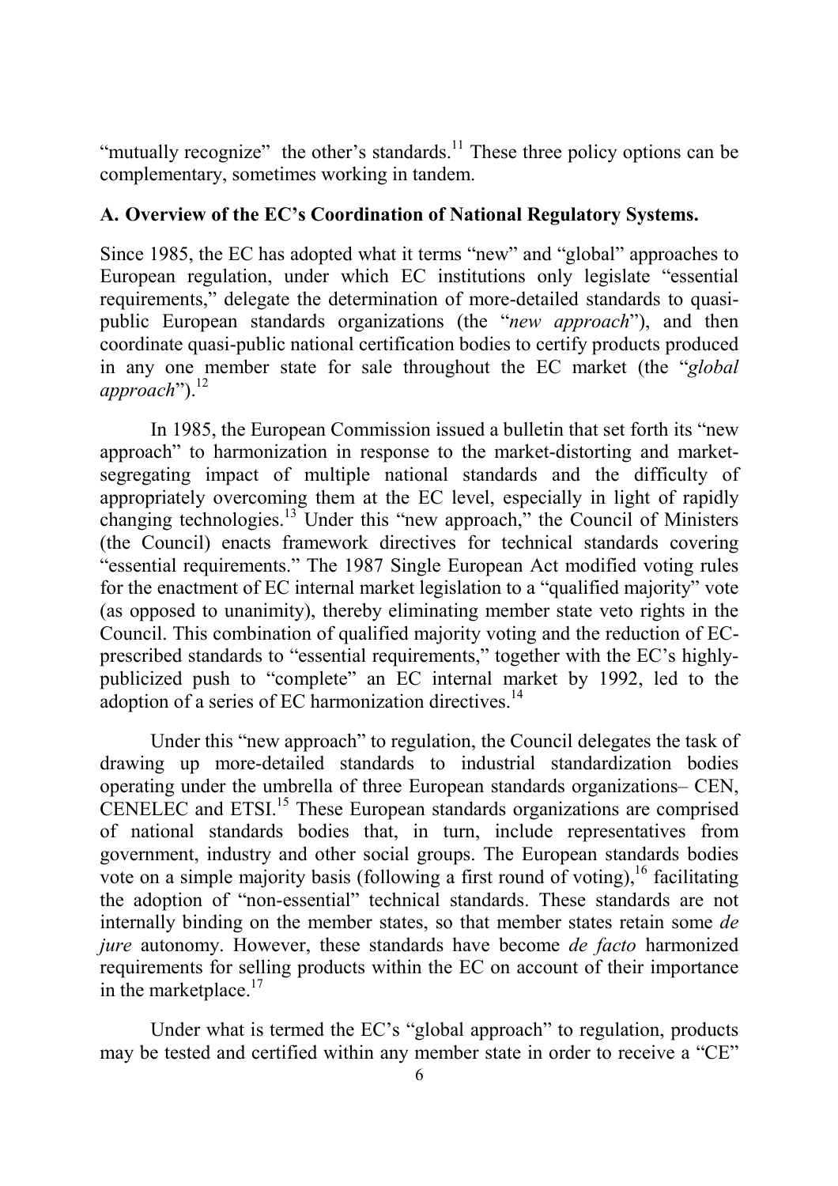"mutually recognize" the other's standards.[11] These three policy options can be complementary, sometimes working in tandem.

**A. Overview of the EC's Coordination of National Regulatory Systems.**

Since 1985, the EC has adopted what it terms "new" and "global" approaches to European regulation, under which EC institutions only legislate "essential requirements," delegate the determination of more-detailed standards to quasi-public European standards organizations (the "*new approach*"), and then coordinate quasi-public national certification bodies to certify products produced in any one member state for sale throughout the EC market (the "*global approach*").[12]

In 1985, the European Commission issued a bulletin that set forth its "new approach" to harmonization in response to the market-distorting and market-segregating impact of multiple national standards and the difficulty of appropriately overcoming them at the EC level, especially in light of rapidly changing technologies.[13] Under this "new approach," the Council of Ministers (the Council) enacts framework directives for technical standards covering "essential requirements." The 1987 Single European Act modified voting rules for the enactment of EC internal market legislation to a "qualified majority" vote (as opposed to unanimity), thereby eliminating member state veto rights in the Council. This combination of qualified majority voting and the reduction of EC-prescribed standards to "essential requirements," together with the EC's highly-publicized push to "complete" an EC internal market by 1992, led to the adoption of a series of EC harmonization directives.[14]

Under this "new approach" to regulation, the Council delegates the task of drawing up more-detailed standards to industrial standardization bodies operating under the umbrella of three European standards organizations– CEN, CENELEC and ETSI.[15] These European standards organizations are comprised of national standards bodies that, in turn, include representatives from government, industry and other social groups. The European standards bodies vote on a simple majority basis (following a first round of voting),[16] facilitating the adoption of "non-essential" technical standards. These standards are not internally binding on the member states, so that member states retain some *de jure* autonomy. However, these standards have become *de facto* harmonized requirements for selling products within the EC on account of their importance in the marketplace.[17]

Under what is termed the EC's "global approach" to regulation, products may be tested and certified within any member state in order to receive a "CE"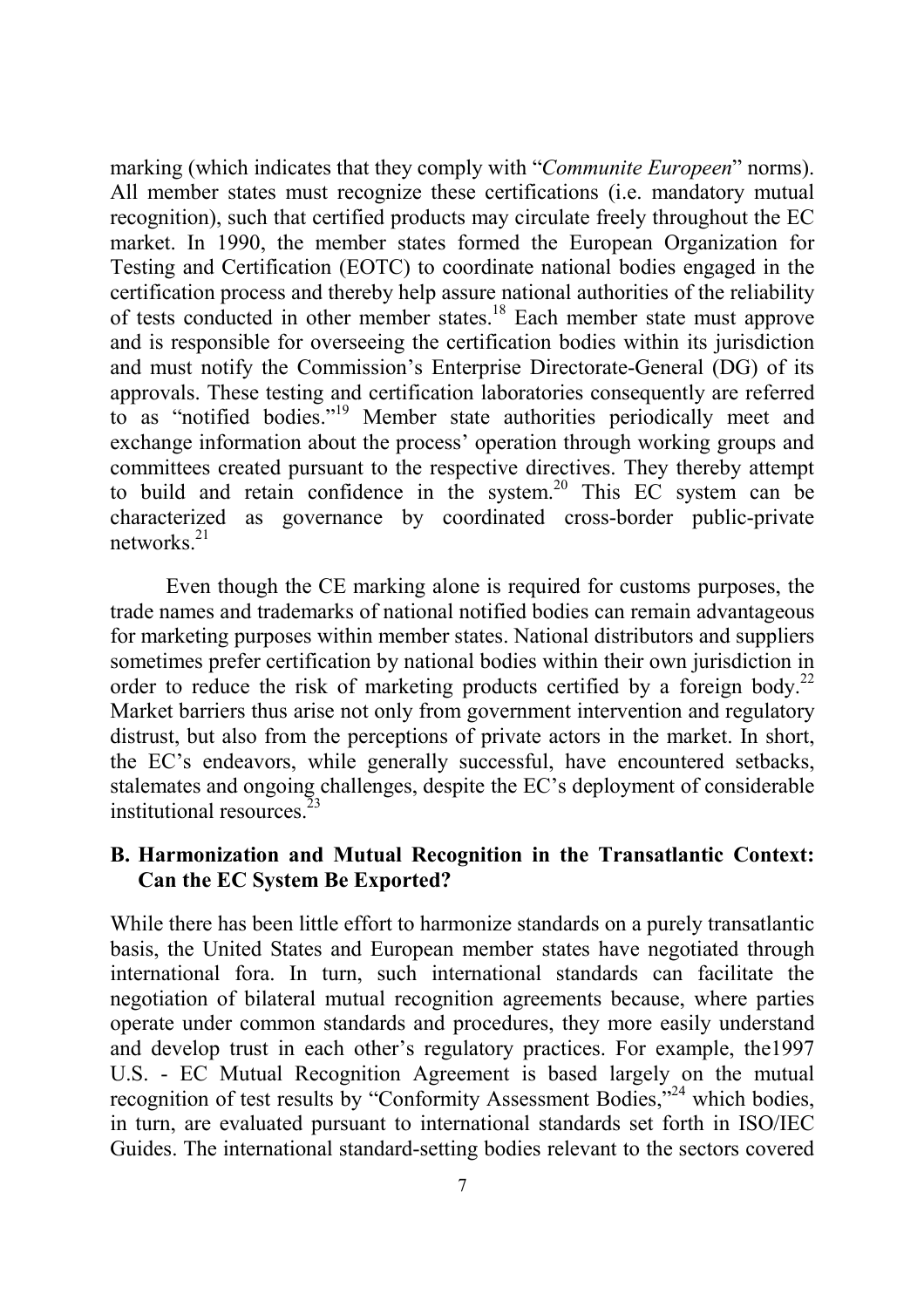marking (which indicates that they comply with "*Communite Europeen*" norms). All member states must recognize these certifications (i.e. mandatory mutual recognition), such that certified products may circulate freely throughout the EC market. In 1990, the member states formed the European Organization for Testing and Certification (EOTC) to coordinate national bodies engaged in the certification process and thereby help assure national authorities of the reliability of tests conducted in other member states.[18] Each member state must approve and is responsible for overseeing the certification bodies within its jurisdiction and must notify the Commission's Enterprise Directorate-General (DG) of its approvals. These testing and certification laboratories consequently are referred to as "notified bodies."[19] Member state authorities periodically meet and exchange information about the process' operation through working groups and committees created pursuant to the respective directives. They thereby attempt to build and retain confidence in the system.[20] This EC system can be characterized as governance by coordinated cross-border public-private networks.[21]

Even though the CE marking alone is required for customs purposes, the trade names and trademarks of national notified bodies can remain advantageous for marketing purposes within member states. National distributors and suppliers sometimes prefer certification by national bodies within their own jurisdiction in order to reduce the risk of marketing products certified by a foreign body.[22] Market barriers thus arise not only from government intervention and regulatory distrust, but also from the perceptions of private actors in the market. In short, the EC's endeavors, while generally successful, have encountered setbacks, stalemates and ongoing challenges, despite the EC's deployment of considerable institutional resources.[23]

### B. Harmonization and Mutual Recognition in the Transatlantic Context: Can the EC System Be Exported?

While there has been little effort to harmonize standards on a purely transatlantic basis, the United States and European member states have negotiated through international fora. In turn, such international standards can facilitate the negotiation of bilateral mutual recognition agreements because, where parties operate under common standards and procedures, they more easily understand and develop trust in each other's regulatory practices. For example, the1997 U.S. - EC Mutual Recognition Agreement is based largely on the mutual recognition of test results by "Conformity Assessment Bodies,"[24] which bodies, in turn, are evaluated pursuant to international standards set forth in ISO/IEC Guides. The international standard-setting bodies relevant to the sectors covered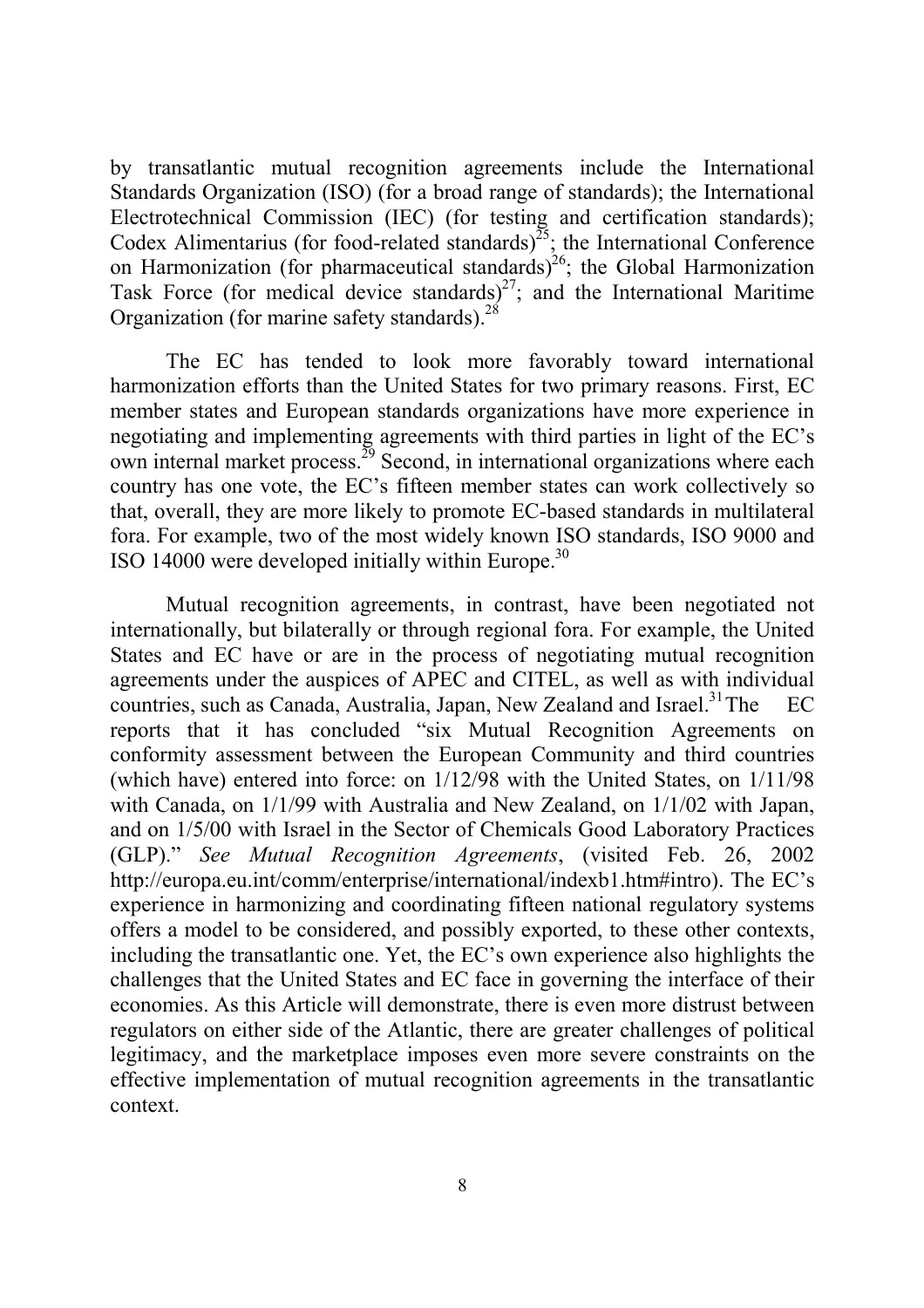by transatlantic mutual recognition agreements include the International Standards Organization (ISO) (for a broad range of standards); the International Electrotechnical Commission (IEC) (for testing and certification standards); Codex Alimentarius (for food-related standards)[25]; the International Conference on Harmonization (for pharmaceutical standards)[26]; the Global Harmonization Task Force (for medical device standards)[27]; and the International Maritime Organization (for marine safety standards).[28]

The EC has tended to look more favorably toward international harmonization efforts than the United States for two primary reasons. First, EC member states and European standards organizations have more experience in negotiating and implementing agreements with third parties in light of the EC's own internal market process.[29] Second, in international organizations where each country has one vote, the EC's fifteen member states can work collectively so that, overall, they are more likely to promote EC-based standards in multilateral fora. For example, two of the most widely known ISO standards, ISO 9000 and ISO 14000 were developed initially within Europe.[30]

Mutual recognition agreements, in contrast, have been negotiated not internationally, but bilaterally or through regional fora. For example, the United States and EC have or are in the process of negotiating mutual recognition agreements under the auspices of APEC and CITEL, as well as with individual countries, such as Canada, Australia, Japan, New Zealand and Israel.[31] The EC reports that it has concluded "six Mutual Recognition Agreements on conformity assessment between the European Community and third countries (which have) entered into force: on 1/12/98 with the United States, on 1/11/98 with Canada, on 1/1/99 with Australia and New Zealand, on 1/1/02 with Japan, and on 1/5/00 with Israel in the Sector of Chemicals Good Laboratory Practices (GLP)." *See Mutual Recognition Agreements*, (visited Feb. 26, 2002 http://europa.eu.int/comm/enterprise/international/indexb1.htm#intro). The EC's experience in harmonizing and coordinating fifteen national regulatory systems offers a model to be considered, and possibly exported, to these other contexts, including the transatlantic one. Yet, the EC's own experience also highlights the challenges that the United States and EC face in governing the interface of their economies. As this Article will demonstrate, there is even more distrust between regulators on either side of the Atlantic, there are greater challenges of political legitimacy, and the marketplace imposes even more severe constraints on the effective implementation of mutual recognition agreements in the transatlantic context.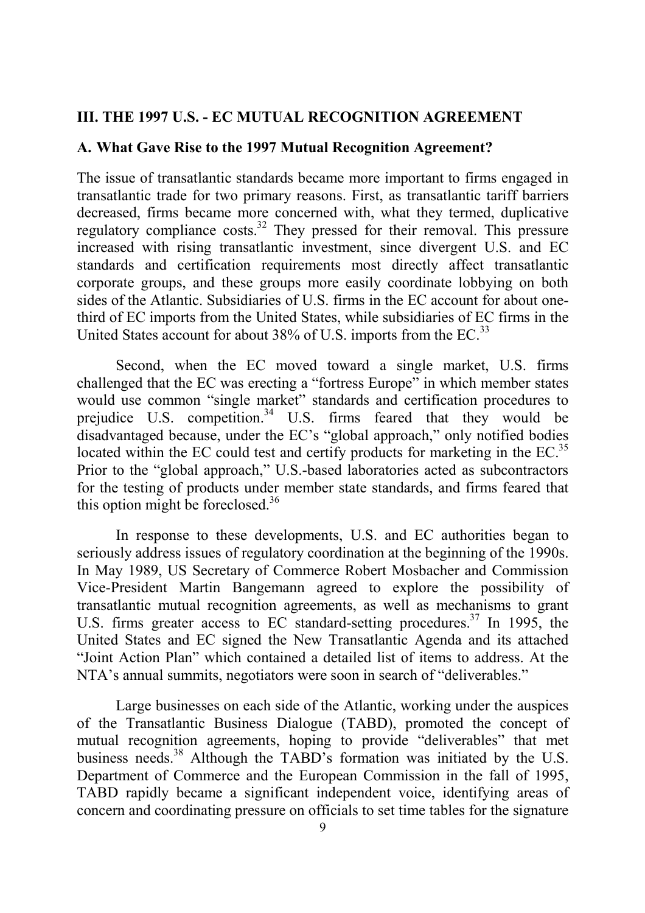## III. THE 1997 U.S. - EC MUTUAL RECOGNITION AGREEMENT

### A. What Gave Rise to the 1997 Mutual Recognition Agreement?

The issue of transatlantic standards became more important to firms engaged in transatlantic trade for two primary reasons. First, as transatlantic tariff barriers decreased, firms became more concerned with, what they termed, duplicative regulatory compliance costs.[32] They pressed for their removal. This pressure increased with rising transatlantic investment, since divergent U.S. and EC standards and certification requirements most directly affect transatlantic corporate groups, and these groups more easily coordinate lobbying on both sides of the Atlantic. Subsidiaries of U.S. firms in the EC account for about one-third of EC imports from the United States, while subsidiaries of EC firms in the United States account for about 38% of U.S. imports from the EC.[33]

Second, when the EC moved toward a single market, U.S. firms challenged that the EC was erecting a "fortress Europe" in which member states would use common "single market" standards and certification procedures to prejudice U.S. competition.[34] U.S. firms feared that they would be disadvantaged because, under the EC's "global approach," only notified bodies located within the EC could test and certify products for marketing in the EC.[35] Prior to the "global approach," U.S.-based laboratories acted as subcontractors for the testing of products under member state standards, and firms feared that this option might be foreclosed.[36]

In response to these developments, U.S. and EC authorities began to seriously address issues of regulatory coordination at the beginning of the 1990s. In May 1989, US Secretary of Commerce Robert Mosbacher and Commission Vice-President Martin Bangemann agreed to explore the possibility of transatlantic mutual recognition agreements, as well as mechanisms to grant U.S. firms greater access to EC standard-setting procedures.[37] In 1995, the United States and EC signed the New Transatlantic Agenda and its attached "Joint Action Plan" which contained a detailed list of items to address. At the NTA's annual summits, negotiators were soon in search of "deliverables."

Large businesses on each side of the Atlantic, working under the auspices of the Transatlantic Business Dialogue (TABD), promoted the concept of mutual recognition agreements, hoping to provide "deliverables" that met business needs.[38] Although the TABD's formation was initiated by the U.S. Department of Commerce and the European Commission in the fall of 1995, TABD rapidly became a significant independent voice, identifying areas of concern and coordinating pressure on officials to set time tables for the signature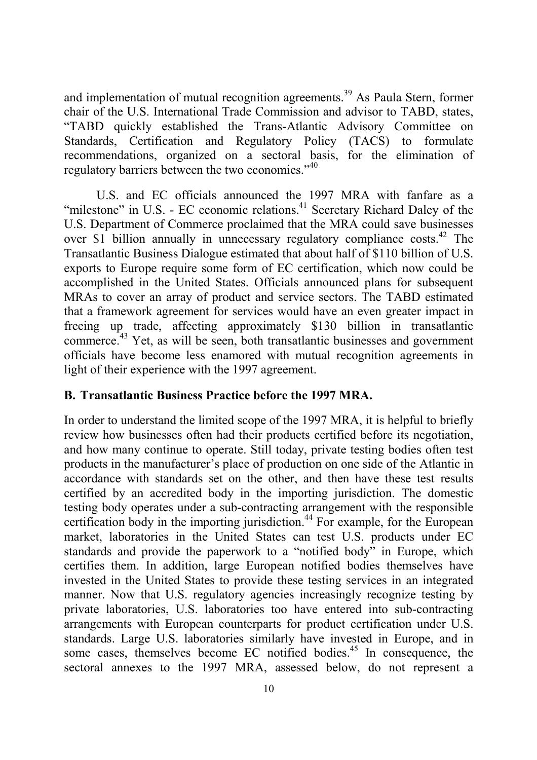and implementation of mutual recognition agreements.[39] As Paula Stern, former chair of the U.S. International Trade Commission and advisor to TABD, states, "TABD quickly established the Trans-Atlantic Advisory Committee on Standards, Certification and Regulatory Policy (TACS) to formulate recommendations, organized on a sectoral basis, for the elimination of regulatory barriers between the two economies."[40]

U.S. and EC officials announced the 1997 MRA with fanfare as a "milestone" in U.S. - EC economic relations.[41] Secretary Richard Daley of the U.S. Department of Commerce proclaimed that the MRA could save businesses over $1 billion annually in unnecessary regulatory compliance costs.[42] The Transatlantic Business Dialogue estimated that about half of $110 billion of U.S. exports to Europe require some form of EC certification, which now could be accomplished in the United States. Officials announced plans for subsequent MRAs to cover an array of product and service sectors. The TABD estimated that a framework agreement for services would have an even greater impact in freeing up trade, affecting approximately $130 billion in transatlantic commerce.[43] Yet, as will be seen, both transatlantic businesses and government officials have become less enamored with mutual recognition agreements in light of their experience with the 1997 agreement.

**B. Transatlantic Business Practice before the 1997 MRA.**

In order to understand the limited scope of the 1997 MRA, it is helpful to briefly review how businesses often had their products certified before its negotiation, and how many continue to operate. Still today, private testing bodies often test products in the manufacturer's place of production on one side of the Atlantic in accordance with standards set on the other, and then have these test results certified by an accredited body in the importing jurisdiction. The domestic testing body operates under a sub-contracting arrangement with the responsible certification body in the importing jurisdiction.[44] For example, for the European market, laboratories in the United States can test U.S. products under EC standards and provide the paperwork to a "notified body" in Europe, which certifies them. In addition, large European notified bodies themselves have invested in the United States to provide these testing services in an integrated manner. Now that U.S. regulatory agencies increasingly recognize testing by private laboratories, U.S. laboratories too have entered into sub-contracting arrangements with European counterparts for product certification under U.S. standards. Large U.S. laboratories similarly have invested in Europe, and in some cases, themselves become EC notified bodies.[45] In consequence, the sectoral annexes to the 1997 MRA, assessed below, do not represent a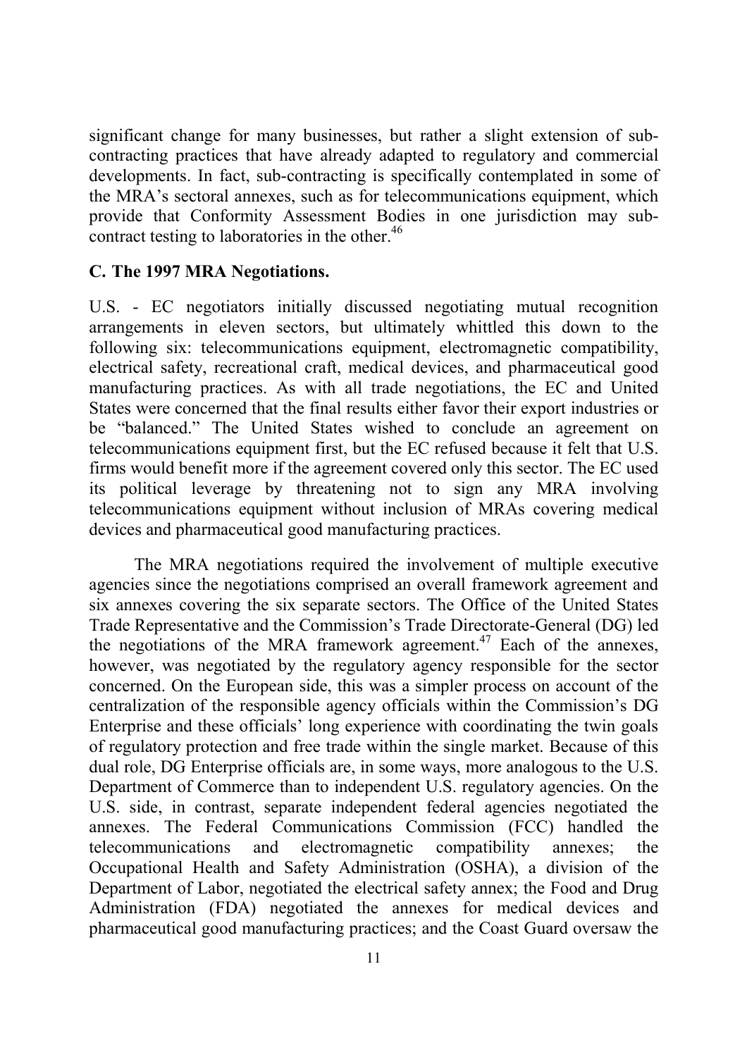significant change for many businesses, but rather a slight extension of sub-contracting practices that have already adapted to regulatory and commercial developments. In fact, sub-contracting is specifically contemplated in some of the MRA's sectoral annexes, such as for telecommunications equipment, which provide that Conformity Assessment Bodies in one jurisdiction may sub-contract testing to laboratories in the other.[46]

### C. The 1997 MRA Negotiations.

U.S. - EC negotiators initially discussed negotiating mutual recognition arrangements in eleven sectors, but ultimately whittled this down to the following six: telecommunications equipment, electromagnetic compatibility, electrical safety, recreational craft, medical devices, and pharmaceutical good manufacturing practices. As with all trade negotiations, the EC and United States were concerned that the final results either favor their export industries or be "balanced." The United States wished to conclude an agreement on telecommunications equipment first, but the EC refused because it felt that U.S. firms would benefit more if the agreement covered only this sector. The EC used its political leverage by threatening not to sign any MRA involving telecommunications equipment without inclusion of MRAs covering medical devices and pharmaceutical good manufacturing practices.

The MRA negotiations required the involvement of multiple executive agencies since the negotiations comprised an overall framework agreement and six annexes covering the six separate sectors. The Office of the United States Trade Representative and the Commission's Trade Directorate-General (DG) led the negotiations of the MRA framework agreement.[47] Each of the annexes, however, was negotiated by the regulatory agency responsible for the sector concerned. On the European side, this was a simpler process on account of the centralization of the responsible agency officials within the Commission's DG Enterprise and these officials' long experience with coordinating the twin goals of regulatory protection and free trade within the single market. Because of this dual role, DG Enterprise officials are, in some ways, more analogous to the U.S. Department of Commerce than to independent U.S. regulatory agencies. On the U.S. side, in contrast, separate independent federal agencies negotiated the annexes. The Federal Communications Commission (FCC) handled the telecommunications and electromagnetic compatibility annexes; the Occupational Health and Safety Administration (OSHA), a division of the Department of Labor, negotiated the electrical safety annex; the Food and Drug Administration (FDA) negotiated the annexes for medical devices and pharmaceutical good manufacturing practices; and the Coast Guard oversaw the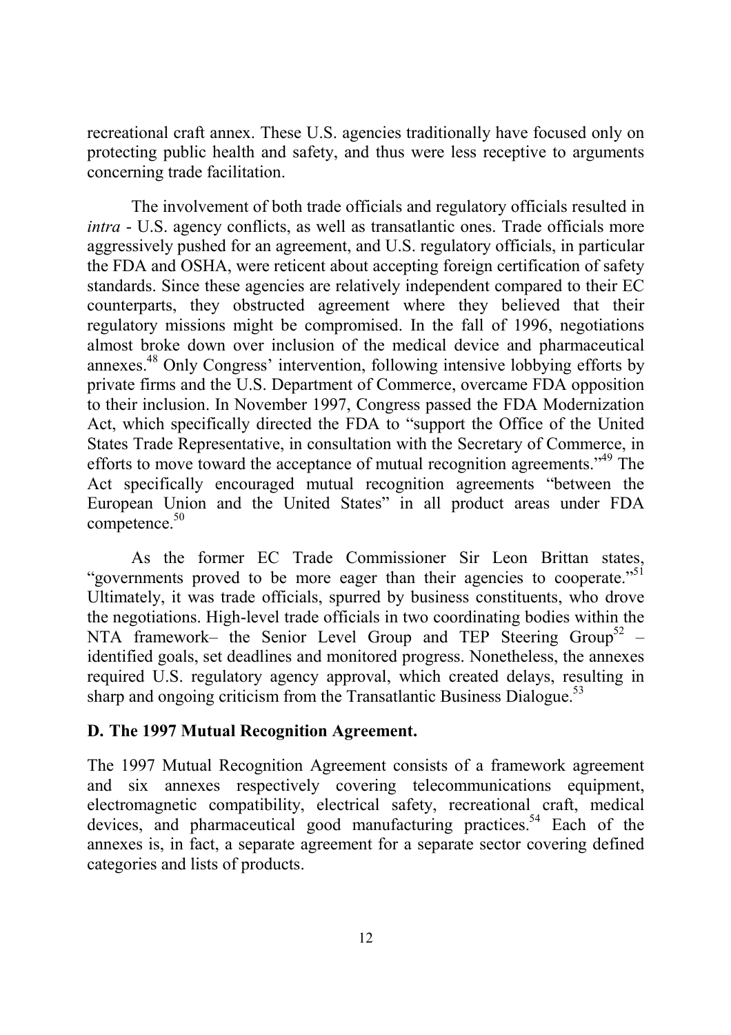recreational craft annex. These U.S. agencies traditionally have focused only on protecting public health and safety, and thus were less receptive to arguments concerning trade facilitation.

The involvement of both trade officials and regulatory officials resulted in *intra* - U.S. agency conflicts, as well as transatlantic ones. Trade officials more aggressively pushed for an agreement, and U.S. regulatory officials, in particular the FDA and OSHA, were reticent about accepting foreign certification of safety standards. Since these agencies are relatively independent compared to their EC counterparts, they obstructed agreement where they believed that their regulatory missions might be compromised. In the fall of 1996, negotiations almost broke down over inclusion of the medical device and pharmaceutical annexes.[48] Only Congress' intervention, following intensive lobbying efforts by private firms and the U.S. Department of Commerce, overcame FDA opposition to their inclusion. In November 1997, Congress passed the FDA Modernization Act, which specifically directed the FDA to "support the Office of the United States Trade Representative, in consultation with the Secretary of Commerce, in efforts to move toward the acceptance of mutual recognition agreements."[49] The Act specifically encouraged mutual recognition agreements "between the European Union and the United States" in all product areas under FDA competence.[50]

As the former EC Trade Commissioner Sir Leon Brittan states, "governments proved to be more eager than their agencies to cooperate."[51] Ultimately, it was trade officials, spurred by business constituents, who drove the negotiations. High-level trade officials in two coordinating bodies within the NTA framework– the Senior Level Group and TEP Steering Group[52] – identified goals, set deadlines and monitored progress. Nonetheless, the annexes required U.S. regulatory agency approval, which created delays, resulting in sharp and ongoing criticism from the Transatlantic Business Dialogue.[53]

**D. The 1997 Mutual Recognition Agreement.**

The 1997 Mutual Recognition Agreement consists of a framework agreement and six annexes respectively covering telecommunications equipment, electromagnetic compatibility, electrical safety, recreational craft, medical devices, and pharmaceutical good manufacturing practices.[54] Each of the annexes is, in fact, a separate agreement for a separate sector covering defined categories and lists of products.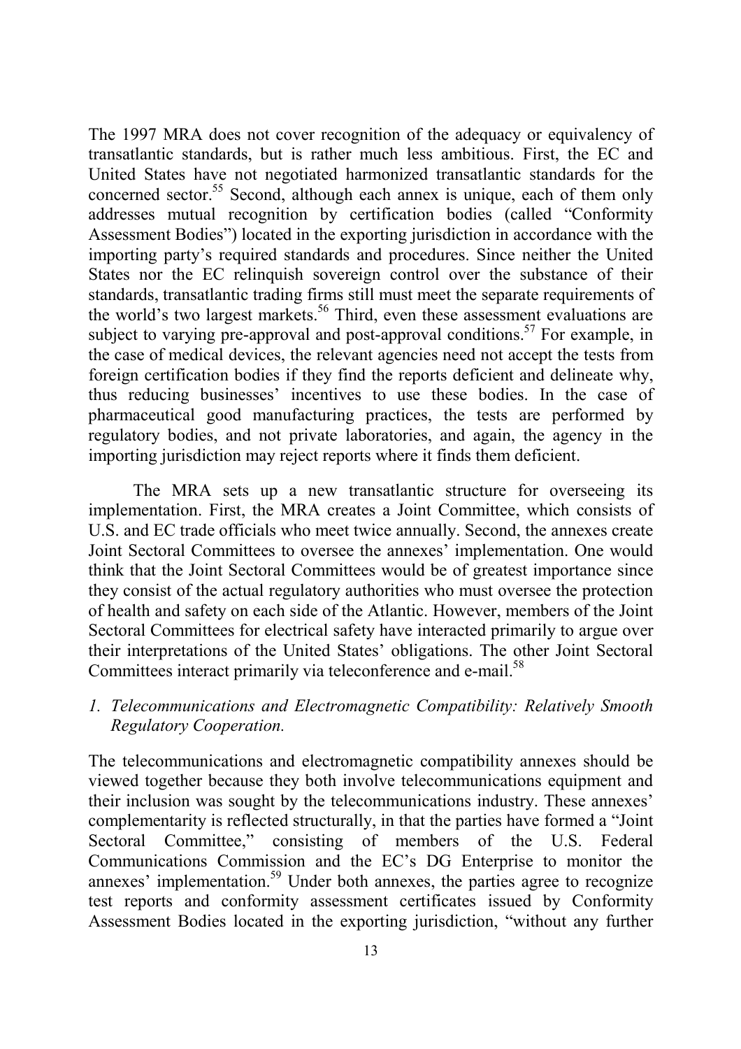The 1997 MRA does not cover recognition of the adequacy or equivalency of transatlantic standards, but is rather much less ambitious. First, the EC and United States have not negotiated harmonized transatlantic standards for the concerned sector.[55] Second, although each annex is unique, each of them only addresses mutual recognition by certification bodies (called "Conformity Assessment Bodies") located in the exporting jurisdiction in accordance with the importing party's required standards and procedures. Since neither the United States nor the EC relinquish sovereign control over the substance of their standards, transatlantic trading firms still must meet the separate requirements of the world's two largest markets.[56] Third, even these assessment evaluations are subject to varying pre-approval and post-approval conditions.[57] For example, in the case of medical devices, the relevant agencies need not accept the tests from foreign certification bodies if they find the reports deficient and delineate why, thus reducing businesses' incentives to use these bodies. In the case of pharmaceutical good manufacturing practices, the tests are performed by regulatory bodies, and not private laboratories, and again, the agency in the importing jurisdiction may reject reports where it finds them deficient.

The MRA sets up a new transatlantic structure for overseeing its implementation. First, the MRA creates a Joint Committee, which consists of U.S. and EC trade officials who meet twice annually. Second, the annexes create Joint Sectoral Committees to oversee the annexes' implementation. One would think that the Joint Sectoral Committees would be of greatest importance since they consist of the actual regulatory authorities who must oversee the protection of health and safety on each side of the Atlantic. However, members of the Joint Sectoral Committees for electrical safety have interacted primarily to argue over their interpretations of the United States' obligations. The other Joint Sectoral Committees interact primarily via teleconference and e-mail.[58]

### *1. Telecommunications and Electromagnetic Compatibility: Relatively Smooth Regulatory Cooperation.*

The telecommunications and electromagnetic compatibility annexes should be viewed together because they both involve telecommunications equipment and their inclusion was sought by the telecommunications industry. These annexes' complementarity is reflected structurally, in that the parties have formed a "Joint Sectoral Committee," consisting of members of the U.S. Federal Communications Commission and the EC's DG Enterprise to monitor the annexes' implementation.[59] Under both annexes, the parties agree to recognize test reports and conformity assessment certificates issued by Conformity Assessment Bodies located in the exporting jurisdiction, "without any further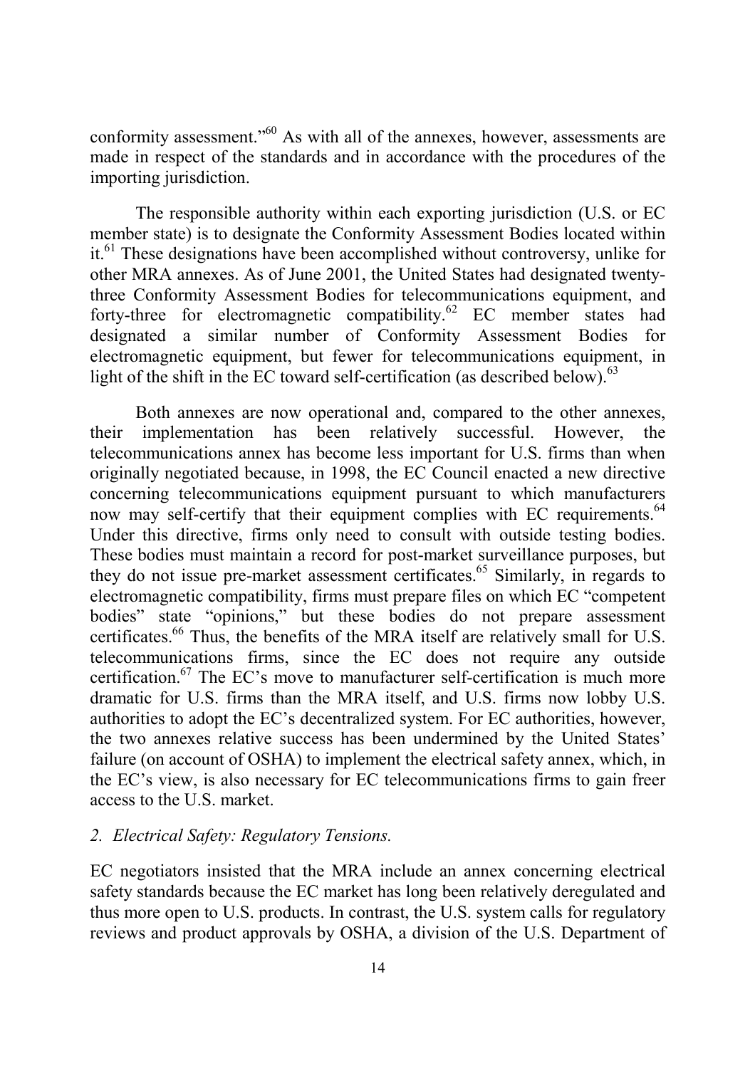conformity assessment."[60] As with all of the annexes, however, assessments are made in respect of the standards and in accordance with the procedures of the importing jurisdiction.

The responsible authority within each exporting jurisdiction (U.S. or EC member state) is to designate the Conformity Assessment Bodies located within it.[61] These designations have been accomplished without controversy, unlike for other MRA annexes. As of June 2001, the United States had designated twenty-three Conformity Assessment Bodies for telecommunications equipment, and forty-three for electromagnetic compatibility.[62] EC member states had designated a similar number of Conformity Assessment Bodies for electromagnetic equipment, but fewer for telecommunications equipment, in light of the shift in the EC toward self-certification (as described below).[63]

Both annexes are now operational and, compared to the other annexes, their implementation has been relatively successful. However, the telecommunications annex has become less important for U.S. firms than when originally negotiated because, in 1998, the EC Council enacted a new directive concerning telecommunications equipment pursuant to which manufacturers now may self-certify that their equipment complies with EC requirements.[64] Under this directive, firms only need to consult with outside testing bodies. These bodies must maintain a record for post-market surveillance purposes, but they do not issue pre-market assessment certificates.[65] Similarly, in regards to electromagnetic compatibility, firms must prepare files on which EC "competent bodies" state "opinions," but these bodies do not prepare assessment certificates.[66] Thus, the benefits of the MRA itself are relatively small for U.S. telecommunications firms, since the EC does not require any outside certification.[67] The EC's move to manufacturer self-certification is much more dramatic for U.S. firms than the MRA itself, and U.S. firms now lobby U.S. authorities to adopt the EC's decentralized system. For EC authorities, however, the two annexes relative success has been undermined by the United States' failure (on account of OSHA) to implement the electrical safety annex, which, in the EC's view, is also necessary for EC telecommunications firms to gain freer access to the U.S. market.

### *2. Electrical Safety: Regulatory Tensions.*

EC negotiators insisted that the MRA include an annex concerning electrical safety standards because the EC market has long been relatively deregulated and thus more open to U.S. products. In contrast, the U.S. system calls for regulatory reviews and product approvals by OSHA, a division of the U.S. Department of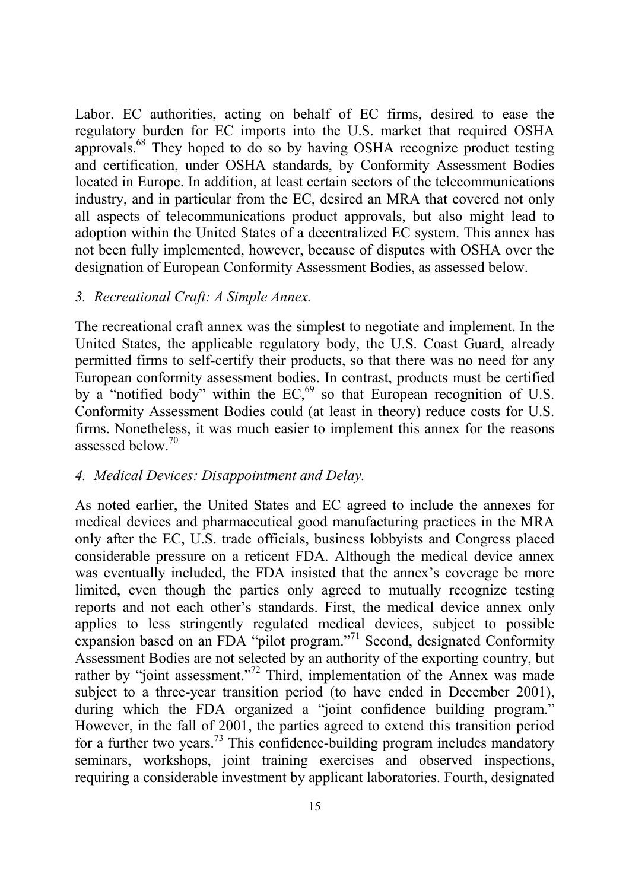Labor. EC authorities, acting on behalf of EC firms, desired to ease the regulatory burden for EC imports into the U.S. market that required OSHA approvals.[68] They hoped to do so by having OSHA recognize product testing and certification, under OSHA standards, by Conformity Assessment Bodies located in Europe. In addition, at least certain sectors of the telecommunications industry, and in particular from the EC, desired an MRA that covered not only all aspects of telecommunications product approvals, but also might lead to adoption within the United States of a decentralized EC system. This annex has not been fully implemented, however, because of disputes with OSHA over the designation of European Conformity Assessment Bodies, as assessed below.

### *3. Recreational Craft: A Simple Annex.*

The recreational craft annex was the simplest to negotiate and implement. In the United States, the applicable regulatory body, the U.S. Coast Guard, already permitted firms to self-certify their products, so that there was no need for any European conformity assessment bodies. In contrast, products must be certified by a "notified body" within the EC,[69] so that European recognition of U.S. Conformity Assessment Bodies could (at least in theory) reduce costs for U.S. firms. Nonetheless, it was much easier to implement this annex for the reasons assessed below.[70]

### *4. Medical Devices: Disappointment and Delay.*

As noted earlier, the United States and EC agreed to include the annexes for medical devices and pharmaceutical good manufacturing practices in the MRA only after the EC, U.S. trade officials, business lobbyists and Congress placed considerable pressure on a reticent FDA. Although the medical device annex was eventually included, the FDA insisted that the annex's coverage be more limited, even though the parties only agreed to mutually recognize testing reports and not each other's standards. First, the medical device annex only applies to less stringently regulated medical devices, subject to possible expansion based on an FDA "pilot program."[71] Second, designated Conformity Assessment Bodies are not selected by an authority of the exporting country, but rather by "joint assessment."[72] Third, implementation of the Annex was made subject to a three-year transition period (to have ended in December 2001), during which the FDA organized a "joint confidence building program." However, in the fall of 2001, the parties agreed to extend this transition period for a further two years.[73] This confidence-building program includes mandatory seminars, workshops, joint training exercises and observed inspections, requiring a considerable investment by applicant laboratories. Fourth, designated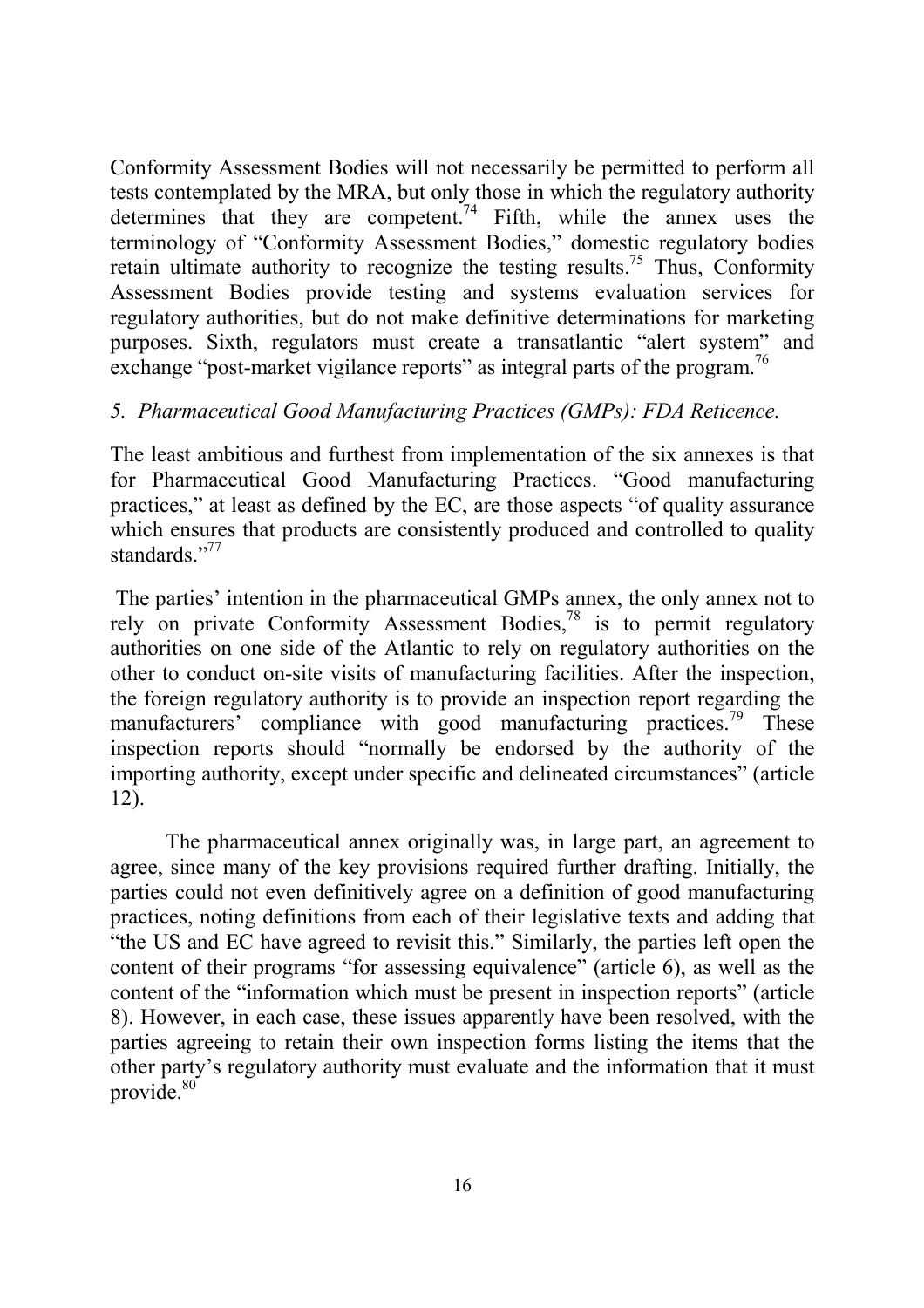Conformity Assessment Bodies will not necessarily be permitted to perform all tests contemplated by the MRA, but only those in which the regulatory authority determines that they are competent.[74] Fifth, while the annex uses the terminology of "Conformity Assessment Bodies," domestic regulatory bodies retain ultimate authority to recognize the testing results.[75] Thus, Conformity Assessment Bodies provide testing and systems evaluation services for regulatory authorities, but do not make definitive determinations for marketing purposes. Sixth, regulators must create a transatlantic "alert system" and exchange "post-market vigilance reports" as integral parts of the program.[76]

### *5. Pharmaceutical Good Manufacturing Practices (GMPs): FDA Reticence.*

The least ambitious and furthest from implementation of the six annexes is that for Pharmaceutical Good Manufacturing Practices. "Good manufacturing practices," at least as defined by the EC, are those aspects "of quality assurance which ensures that products are consistently produced and controlled to quality standards."[77]

The parties' intention in the pharmaceutical GMPs annex, the only annex not to rely on private Conformity Assessment Bodies,[78] is to permit regulatory authorities on one side of the Atlantic to rely on regulatory authorities on the other to conduct on-site visits of manufacturing facilities. After the inspection, the foreign regulatory authority is to provide an inspection report regarding the manufacturers' compliance with good manufacturing practices.[79] These inspection reports should "normally be endorsed by the authority of the importing authority, except under specific and delineated circumstances" (article 12).

The pharmaceutical annex originally was, in large part, an agreement to agree, since many of the key provisions required further drafting. Initially, the parties could not even definitively agree on a definition of good manufacturing practices, noting definitions from each of their legislative texts and adding that "the US and EC have agreed to revisit this." Similarly, the parties left open the content of their programs "for assessing equivalence" (article 6), as well as the content of the "information which must be present in inspection reports" (article 8). However, in each case, these issues apparently have been resolved, with the parties agreeing to retain their own inspection forms listing the items that the other party's regulatory authority must evaluate and the information that it must provide.[80]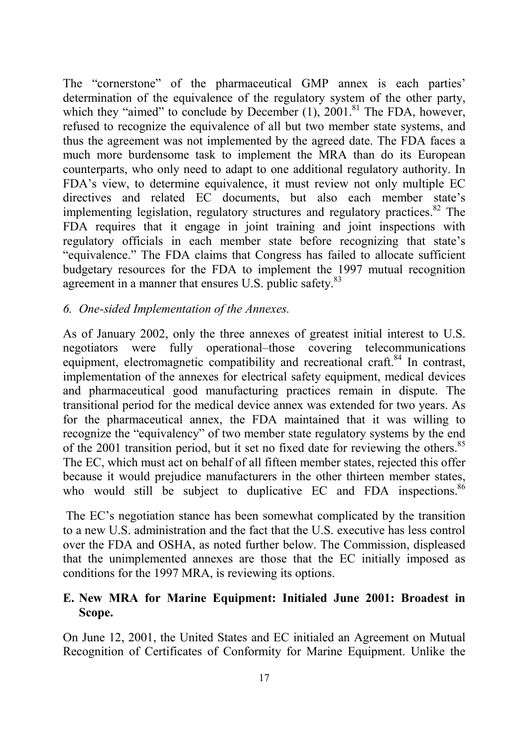The "cornerstone" of the pharmaceutical GMP annex is each parties' determination of the equivalence of the regulatory system of the other party, which they "aimed" to conclude by December (1), 2001.[81] The FDA, however, refused to recognize the equivalence of all but two member state systems, and thus the agreement was not implemented by the agreed date. The FDA faces a much more burdensome task to implement the MRA than do its European counterparts, who only need to adapt to one additional regulatory authority. In FDA's view, to determine equivalence, it must review not only multiple EC directives and related EC documents, but also each member state's implementing legislation, regulatory structures and regulatory practices.[82] The FDA requires that it engage in joint training and joint inspections with regulatory officials in each member state before recognizing that state's "equivalence." The FDA claims that Congress has failed to allocate sufficient budgetary resources for the FDA to implement the 1997 mutual recognition agreement in a manner that ensures U.S. public safety.[83]

*6. One-sided Implementation of the Annexes.*

As of January 2002, only the three annexes of greatest initial interest to U.S. negotiators were fully operational–those covering telecommunications equipment, electromagnetic compatibility and recreational craft.[84] In contrast, implementation of the annexes for electrical safety equipment, medical devices and pharmaceutical good manufacturing practices remain in dispute. The transitional period for the medical device annex was extended for two years. As for the pharmaceutical annex, the FDA maintained that it was willing to recognize the "equivalency" of two member state regulatory systems by the end of the 2001 transition period, but it set no fixed date for reviewing the others.[85] The EC, which must act on behalf of all fifteen member states, rejected this offer because it would prejudice manufacturers in the other thirteen member states, who would still be subject to duplicative EC and FDA inspections.[86]

The EC's negotiation stance has been somewhat complicated by the transition to a new U.S. administration and the fact that the U.S. executive has less control over the FDA and OSHA, as noted further below. The Commission, displeased that the unimplemented annexes are those that the EC initially imposed as conditions for the 1997 MRA, is reviewing its options.

### E. New MRA for Marine Equipment: Initialed June 2001: Broadest in Scope.

On June 12, 2001, the United States and EC initialed an Agreement on Mutual Recognition of Certificates of Conformity for Marine Equipment. Unlike the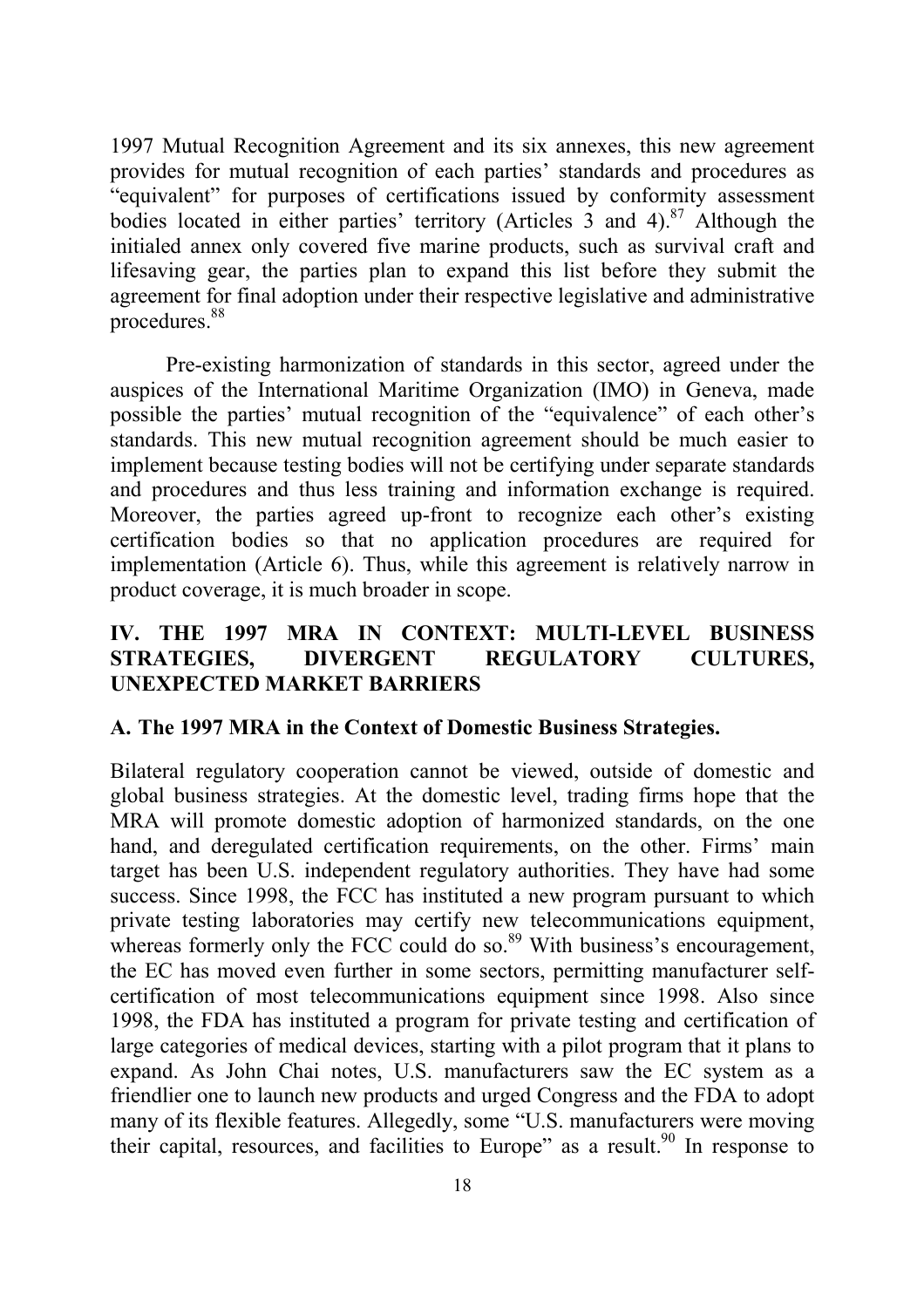1997 Mutual Recognition Agreement and its six annexes, this new agreement provides for mutual recognition of each parties' standards and procedures as "equivalent" for purposes of certifications issued by conformity assessment bodies located in either parties' territory (Articles 3 and 4).[87] Although the initialed annex only covered five marine products, such as survival craft and lifesaving gear, the parties plan to expand this list before they submit the agreement for final adoption under their respective legislative and administrative procedures.[88]

Pre-existing harmonization of standards in this sector, agreed under the auspices of the International Maritime Organization (IMO) in Geneva, made possible the parties' mutual recognition of the "equivalence" of each other's standards. This new mutual recognition agreement should be much easier to implement because testing bodies will not be certifying under separate standards and procedures and thus less training and information exchange is required. Moreover, the parties agreed up-front to recognize each other's existing certification bodies so that no application procedures are required for implementation (Article 6). Thus, while this agreement is relatively narrow in product coverage, it is much broader in scope.

## IV. THE 1997 MRA IN CONTEXT: MULTI-LEVEL BUSINESS STRATEGIES, DIVERGENT REGULATORY CULTURES, UNEXPECTED MARKET BARRIERS

### A. The 1997 MRA in the Context of Domestic Business Strategies.

Bilateral regulatory cooperation cannot be viewed, outside of domestic and global business strategies. At the domestic level, trading firms hope that the MRA will promote domestic adoption of harmonized standards, on the one hand, and deregulated certification requirements, on the other. Firms' main target has been U.S. independent regulatory authorities. They have had some success. Since 1998, the FCC has instituted a new program pursuant to which private testing laboratories may certify new telecommunications equipment, whereas formerly only the FCC could do so.[89] With business's encouragement, the EC has moved even further in some sectors, permitting manufacturer self-certification of most telecommunications equipment since 1998. Also since 1998, the FDA has instituted a program for private testing and certification of large categories of medical devices, starting with a pilot program that it plans to expand. As John Chai notes, U.S. manufacturers saw the EC system as a friendlier one to launch new products and urged Congress and the FDA to adopt many of its flexible features. Allegedly, some "U.S. manufacturers were moving their capital, resources, and facilities to Europe" as a result.[90] In response to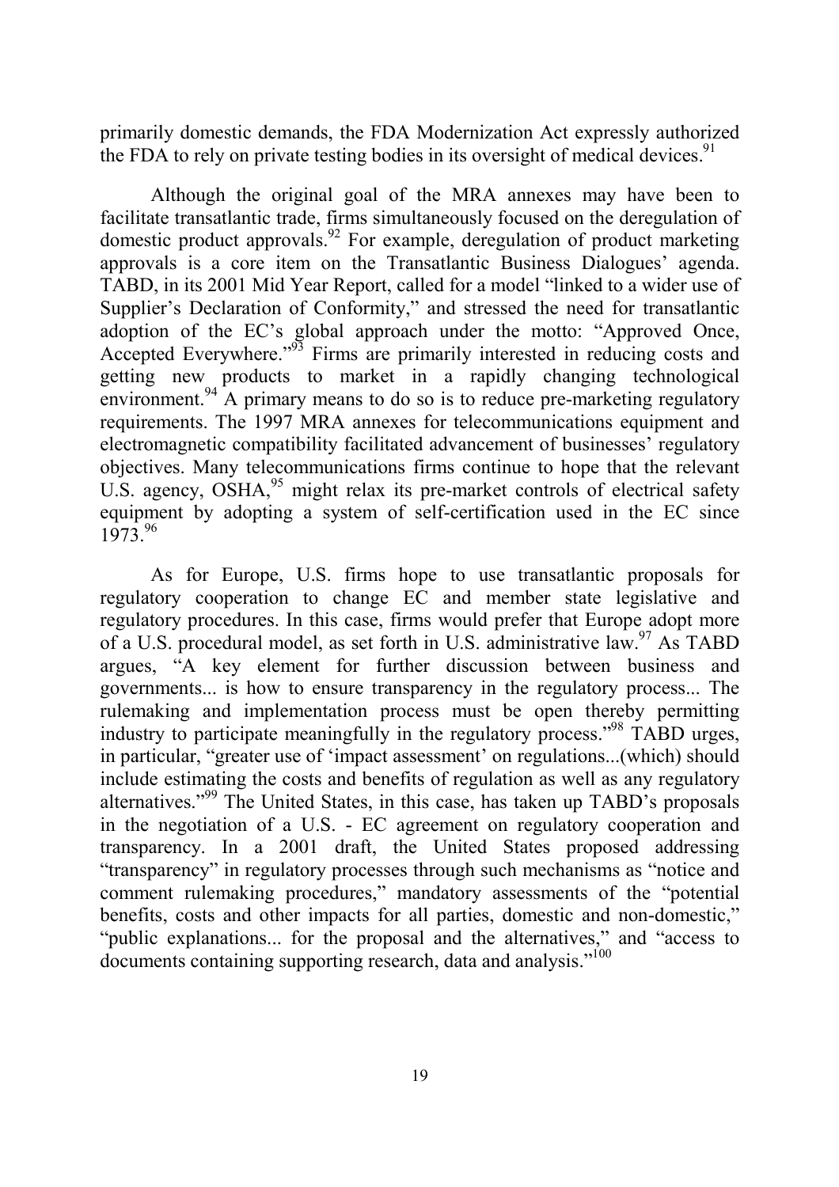primarily domestic demands, the FDA Modernization Act expressly authorized the FDA to rely on private testing bodies in its oversight of medical devices.[91]

Although the original goal of the MRA annexes may have been to facilitate transatlantic trade, firms simultaneously focused on the deregulation of domestic product approvals.[92] For example, deregulation of product marketing approvals is a core item on the Transatlantic Business Dialogues' agenda. TABD, in its 2001 Mid Year Report, called for a model "linked to a wider use of Supplier's Declaration of Conformity," and stressed the need for transatlantic adoption of the EC's global approach under the motto: "Approved Once, Accepted Everywhere."[93] Firms are primarily interested in reducing costs and getting new products to market in a rapidly changing technological environment.[94] A primary means to do so is to reduce pre-marketing regulatory requirements. The 1997 MRA annexes for telecommunications equipment and electromagnetic compatibility facilitated advancement of businesses' regulatory objectives. Many telecommunications firms continue to hope that the relevant U.S. agency, OSHA,[95] might relax its pre-market controls of electrical safety equipment by adopting a system of self-certification used in the EC since 1973.[96]

As for Europe, U.S. firms hope to use transatlantic proposals for regulatory cooperation to change EC and member state legislative and regulatory procedures. In this case, firms would prefer that Europe adopt more of a U.S. procedural model, as set forth in U.S. administrative law.[97] As TABD argues, "A key element for further discussion between business and governments... is how to ensure transparency in the regulatory process... The rulemaking and implementation process must be open thereby permitting industry to participate meaningfully in the regulatory process."[98] TABD urges, in particular, "greater use of 'impact assessment' on regulations...(which) should include estimating the costs and benefits of regulation as well as any regulatory alternatives."[99] The United States, in this case, has taken up TABD's proposals in the negotiation of a U.S. - EC agreement on regulatory cooperation and transparency. In a 2001 draft, the United States proposed addressing "transparency" in regulatory processes through such mechanisms as "notice and comment rulemaking procedures," mandatory assessments of the "potential benefits, costs and other impacts for all parties, domestic and non-domestic," "public explanations... for the proposal and the alternatives," and "access to documents containing supporting research, data and analysis."[100]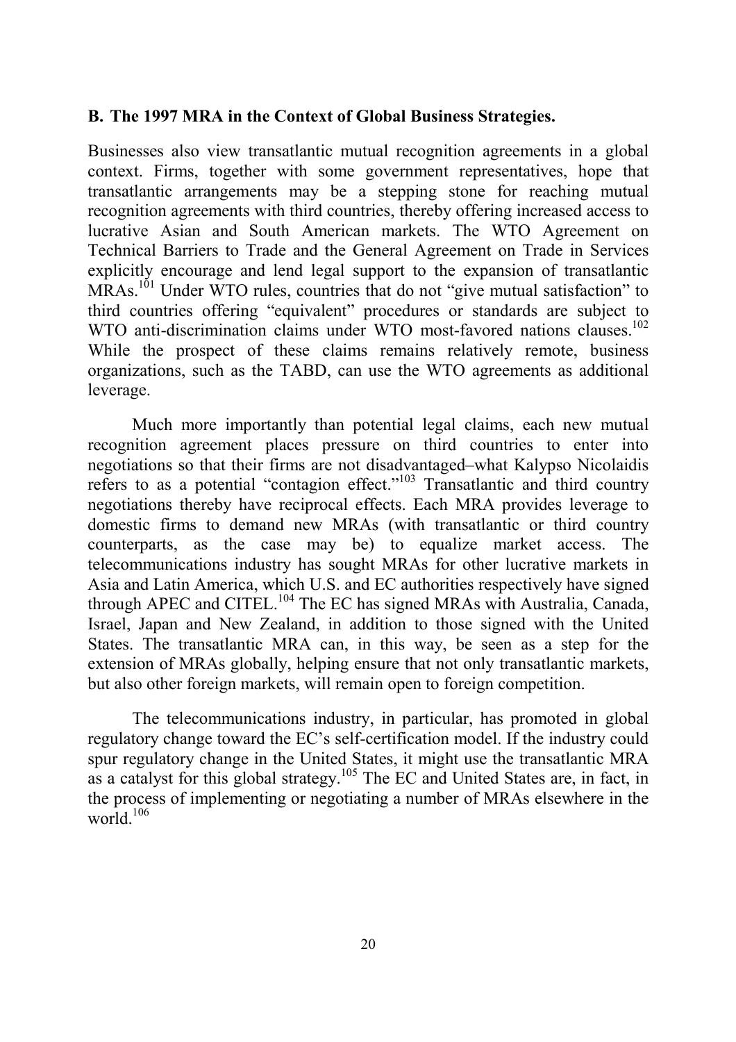### B. The 1997 MRA in the Context of Global Business Strategies.

Businesses also view transatlantic mutual recognition agreements in a global context. Firms, together with some government representatives, hope that transatlantic arrangements may be a stepping stone for reaching mutual recognition agreements with third countries, thereby offering increased access to lucrative Asian and South American markets. The WTO Agreement on Technical Barriers to Trade and the General Agreement on Trade in Services explicitly encourage and lend legal support to the expansion of transatlantic MRAs.[101] Under WTO rules, countries that do not "give mutual satisfaction" to third countries offering "equivalent" procedures or standards are subject to WTO anti-discrimination claims under WTO most-favored nations clauses.[102] While the prospect of these claims remains relatively remote, business organizations, such as the TABD, can use the WTO agreements as additional leverage.

Much more importantly than potential legal claims, each new mutual recognition agreement places pressure on third countries to enter into negotiations so that their firms are not disadvantaged–what Kalypso Nicolaidis refers to as a potential "contagion effect."[103] Transatlantic and third country negotiations thereby have reciprocal effects. Each MRA provides leverage to domestic firms to demand new MRAs (with transatlantic or third country counterparts, as the case may be) to equalize market access. The telecommunications industry has sought MRAs for other lucrative markets in Asia and Latin America, which U.S. and EC authorities respectively have signed through APEC and CITEL.[104] The EC has signed MRAs with Australia, Canada, Israel, Japan and New Zealand, in addition to those signed with the United States. The transatlantic MRA can, in this way, be seen as a step for the extension of MRAs globally, helping ensure that not only transatlantic markets, but also other foreign markets, will remain open to foreign competition.

The telecommunications industry, in particular, has promoted in global regulatory change toward the EC's self-certification model. If the industry could spur regulatory change in the United States, it might use the transatlantic MRA as a catalyst for this global strategy.[105] The EC and United States are, in fact, in the process of implementing or negotiating a number of MRAs elsewhere in the world.[106]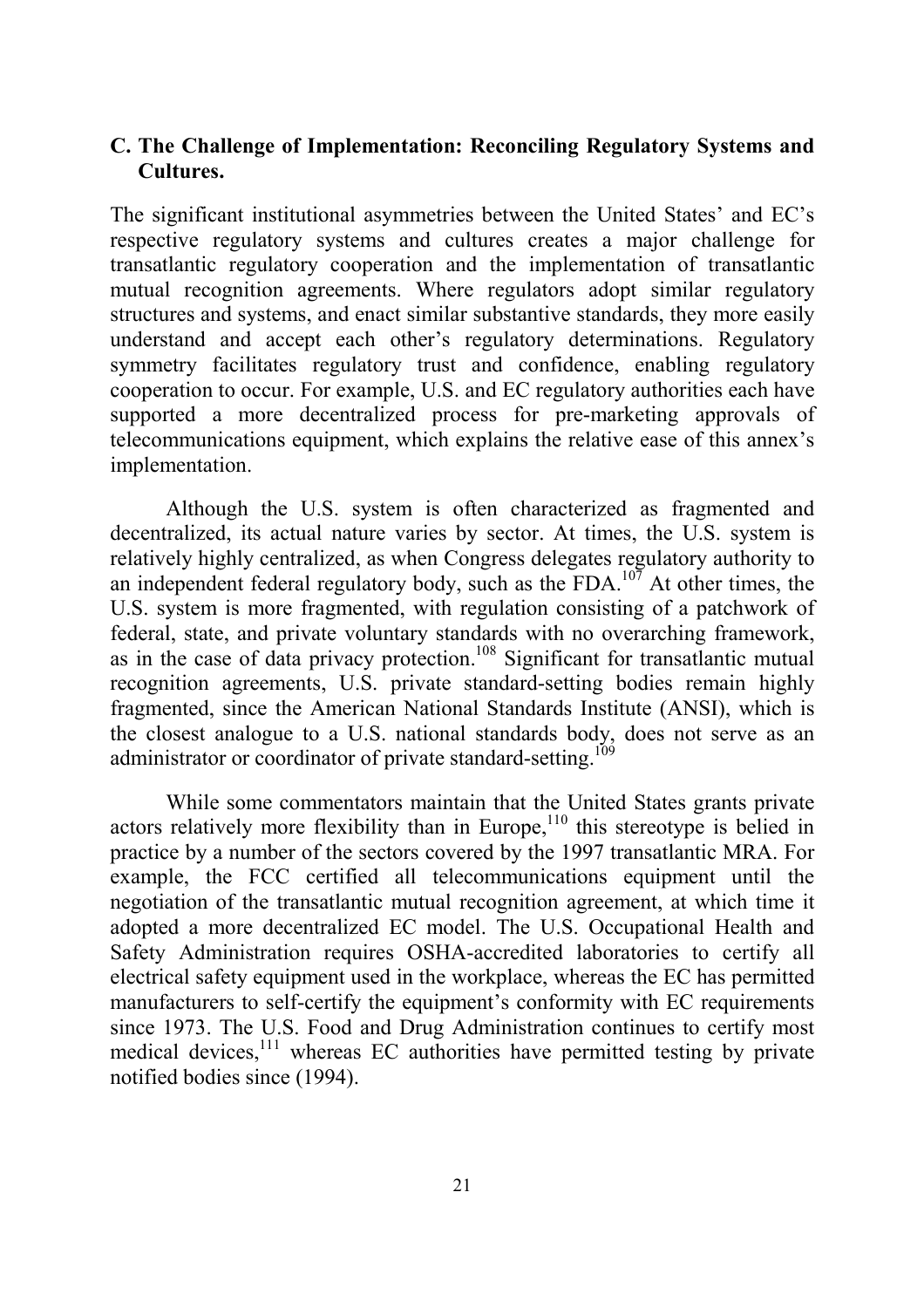### C. The Challenge of Implementation: Reconciling Regulatory Systems and Cultures.

The significant institutional asymmetries between the United States' and EC's respective regulatory systems and cultures creates a major challenge for transatlantic regulatory cooperation and the implementation of transatlantic mutual recognition agreements. Where regulators adopt similar regulatory structures and systems, and enact similar substantive standards, they more easily understand and accept each other's regulatory determinations. Regulatory symmetry facilitates regulatory trust and confidence, enabling regulatory cooperation to occur. For example, U.S. and EC regulatory authorities each have supported a more decentralized process for pre-marketing approvals of telecommunications equipment, which explains the relative ease of this annex's implementation.

Although the U.S. system is often characterized as fragmented and decentralized, its actual nature varies by sector. At times, the U.S. system is relatively highly centralized, as when Congress delegates regulatory authority to an independent federal regulatory body, such as the FDA.[107] At other times, the U.S. system is more fragmented, with regulation consisting of a patchwork of federal, state, and private voluntary standards with no overarching framework, as in the case of data privacy protection.[108] Significant for transatlantic mutual recognition agreements, U.S. private standard-setting bodies remain highly fragmented, since the American National Standards Institute (ANSI), which is the closest analogue to a U.S. national standards body, does not serve as an administrator or coordinator of private standard-setting.[109]

While some commentators maintain that the United States grants private actors relatively more flexibility than in Europe,[110] this stereotype is belied in practice by a number of the sectors covered by the 1997 transatlantic MRA. For example, the FCC certified all telecommunications equipment until the negotiation of the transatlantic mutual recognition agreement, at which time it adopted a more decentralized EC model. The U.S. Occupational Health and Safety Administration requires OSHA-accredited laboratories to certify all electrical safety equipment used in the workplace, whereas the EC has permitted manufacturers to self-certify the equipment's conformity with EC requirements since 1973. The U.S. Food and Drug Administration continues to certify most medical devices,[111] whereas EC authorities have permitted testing by private notified bodies since (1994).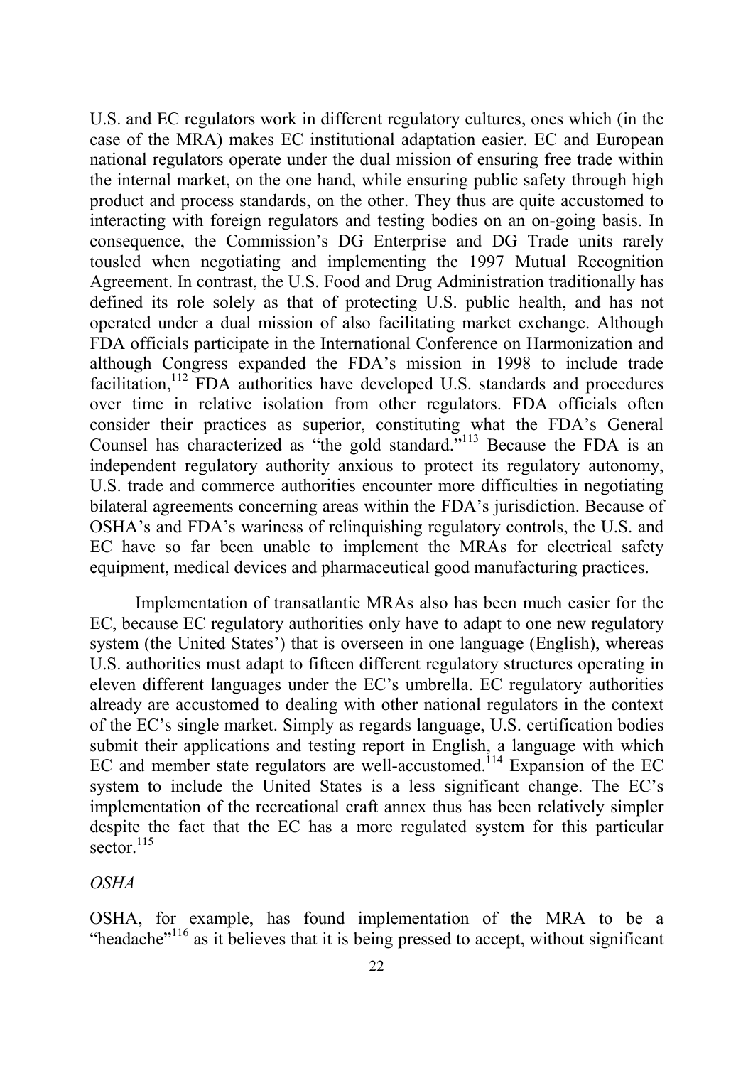U.S. and EC regulators work in different regulatory cultures, ones which (in the case of the MRA) makes EC institutional adaptation easier. EC and European national regulators operate under the dual mission of ensuring free trade within the internal market, on the one hand, while ensuring public safety through high product and process standards, on the other. They thus are quite accustomed to interacting with foreign regulators and testing bodies on an on-going basis. In consequence, the Commission's DG Enterprise and DG Trade units rarely tousled when negotiating and implementing the 1997 Mutual Recognition Agreement. In contrast, the U.S. Food and Drug Administration traditionally has defined its role solely as that of protecting U.S. public health, and has not operated under a dual mission of also facilitating market exchange. Although FDA officials participate in the International Conference on Harmonization and although Congress expanded the FDA's mission in 1998 to include trade facilitation,[112] FDA authorities have developed U.S. standards and procedures over time in relative isolation from other regulators. FDA officials often consider their practices as superior, constituting what the FDA's General Counsel has characterized as "the gold standard."[113] Because the FDA is an independent regulatory authority anxious to protect its regulatory autonomy, U.S. trade and commerce authorities encounter more difficulties in negotiating bilateral agreements concerning areas within the FDA's jurisdiction. Because of OSHA's and FDA's wariness of relinquishing regulatory controls, the U.S. and EC have so far been unable to implement the MRAs for electrical safety equipment, medical devices and pharmaceutical good manufacturing practices.

Implementation of transatlantic MRAs also has been much easier for the EC, because EC regulatory authorities only have to adapt to one new regulatory system (the United States') that is overseen in one language (English), whereas U.S. authorities must adapt to fifteen different regulatory structures operating in eleven different languages under the EC's umbrella. EC regulatory authorities already are accustomed to dealing with other national regulators in the context of the EC's single market. Simply as regards language, U.S. certification bodies submit their applications and testing report in English, a language with which EC and member state regulators are well-accustomed.[114] Expansion of the EC system to include the United States is a less significant change. The EC's implementation of the recreational craft annex thus has been relatively simpler despite the fact that the EC has a more regulated system for this particular sector.[115]

*OSHA*

OSHA, for example, has found implementation of the MRA to be a "headache"[116] as it believes that it is being pressed to accept, without significant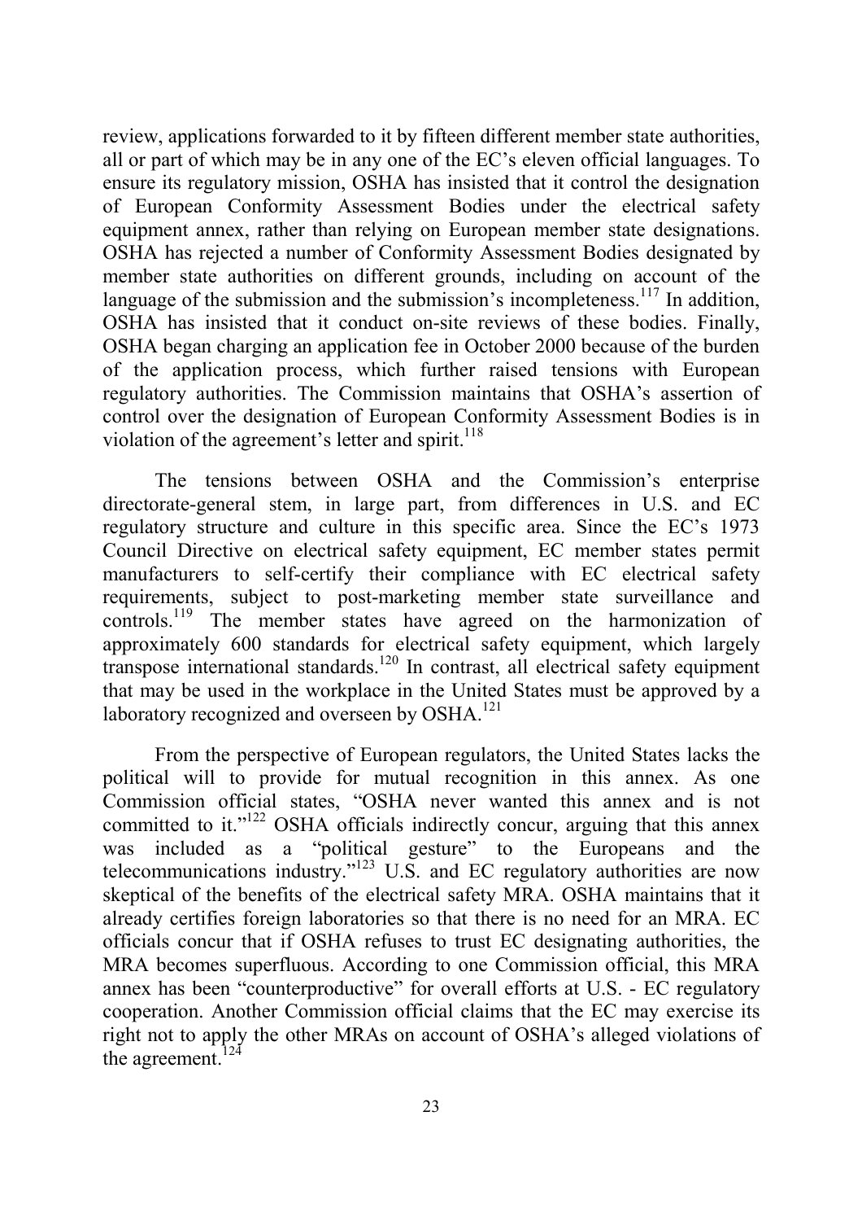review, applications forwarded to it by fifteen different member state authorities, all or part of which may be in any one of the EC's eleven official languages. To ensure its regulatory mission, OSHA has insisted that it control the designation of European Conformity Assessment Bodies under the electrical safety equipment annex, rather than relying on European member state designations. OSHA has rejected a number of Conformity Assessment Bodies designated by member state authorities on different grounds, including on account of the language of the submission and the submission's incompleteness.[117] In addition, OSHA has insisted that it conduct on-site reviews of these bodies. Finally, OSHA began charging an application fee in October 2000 because of the burden of the application process, which further raised tensions with European regulatory authorities. The Commission maintains that OSHA's assertion of control over the designation of European Conformity Assessment Bodies is in violation of the agreement's letter and spirit.[118]

The tensions between OSHA and the Commission's enterprise directorate-general stem, in large part, from differences in U.S. and EC regulatory structure and culture in this specific area. Since the EC's 1973 Council Directive on electrical safety equipment, EC member states permit manufacturers to self-certify their compliance with EC electrical safety requirements, subject to post-marketing member state surveillance and controls.[119] The member states have agreed on the harmonization of approximately 600 standards for electrical safety equipment, which largely transpose international standards.[120] In contrast, all electrical safety equipment that may be used in the workplace in the United States must be approved by a laboratory recognized and overseen by OSHA.[121]

From the perspective of European regulators, the United States lacks the political will to provide for mutual recognition in this annex. As one Commission official states, "OSHA never wanted this annex and is not committed to it."[122] OSHA officials indirectly concur, arguing that this annex was included as a "political gesture" to the Europeans and the telecommunications industry."[123] U.S. and EC regulatory authorities are now skeptical of the benefits of the electrical safety MRA. OSHA maintains that it already certifies foreign laboratories so that there is no need for an MRA. EC officials concur that if OSHA refuses to trust EC designating authorities, the MRA becomes superfluous. According to one Commission official, this MRA annex has been "counterproductive" for overall efforts at U.S. - EC regulatory cooperation. Another Commission official claims that the EC may exercise its right not to apply the other MRAs on account of OSHA's alleged violations of the agreement.[124]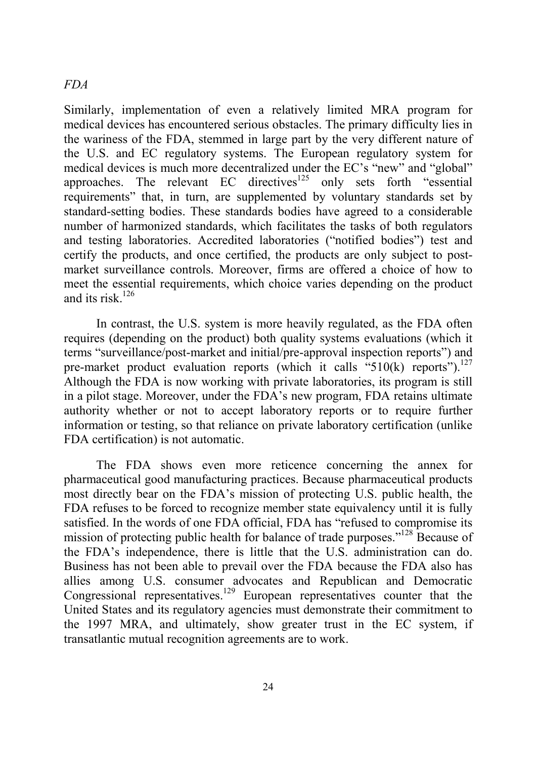*FDA*

Similarly, implementation of even a relatively limited MRA program for medical devices has encountered serious obstacles. The primary difficulty lies in the wariness of the FDA, stemmed in large part by the very different nature of the U.S. and EC regulatory systems. The European regulatory system for medical devices is much more decentralized under the EC's "new" and "global" approaches. The relevant EC directives[125] only sets forth "essential requirements" that, in turn, are supplemented by voluntary standards set by standard-setting bodies. These standards bodies have agreed to a considerable number of harmonized standards, which facilitates the tasks of both regulators and testing laboratories. Accredited laboratories ("notified bodies") test and certify the products, and once certified, the products are only subject to post-market surveillance controls. Moreover, firms are offered a choice of how to meet the essential requirements, which choice varies depending on the product and its risk.[126]

In contrast, the U.S. system is more heavily regulated, as the FDA often requires (depending on the product) both quality systems evaluations (which it terms "surveillance/post-market and initial/pre-approval inspection reports") and pre-market product evaluation reports (which it calls "510(k) reports").[127] Although the FDA is now working with private laboratories, its program is still in a pilot stage. Moreover, under the FDA's new program, FDA retains ultimate authority whether or not to accept laboratory reports or to require further information or testing, so that reliance on private laboratory certification (unlike FDA certification) is not automatic.

The FDA shows even more reticence concerning the annex for pharmaceutical good manufacturing practices. Because pharmaceutical products most directly bear on the FDA's mission of protecting U.S. public health, the FDA refuses to be forced to recognize member state equivalency until it is fully satisfied. In the words of one FDA official, FDA has "refused to compromise its mission of protecting public health for balance of trade purposes."[128] Because of the FDA's independence, there is little that the U.S. administration can do. Business has not been able to prevail over the FDA because the FDA also has allies among U.S. consumer advocates and Republican and Democratic Congressional representatives.[129] European representatives counter that the United States and its regulatory agencies must demonstrate their commitment to the 1997 MRA, and ultimately, show greater trust in the EC system, if transatlantic mutual recognition agreements are to work.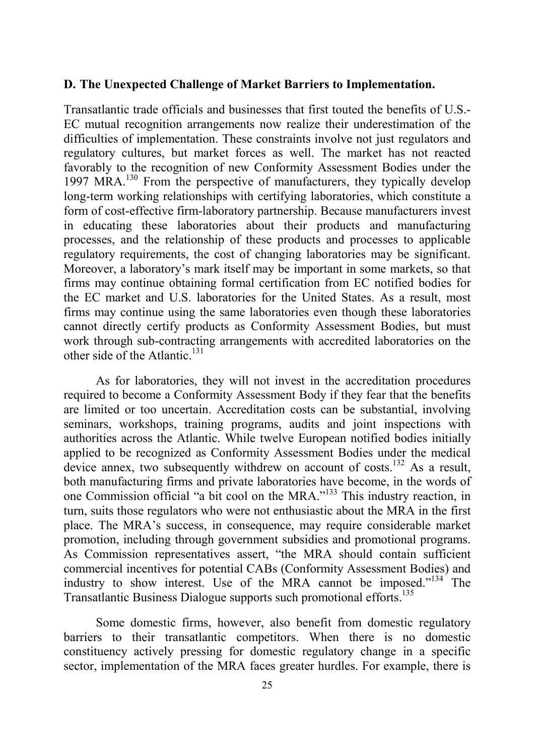**D. The Unexpected Challenge of Market Barriers to Implementation.**

Transatlantic trade officials and businesses that first touted the benefits of U.S.-EC mutual recognition arrangements now realize their underestimation of the difficulties of implementation. These constraints involve not just regulators and regulatory cultures, but market forces as well. The market has not reacted favorably to the recognition of new Conformity Assessment Bodies under the 1997 MRA.[130] From the perspective of manufacturers, they typically develop long-term working relationships with certifying laboratories, which constitute a form of cost-effective firm-laboratory partnership. Because manufacturers invest in educating these laboratories about their products and manufacturing processes, and the relationship of these products and processes to applicable regulatory requirements, the cost of changing laboratories may be significant. Moreover, a laboratory's mark itself may be important in some markets, so that firms may continue obtaining formal certification from EC notified bodies for the EC market and U.S. laboratories for the United States. As a result, most firms may continue using the same laboratories even though these laboratories cannot directly certify products as Conformity Assessment Bodies, but must work through sub-contracting arrangements with accredited laboratories on the other side of the Atlantic.[131]

As for laboratories, they will not invest in the accreditation procedures required to become a Conformity Assessment Body if they fear that the benefits are limited or too uncertain. Accreditation costs can be substantial, involving seminars, workshops, training programs, audits and joint inspections with authorities across the Atlantic. While twelve European notified bodies initially applied to be recognized as Conformity Assessment Bodies under the medical device annex, two subsequently withdrew on account of costs.[132] As a result, both manufacturing firms and private laboratories have become, in the words of one Commission official "a bit cool on the MRA."[133] This industry reaction, in turn, suits those regulators who were not enthusiastic about the MRA in the first place. The MRA's success, in consequence, may require considerable market promotion, including through government subsidies and promotional programs. As Commission representatives assert, "the MRA should contain sufficient commercial incentives for potential CABs (Conformity Assessment Bodies) and industry to show interest. Use of the MRA cannot be imposed."[134] The Transatlantic Business Dialogue supports such promotional efforts.[135]

Some domestic firms, however, also benefit from domestic regulatory barriers to their transatlantic competitors. When there is no domestic constituency actively pressing for domestic regulatory change in a specific sector, implementation of the MRA faces greater hurdles. For example, there is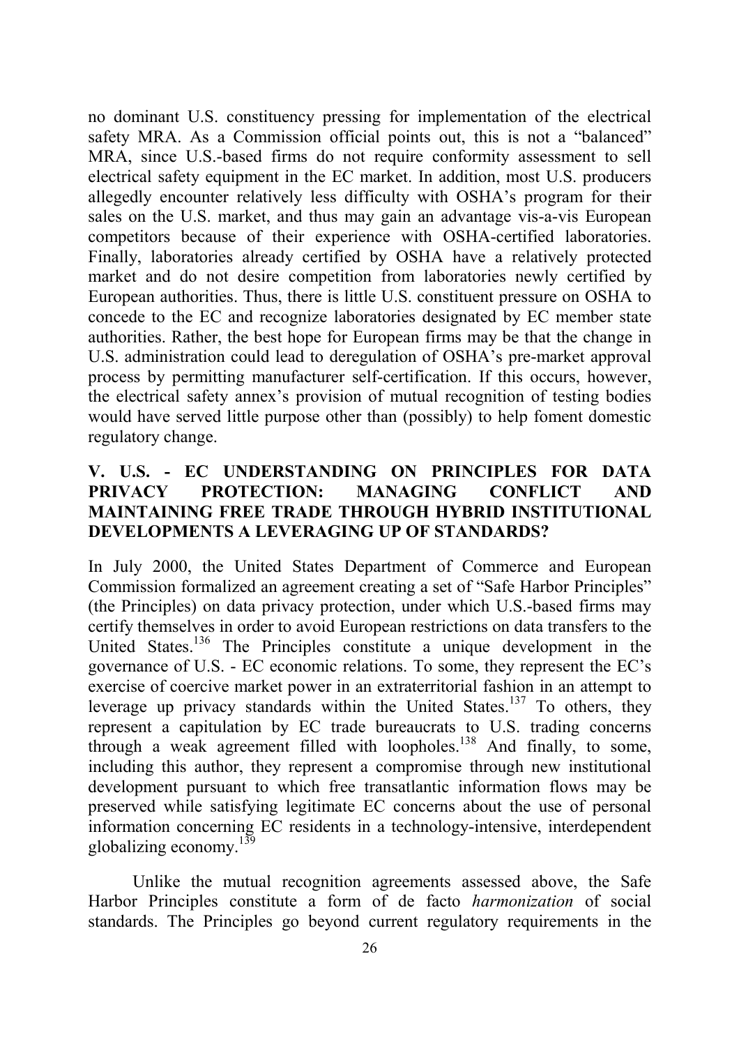no dominant U.S. constituency pressing for implementation of the electrical safety MRA. As a Commission official points out, this is not a "balanced" MRA, since U.S.-based firms do not require conformity assessment to sell electrical safety equipment in the EC market. In addition, most U.S. producers allegedly encounter relatively less difficulty with OSHA's program for their sales on the U.S. market, and thus may gain an advantage vis-a-vis European competitors because of their experience with OSHA-certified laboratories. Finally, laboratories already certified by OSHA have a relatively protected market and do not desire competition from laboratories newly certified by European authorities. Thus, there is little U.S. constituent pressure on OSHA to concede to the EC and recognize laboratories designated by EC member state authorities. Rather, the best hope for European firms may be that the change in U.S. administration could lead to deregulation of OSHA's pre-market approval process by permitting manufacturer self-certification. If this occurs, however, the electrical safety annex's provision of mutual recognition of testing bodies would have served little purpose other than (possibly) to help foment domestic regulatory change.

## V. U.S. - EC UNDERSTANDING ON PRINCIPLES FOR DATA PRIVACY PROTECTION: MANAGING CONFLICT AND MAINTAINING FREE TRADE THROUGH HYBRID INSTITUTIONAL DEVELOPMENTS A LEVERAGING UP OF STANDARDS?

In July 2000, the United States Department of Commerce and European Commission formalized an agreement creating a set of "Safe Harbor Principles" (the Principles) on data privacy protection, under which U.S.-based firms may certify themselves in order to avoid European restrictions on data transfers to the United States.[136] The Principles constitute a unique development in the governance of U.S. - EC economic relations. To some, they represent the EC's exercise of coercive market power in an extraterritorial fashion in an attempt to leverage up privacy standards within the United States.[137] To others, they represent a capitulation by EC trade bureaucrats to U.S. trading concerns through a weak agreement filled with loopholes.[138] And finally, to some, including this author, they represent a compromise through new institutional development pursuant to which free transatlantic information flows may be preserved while satisfying legitimate EC concerns about the use of personal information concerning EC residents in a technology-intensive, interdependent globalizing economy.[139]

Unlike the mutual recognition agreements assessed above, the Safe Harbor Principles constitute a form of de facto *harmonization* of social standards. The Principles go beyond current regulatory requirements in the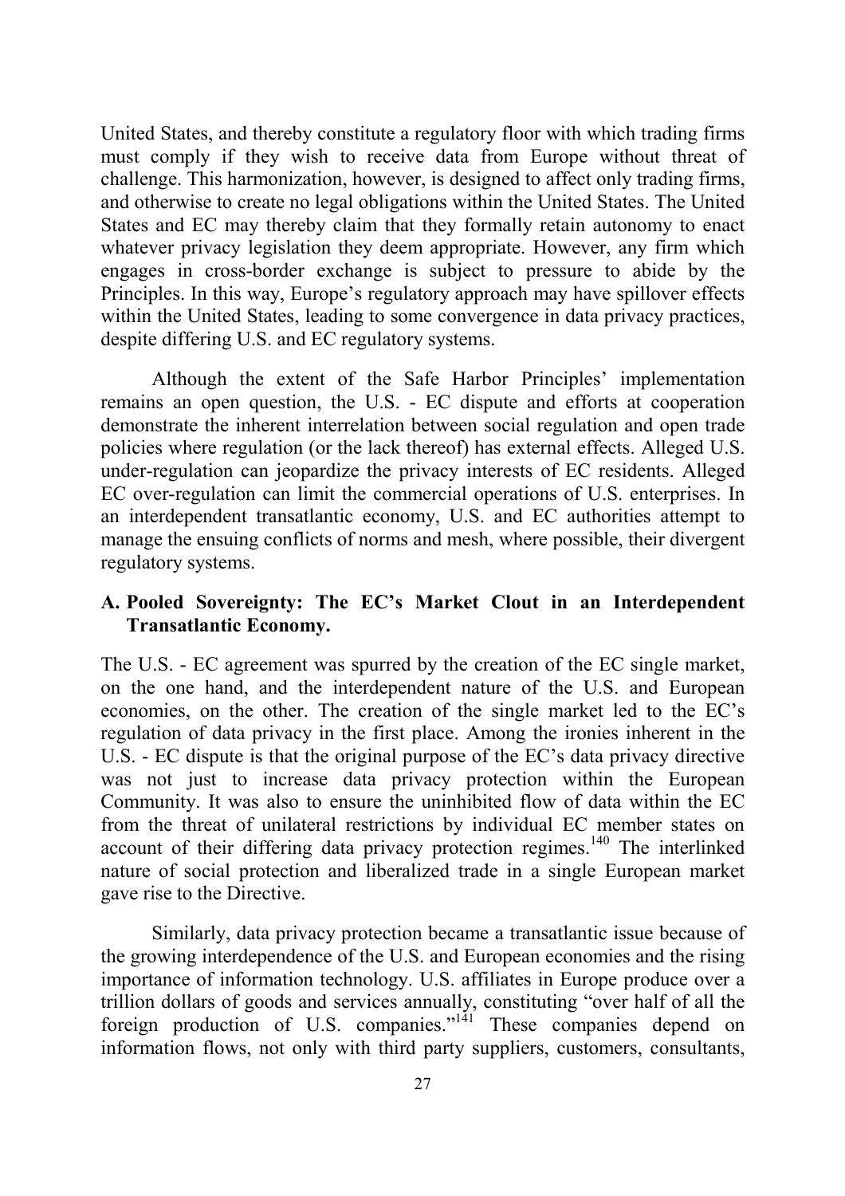United States, and thereby constitute a regulatory floor with which trading firms must comply if they wish to receive data from Europe without threat of challenge. This harmonization, however, is designed to affect only trading firms, and otherwise to create no legal obligations within the United States. The United States and EC may thereby claim that they formally retain autonomy to enact whatever privacy legislation they deem appropriate. However, any firm which engages in cross-border exchange is subject to pressure to abide by the Principles. In this way, Europe's regulatory approach may have spillover effects within the United States, leading to some convergence in data privacy practices, despite differing U.S. and EC regulatory systems.

Although the extent of the Safe Harbor Principles' implementation remains an open question, the U.S. - EC dispute and efforts at cooperation demonstrate the inherent interrelation between social regulation and open trade policies where regulation (or the lack thereof) has external effects. Alleged U.S. under-regulation can jeopardize the privacy interests of EC residents. Alleged EC over-regulation can limit the commercial operations of U.S. enterprises. In an interdependent transatlantic economy, U.S. and EC authorities attempt to manage the ensuing conflicts of norms and mesh, where possible, their divergent regulatory systems.

### A. Pooled Sovereignty: The EC's Market Clout in an Interdependent Transatlantic Economy.

The U.S. - EC agreement was spurred by the creation of the EC single market, on the one hand, and the interdependent nature of the U.S. and European economies, on the other. The creation of the single market led to the EC's regulation of data privacy in the first place. Among the ironies inherent in the U.S. - EC dispute is that the original purpose of the EC's data privacy directive was not just to increase data privacy protection within the European Community. It was also to ensure the uninhibited flow of data within the EC from the threat of unilateral restrictions by individual EC member states on account of their differing data privacy protection regimes.[140] The interlinked nature of social protection and liberalized trade in a single European market gave rise to the Directive.

Similarly, data privacy protection became a transatlantic issue because of the growing interdependence of the U.S. and European economies and the rising importance of information technology. U.S. affiliates in Europe produce over a trillion dollars of goods and services annually, constituting "over half of all the foreign production of U.S. companies."[141] These companies depend on information flows, not only with third party suppliers, customers, consultants,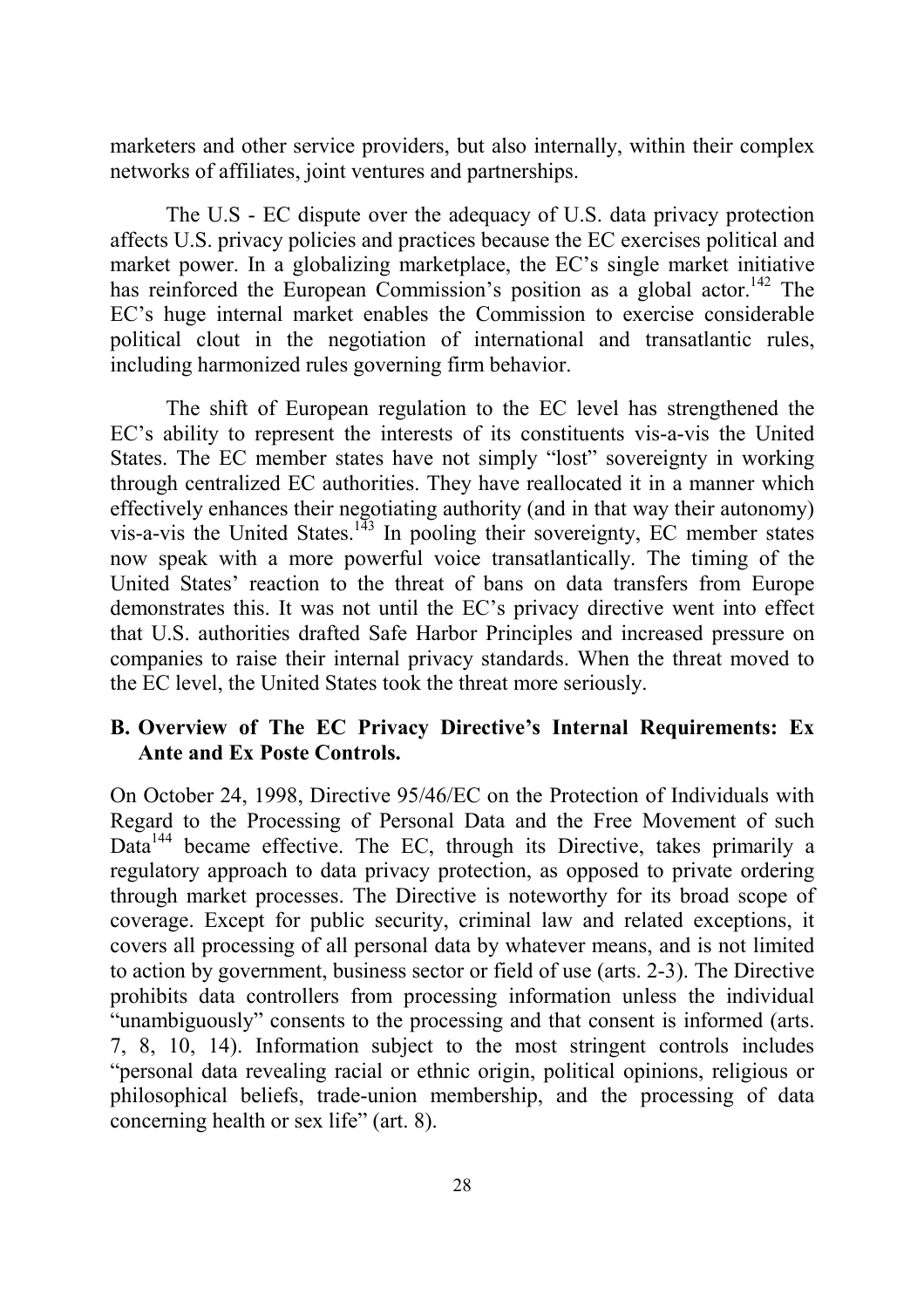marketers and other service providers, but also internally, within their complex networks of affiliates, joint ventures and partnerships.

The U.S - EC dispute over the adequacy of U.S. data privacy protection affects U.S. privacy policies and practices because the EC exercises political and market power. In a globalizing marketplace, the EC's single market initiative has reinforced the European Commission's position as a global actor.[142] The EC's huge internal market enables the Commission to exercise considerable political clout in the negotiation of international and transatlantic rules, including harmonized rules governing firm behavior.

The shift of European regulation to the EC level has strengthened the EC's ability to represent the interests of its constituents vis-a-vis the United States. The EC member states have not simply "lost" sovereignty in working through centralized EC authorities. They have reallocated it in a manner which effectively enhances their negotiating authority (and in that way their autonomy) vis-a-vis the United States.[143] In pooling their sovereignty, EC member states now speak with a more powerful voice transatlantically. The timing of the United States' reaction to the threat of bans on data transfers from Europe demonstrates this. It was not until the EC's privacy directive went into effect that U.S. authorities drafted Safe Harbor Principles and increased pressure on companies to raise their internal privacy standards. When the threat moved to the EC level, the United States took the threat more seriously.

### B. Overview of The EC Privacy Directive's Internal Requirements: Ex Ante and Ex Poste Controls.

On October 24, 1998, Directive 95/46/EC on the Protection of Individuals with Regard to the Processing of Personal Data and the Free Movement of such Data[144] became effective. The EC, through its Directive, takes primarily a regulatory approach to data privacy protection, as opposed to private ordering through market processes. The Directive is noteworthy for its broad scope of coverage. Except for public security, criminal law and related exceptions, it covers all processing of all personal data by whatever means, and is not limited to action by government, business sector or field of use (arts. 2-3). The Directive prohibits data controllers from processing information unless the individual "unambiguously" consents to the processing and that consent is informed (arts. 7, 8, 10, 14). Information subject to the most stringent controls includes "personal data revealing racial or ethnic origin, political opinions, religious or philosophical beliefs, trade-union membership, and the processing of data concerning health or sex life" (art. 8).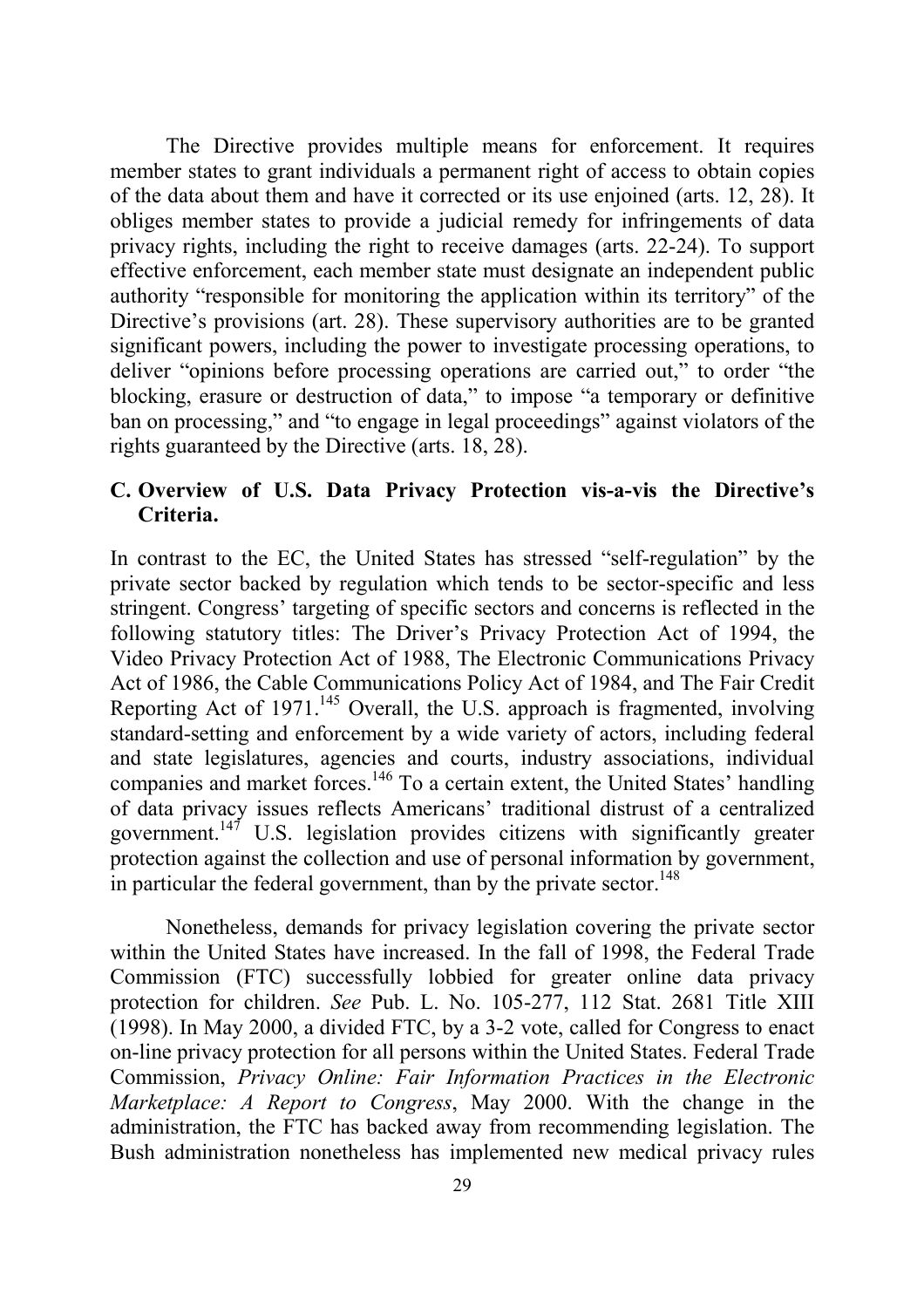The Directive provides multiple means for enforcement. It requires member states to grant individuals a permanent right of access to obtain copies of the data about them and have it corrected or its use enjoined (arts. 12, 28). It obliges member states to provide a judicial remedy for infringements of data privacy rights, including the right to receive damages (arts. 22-24). To support effective enforcement, each member state must designate an independent public authority "responsible for monitoring the application within its territory" of the Directive's provisions (art. 28). These supervisory authorities are to be granted significant powers, including the power to investigate processing operations, to deliver "opinions before processing operations are carried out," to order "the blocking, erasure or destruction of data," to impose "a temporary or definitive ban on processing," and "to engage in legal proceedings" against violators of the rights guaranteed by the Directive (arts. 18, 28).

### C. Overview of U.S. Data Privacy Protection vis-a-vis the Directive's Criteria.

In contrast to the EC, the United States has stressed "self-regulation" by the private sector backed by regulation which tends to be sector-specific and less stringent. Congress' targeting of specific sectors and concerns is reflected in the following statutory titles: The Driver's Privacy Protection Act of 1994, the Video Privacy Protection Act of 1988, The Electronic Communications Privacy Act of 1986, the Cable Communications Policy Act of 1984, and The Fair Credit Reporting Act of 1971.[145] Overall, the U.S. approach is fragmented, involving standard-setting and enforcement by a wide variety of actors, including federal and state legislatures, agencies and courts, industry associations, individual companies and market forces.[146] To a certain extent, the United States' handling of data privacy issues reflects Americans' traditional distrust of a centralized government.[147] U.S. legislation provides citizens with significantly greater protection against the collection and use of personal information by government, in particular the federal government, than by the private sector.[148]

Nonetheless, demands for privacy legislation covering the private sector within the United States have increased. In the fall of 1998, the Federal Trade Commission (FTC) successfully lobbied for greater online data privacy protection for children. *See* Pub. L. No. 105-277, 112 Stat. 2681 Title XIII (1998). In May 2000, a divided FTC, by a 3-2 vote, called for Congress to enact on-line privacy protection for all persons within the United States. Federal Trade Commission, *Privacy Online: Fair Information Practices in the Electronic Marketplace: A Report to Congress*, May 2000. With the change in the administration, the FTC has backed away from recommending legislation. The Bush administration nonetheless has implemented new medical privacy rules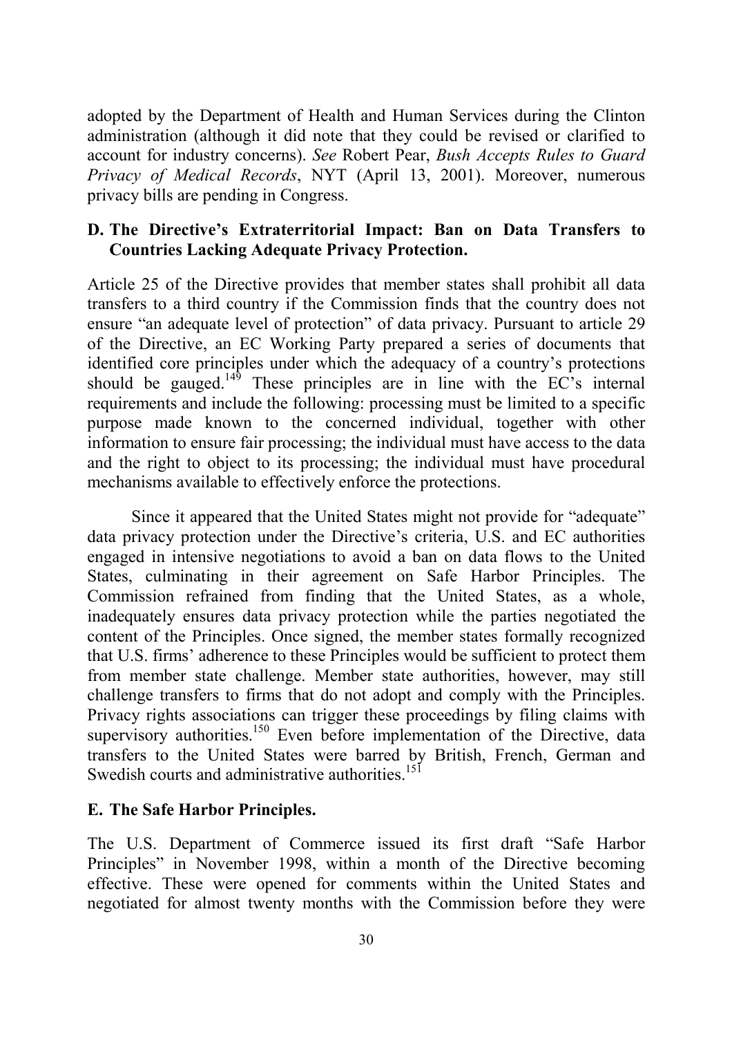adopted by the Department of Health and Human Services during the Clinton administration (although it did note that they could be revised or clarified to account for industry concerns). *See* Robert Pear, *Bush Accepts Rules to Guard Privacy of Medical Records*, NYT (April 13, 2001). Moreover, numerous privacy bills are pending in Congress.

### D. The Directive's Extraterritorial Impact: Ban on Data Transfers to Countries Lacking Adequate Privacy Protection.

Article 25 of the Directive provides that member states shall prohibit all data transfers to a third country if the Commission finds that the country does not ensure "an adequate level of protection" of data privacy. Pursuant to article 29 of the Directive, an EC Working Party prepared a series of documents that identified core principles under which the adequacy of a country's protections should be gauged.[149] These principles are in line with the EC's internal requirements and include the following: processing must be limited to a specific purpose made known to the concerned individual, together with other information to ensure fair processing; the individual must have access to the data and the right to object to its processing; the individual must have procedural mechanisms available to effectively enforce the protections.

Since it appeared that the United States might not provide for "adequate" data privacy protection under the Directive's criteria, U.S. and EC authorities engaged in intensive negotiations to avoid a ban on data flows to the United States, culminating in their agreement on Safe Harbor Principles. The Commission refrained from finding that the United States, as a whole, inadequately ensures data privacy protection while the parties negotiated the content of the Principles. Once signed, the member states formally recognized that U.S. firms' adherence to these Principles would be sufficient to protect them from member state challenge. Member state authorities, however, may still challenge transfers to firms that do not adopt and comply with the Principles. Privacy rights associations can trigger these proceedings by filing claims with supervisory authorities.[150] Even before implementation of the Directive, data transfers to the United States were barred by British, French, German and Swedish courts and administrative authorities.[151]

### E. The Safe Harbor Principles.

The U.S. Department of Commerce issued its first draft "Safe Harbor Principles" in November 1998, within a month of the Directive becoming effective. These were opened for comments within the United States and negotiated for almost twenty months with the Commission before they were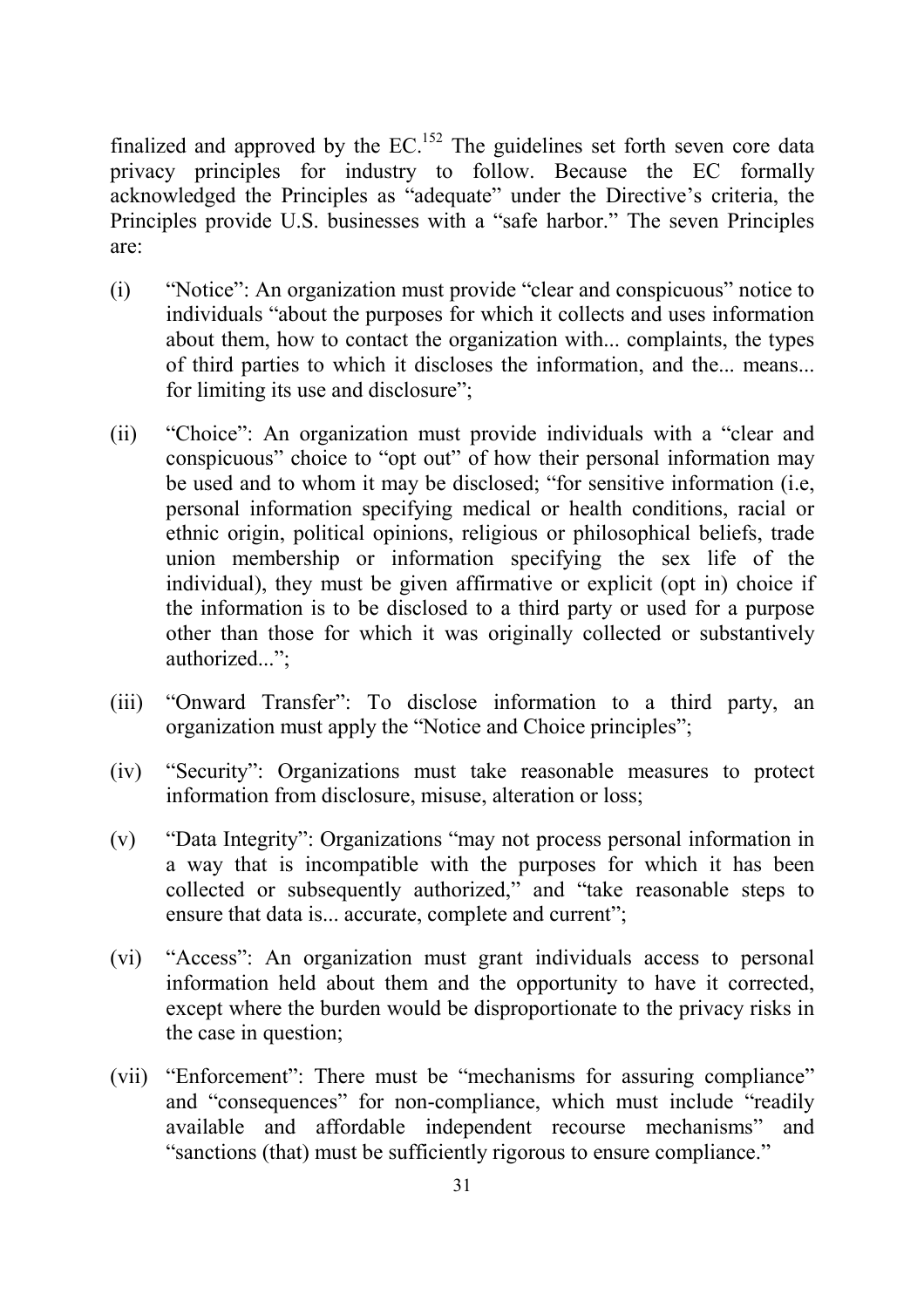finalized and approved by the EC.[152] The guidelines set forth seven core data privacy principles for industry to follow. Because the EC formally acknowledged the Principles as "adequate" under the Directive's criteria, the Principles provide U.S. businesses with a "safe harbor." The seven Principles are:

(i) "Notice": An organization must provide "clear and conspicuous" notice to individuals "about the purposes for which it collects and uses information about them, how to contact the organization with... complaints, the types of third parties to which it discloses the information, and the... means... for limiting its use and disclosure";

(ii) "Choice": An organization must provide individuals with a "clear and conspicuous" choice to "opt out" of how their personal information may be used and to whom it may be disclosed; "for sensitive information (i.e, personal information specifying medical or health conditions, racial or ethnic origin, political opinions, religious or philosophical beliefs, trade union membership or information specifying the sex life of the individual), they must be given affirmative or explicit (opt in) choice if the information is to be disclosed to a third party or used for a purpose other than those for which it was originally collected or substantively authorized...";

(iii) "Onward Transfer": To disclose information to a third party, an organization must apply the "Notice and Choice principles";

(iv) "Security": Organizations must take reasonable measures to protect information from disclosure, misuse, alteration or loss;

(v) "Data Integrity": Organizations "may not process personal information in a way that is incompatible with the purposes for which it has been collected or subsequently authorized," and "take reasonable steps to ensure that data is... accurate, complete and current";

(vi) "Access": An organization must grant individuals access to personal information held about them and the opportunity to have it corrected, except where the burden would be disproportionate to the privacy risks in the case in question;

(vii) "Enforcement": There must be "mechanisms for assuring compliance" and "consequences" for non-compliance, which must include "readily available and affordable independent recourse mechanisms" and "sanctions (that) must be sufficiently rigorous to ensure compliance."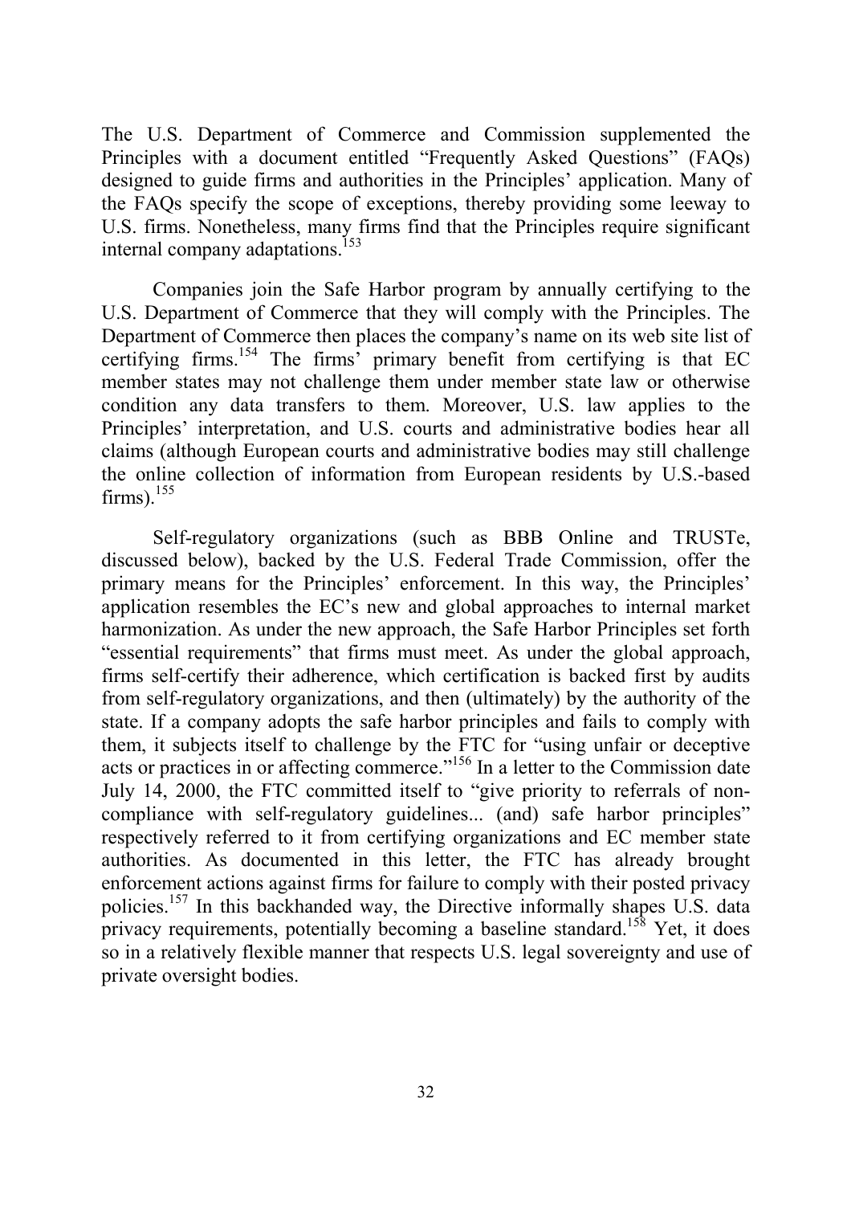The U.S. Department of Commerce and Commission supplemented the Principles with a document entitled "Frequently Asked Questions" (FAQs) designed to guide firms and authorities in the Principles' application. Many of the FAQs specify the scope of exceptions, thereby providing some leeway to U.S. firms. Nonetheless, many firms find that the Principles require significant internal company adaptations.[153]

Companies join the Safe Harbor program by annually certifying to the U.S. Department of Commerce that they will comply with the Principles. The Department of Commerce then places the company's name on its web site list of certifying firms.[154] The firms' primary benefit from certifying is that EC member states may not challenge them under member state law or otherwise condition any data transfers to them. Moreover, U.S. law applies to the Principles' interpretation, and U.S. courts and administrative bodies hear all claims (although European courts and administrative bodies may still challenge the online collection of information from European residents by U.S.-based firms).[155]

Self-regulatory organizations (such as BBB Online and TRUSTe, discussed below), backed by the U.S. Federal Trade Commission, offer the primary means for the Principles' enforcement. In this way, the Principles' application resembles the EC's new and global approaches to internal market harmonization. As under the new approach, the Safe Harbor Principles set forth "essential requirements" that firms must meet. As under the global approach, firms self-certify their adherence, which certification is backed first by audits from self-regulatory organizations, and then (ultimately) by the authority of the state. If a company adopts the safe harbor principles and fails to comply with them, it subjects itself to challenge by the FTC for "using unfair or deceptive acts or practices in or affecting commerce."[156] In a letter to the Commission date July 14, 2000, the FTC committed itself to "give priority to referrals of non-compliance with self-regulatory guidelines... (and) safe harbor principles" respectively referred to it from certifying organizations and EC member state authorities. As documented in this letter, the FTC has already brought enforcement actions against firms for failure to comply with their posted privacy policies.[157] In this backhanded way, the Directive informally shapes U.S. data privacy requirements, potentially becoming a baseline standard.[158] Yet, it does so in a relatively flexible manner that respects U.S. legal sovereignty and use of private oversight bodies.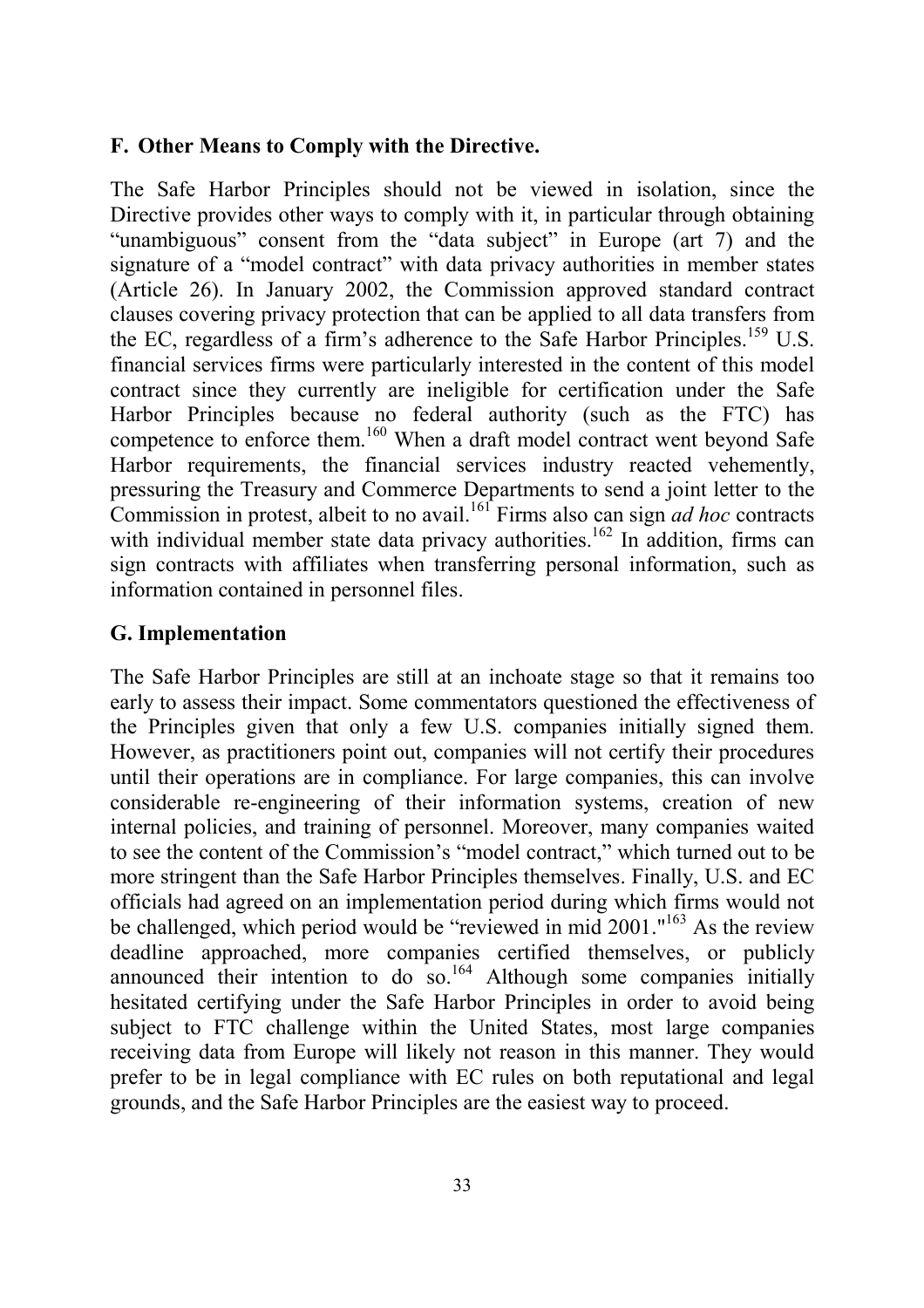## F. Other Means to Comply with the Directive.

The Safe Harbor Principles should not be viewed in isolation, since the Directive provides other ways to comply with it, in particular through obtaining "unambiguous" consent from the "data subject" in Europe (art 7) and the signature of a "model contract" with data privacy authorities in member states (Article 26). In January 2002, the Commission approved standard contract clauses covering privacy protection that can be applied to all data transfers from the EC, regardless of a firm's adherence to the Safe Harbor Principles.[159] U.S. financial services firms were particularly interested in the content of this model contract since they currently are ineligible for certification under the Safe Harbor Principles because no federal authority (such as the FTC) has competence to enforce them.[160] When a draft model contract went beyond Safe Harbor requirements, the financial services industry reacted vehemently, pressuring the Treasury and Commerce Departments to send a joint letter to the Commission in protest, albeit to no avail.[161] Firms also can sign *ad hoc* contracts with individual member state data privacy authorities.[162] In addition, firms can sign contracts with affiliates when transferring personal information, such as information contained in personnel files.

## G. Implementation

The Safe Harbor Principles are still at an inchoate stage so that it remains too early to assess their impact. Some commentators questioned the effectiveness of the Principles given that only a few U.S. companies initially signed them. However, as practitioners point out, companies will not certify their procedures until their operations are in compliance. For large companies, this can involve considerable re-engineering of their information systems, creation of new internal policies, and training of personnel. Moreover, many companies waited to see the content of the Commission's "model contract," which turned out to be more stringent than the Safe Harbor Principles themselves. Finally, U.S. and EC officials had agreed on an implementation period during which firms would not be challenged, which period would be "reviewed in mid 2001."[163] As the review deadline approached, more companies certified themselves, or publicly announced their intention to do so.[164] Although some companies initially hesitated certifying under the Safe Harbor Principles in order to avoid being subject to FTC challenge within the United States, most large companies receiving data from Europe will likely not reason in this manner. They would prefer to be in legal compliance with EC rules on both reputational and legal grounds, and the Safe Harbor Principles are the easiest way to proceed.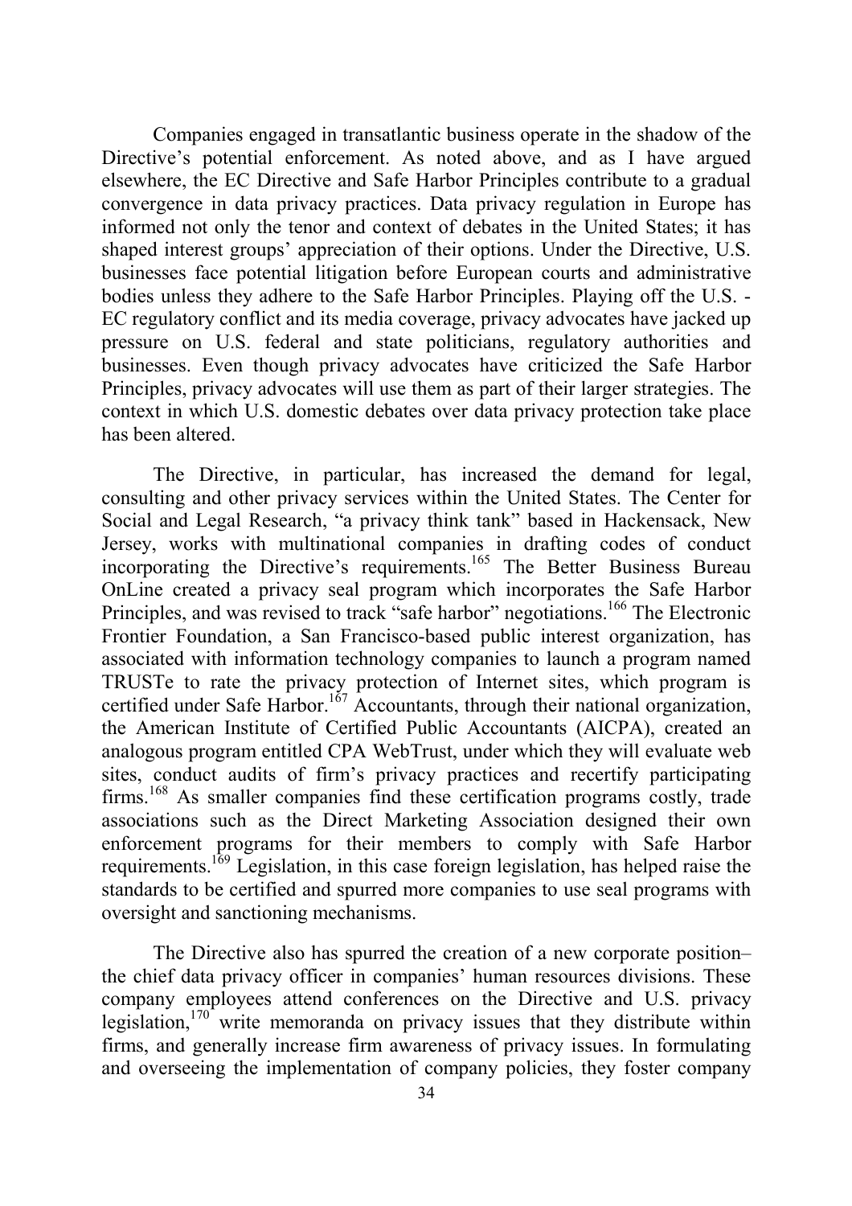Companies engaged in transatlantic business operate in the shadow of the Directive's potential enforcement. As noted above, and as I have argued elsewhere, the EC Directive and Safe Harbor Principles contribute to a gradual convergence in data privacy practices. Data privacy regulation in Europe has informed not only the tenor and context of debates in the United States; it has shaped interest groups' appreciation of their options. Under the Directive, U.S. businesses face potential litigation before European courts and administrative bodies unless they adhere to the Safe Harbor Principles. Playing off the U.S. - EC regulatory conflict and its media coverage, privacy advocates have jacked up pressure on U.S. federal and state politicians, regulatory authorities and businesses. Even though privacy advocates have criticized the Safe Harbor Principles, privacy advocates will use them as part of their larger strategies. The context in which U.S. domestic debates over data privacy protection take place has been altered.

The Directive, in particular, has increased the demand for legal, consulting and other privacy services within the United States. The Center for Social and Legal Research, "a privacy think tank" based in Hackensack, New Jersey, works with multinational companies in drafting codes of conduct incorporating the Directive's requirements.[165] The Better Business Bureau OnLine created a privacy seal program which incorporates the Safe Harbor Principles, and was revised to track "safe harbor" negotiations.[166] The Electronic Frontier Foundation, a San Francisco-based public interest organization, has associated with information technology companies to launch a program named TRUSTe to rate the privacy protection of Internet sites, which program is certified under Safe Harbor.[167] Accountants, through their national organization, the American Institute of Certified Public Accountants (AICPA), created an analogous program entitled CPA WebTrust, under which they will evaluate web sites, conduct audits of firm's privacy practices and recertify participating firms.[168] As smaller companies find these certification programs costly, trade associations such as the Direct Marketing Association designed their own enforcement programs for their members to comply with Safe Harbor requirements.[169] Legislation, in this case foreign legislation, has helped raise the standards to be certified and spurred more companies to use seal programs with oversight and sanctioning mechanisms.

The Directive also has spurred the creation of a new corporate position– the chief data privacy officer in companies' human resources divisions. These company employees attend conferences on the Directive and U.S. privacy legislation,[170] write memoranda on privacy issues that they distribute within firms, and generally increase firm awareness of privacy issues. In formulating and overseeing the implementation of company policies, they foster company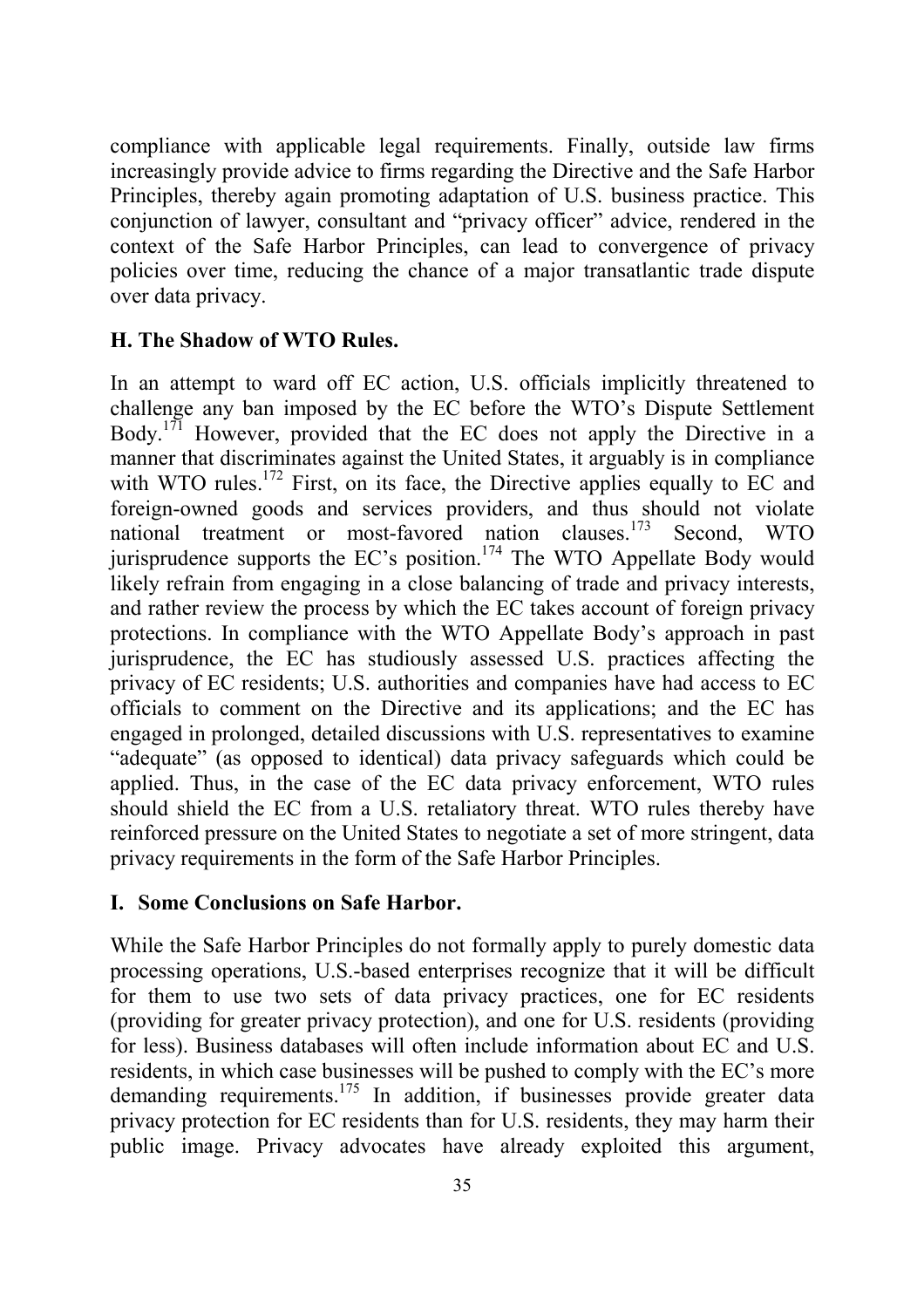compliance with applicable legal requirements. Finally, outside law firms increasingly provide advice to firms regarding the Directive and the Safe Harbor Principles, thereby again promoting adaptation of U.S. business practice. This conjunction of lawyer, consultant and "privacy officer" advice, rendered in the context of the Safe Harbor Principles, can lead to convergence of privacy policies over time, reducing the chance of a major transatlantic trade dispute over data privacy.

### H. The Shadow of WTO Rules.

In an attempt to ward off EC action, U.S. officials implicitly threatened to challenge any ban imposed by the EC before the WTO's Dispute Settlement Body.[171] However, provided that the EC does not apply the Directive in a manner that discriminates against the United States, it arguably is in compliance with WTO rules.[172] First, on its face, the Directive applies equally to EC and foreign-owned goods and services providers, and thus should not violate national treatment or most-favored nation clauses.[173] Second, WTO jurisprudence supports the EC's position.[174] The WTO Appellate Body would likely refrain from engaging in a close balancing of trade and privacy interests, and rather review the process by which the EC takes account of foreign privacy protections. In compliance with the WTO Appellate Body's approach in past jurisprudence, the EC has studiously assessed U.S. practices affecting the privacy of EC residents; U.S. authorities and companies have had access to EC officials to comment on the Directive and its applications; and the EC has engaged in prolonged, detailed discussions with U.S. representatives to examine "adequate" (as opposed to identical) data privacy safeguards which could be applied. Thus, in the case of the EC data privacy enforcement, WTO rules should shield the EC from a U.S. retaliatory threat. WTO rules thereby have reinforced pressure on the United States to negotiate a set of more stringent, data privacy requirements in the form of the Safe Harbor Principles.

### I. Some Conclusions on Safe Harbor.

While the Safe Harbor Principles do not formally apply to purely domestic data processing operations, U.S.-based enterprises recognize that it will be difficult for them to use two sets of data privacy practices, one for EC residents (providing for greater privacy protection), and one for U.S. residents (providing for less). Business databases will often include information about EC and U.S. residents, in which case businesses will be pushed to comply with the EC's more demanding requirements.[175] In addition, if businesses provide greater data privacy protection for EC residents than for U.S. residents, they may harm their public image. Privacy advocates have already exploited this argument,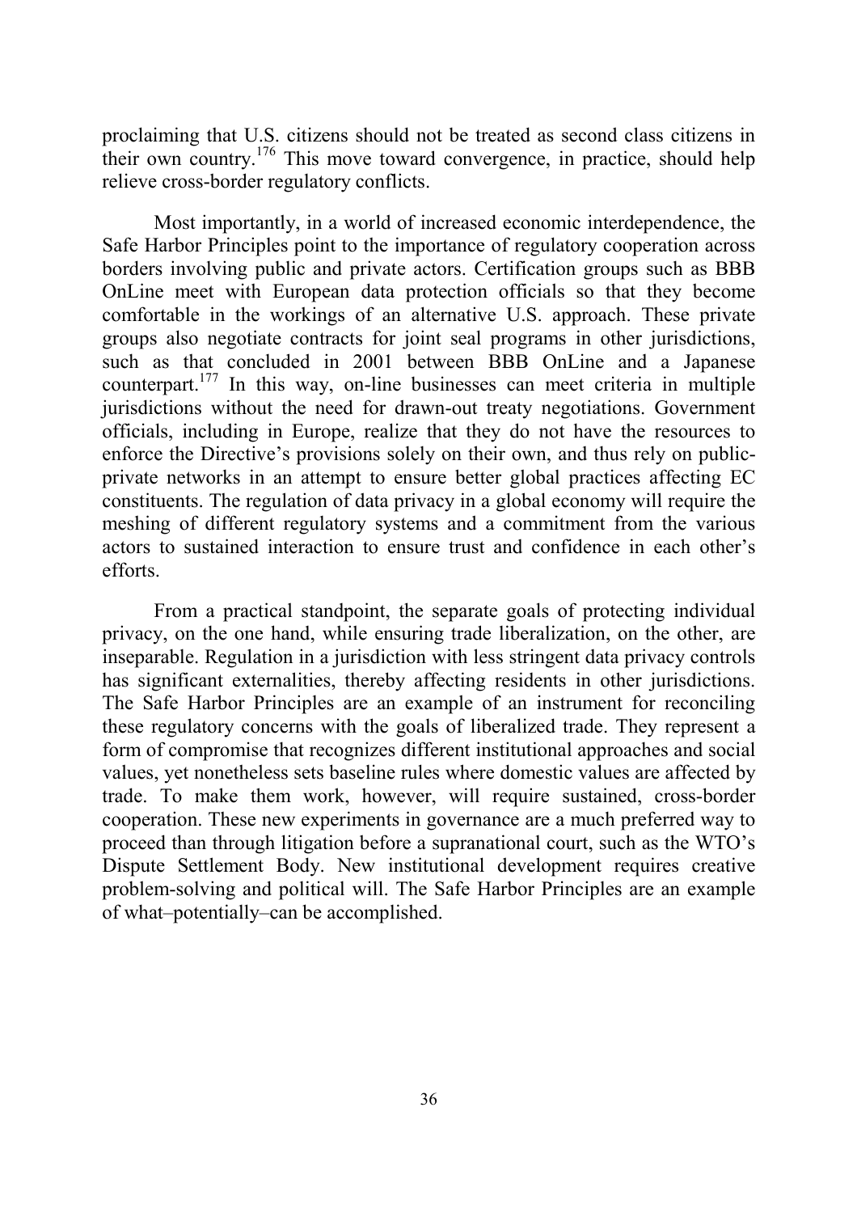proclaiming that U.S. citizens should not be treated as second class citizens in their own country.[176] This move toward convergence, in practice, should help relieve cross-border regulatory conflicts.

Most importantly, in a world of increased economic interdependence, the Safe Harbor Principles point to the importance of regulatory cooperation across borders involving public and private actors. Certification groups such as BBB OnLine meet with European data protection officials so that they become comfortable in the workings of an alternative U.S. approach. These private groups also negotiate contracts for joint seal programs in other jurisdictions, such as that concluded in 2001 between BBB OnLine and a Japanese counterpart.[177] In this way, on-line businesses can meet criteria in multiple jurisdictions without the need for drawn-out treaty negotiations. Government officials, including in Europe, realize that they do not have the resources to enforce the Directive's provisions solely on their own, and thus rely on public-private networks in an attempt to ensure better global practices affecting EC constituents. The regulation of data privacy in a global economy will require the meshing of different regulatory systems and a commitment from the various actors to sustained interaction to ensure trust and confidence in each other's efforts.

From a practical standpoint, the separate goals of protecting individual privacy, on the one hand, while ensuring trade liberalization, on the other, are inseparable. Regulation in a jurisdiction with less stringent data privacy controls has significant externalities, thereby affecting residents in other jurisdictions. The Safe Harbor Principles are an example of an instrument for reconciling these regulatory concerns with the goals of liberalized trade. They represent a form of compromise that recognizes different institutional approaches and social values, yet nonetheless sets baseline rules where domestic values are affected by trade. To make them work, however, will require sustained, cross-border cooperation. These new experiments in governance are a much preferred way to proceed than through litigation before a supranational court, such as the WTO's Dispute Settlement Body. New institutional development requires creative problem-solving and political will. The Safe Harbor Principles are an example of what–potentially–can be accomplished.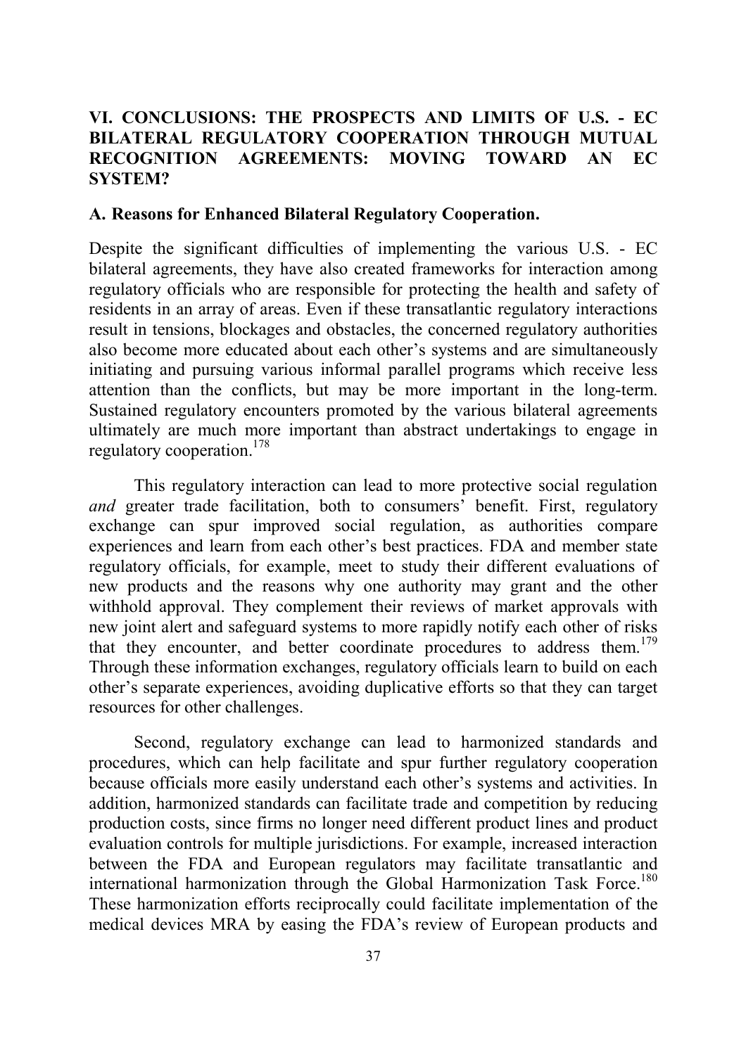## VI. CONCLUSIONS: THE PROSPECTS AND LIMITS OF U.S. - EC BILATERAL REGULATORY COOPERATION THROUGH MUTUAL RECOGNITION AGREEMENTS: MOVING TOWARD AN EC SYSTEM?

### A. Reasons for Enhanced Bilateral Regulatory Cooperation.

Despite the significant difficulties of implementing the various U.S. - EC bilateral agreements, they have also created frameworks for interaction among regulatory officials who are responsible for protecting the health and safety of residents in an array of areas. Even if these transatlantic regulatory interactions result in tensions, blockages and obstacles, the concerned regulatory authorities also become more educated about each other's systems and are simultaneously initiating and pursuing various informal parallel programs which receive less attention than the conflicts, but may be more important in the long-term. Sustained regulatory encounters promoted by the various bilateral agreements ultimately are much more important than abstract undertakings to engage in regulatory cooperation.[178]

This regulatory interaction can lead to more protective social regulation *and* greater trade facilitation, both to consumers' benefit. First, regulatory exchange can spur improved social regulation, as authorities compare experiences and learn from each other's best practices. FDA and member state regulatory officials, for example, meet to study their different evaluations of new products and the reasons why one authority may grant and the other withhold approval. They complement their reviews of market approvals with new joint alert and safeguard systems to more rapidly notify each other of risks that they encounter, and better coordinate procedures to address them.[179] Through these information exchanges, regulatory officials learn to build on each other's separate experiences, avoiding duplicative efforts so that they can target resources for other challenges.

Second, regulatory exchange can lead to harmonized standards and procedures, which can help facilitate and spur further regulatory cooperation because officials more easily understand each other's systems and activities. In addition, harmonized standards can facilitate trade and competition by reducing production costs, since firms no longer need different product lines and product evaluation controls for multiple jurisdictions. For example, increased interaction between the FDA and European regulators may facilitate transatlantic and international harmonization through the Global Harmonization Task Force.[180] These harmonization efforts reciprocally could facilitate implementation of the medical devices MRA by easing the FDA's review of European products and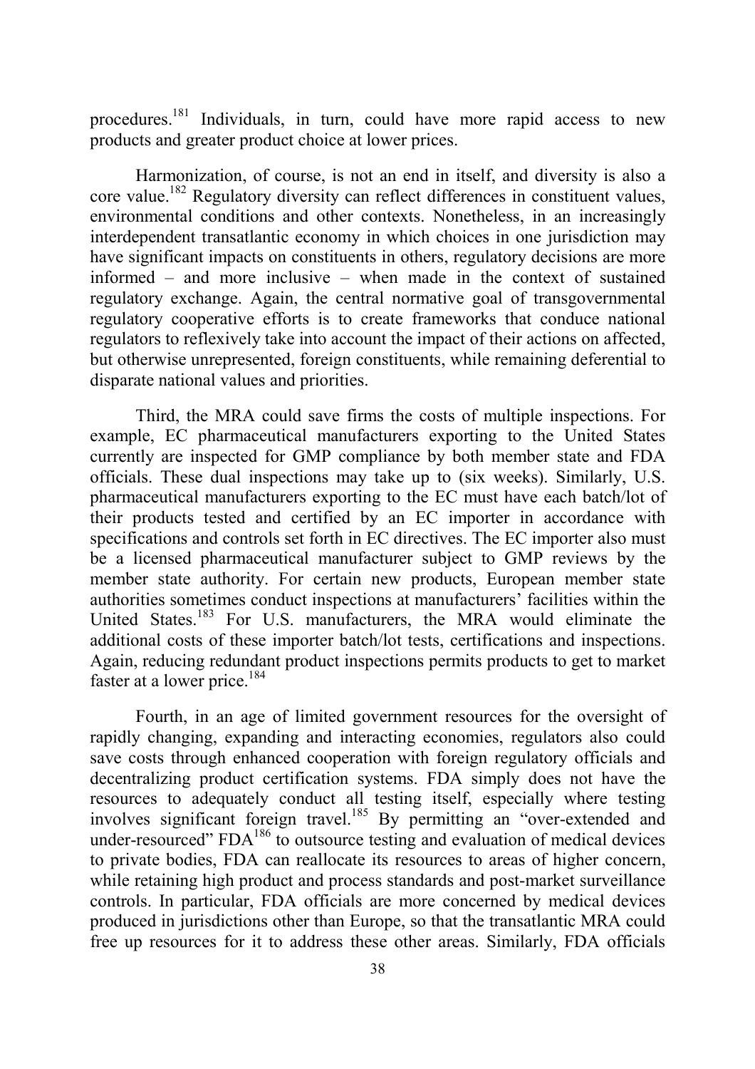procedures.[181] Individuals, in turn, could have more rapid access to new products and greater product choice at lower prices.

Harmonization, of course, is not an end in itself, and diversity is also a core value.[182] Regulatory diversity can reflect differences in constituent values, environmental conditions and other contexts. Nonetheless, in an increasingly interdependent transatlantic economy in which choices in one jurisdiction may have significant impacts on constituents in others, regulatory decisions are more informed – and more inclusive – when made in the context of sustained regulatory exchange. Again, the central normative goal of transgovernmental regulatory cooperative efforts is to create frameworks that conduce national regulators to reflexively take into account the impact of their actions on affected, but otherwise unrepresented, foreign constituents, while remaining deferential to disparate national values and priorities.

Third, the MRA could save firms the costs of multiple inspections. For example, EC pharmaceutical manufacturers exporting to the United States currently are inspected for GMP compliance by both member state and FDA officials. These dual inspections may take up to (six weeks). Similarly, U.S. pharmaceutical manufacturers exporting to the EC must have each batch/lot of their products tested and certified by an EC importer in accordance with specifications and controls set forth in EC directives. The EC importer also must be a licensed pharmaceutical manufacturer subject to GMP reviews by the member state authority. For certain new products, European member state authorities sometimes conduct inspections at manufacturers' facilities within the United States.[183] For U.S. manufacturers, the MRA would eliminate the additional costs of these importer batch/lot tests, certifications and inspections. Again, reducing redundant product inspections permits products to get to market faster at a lower price.[184]

Fourth, in an age of limited government resources for the oversight of rapidly changing, expanding and interacting economies, regulators also could save costs through enhanced cooperation with foreign regulatory officials and decentralizing product certification systems. FDA simply does not have the resources to adequately conduct all testing itself, especially where testing involves significant foreign travel.[185] By permitting an "over-extended and under-resourced" FDA[186] to outsource testing and evaluation of medical devices to private bodies, FDA can reallocate its resources to areas of higher concern, while retaining high product and process standards and post-market surveillance controls. In particular, FDA officials are more concerned by medical devices produced in jurisdictions other than Europe, so that the transatlantic MRA could free up resources for it to address these other areas. Similarly, FDA officials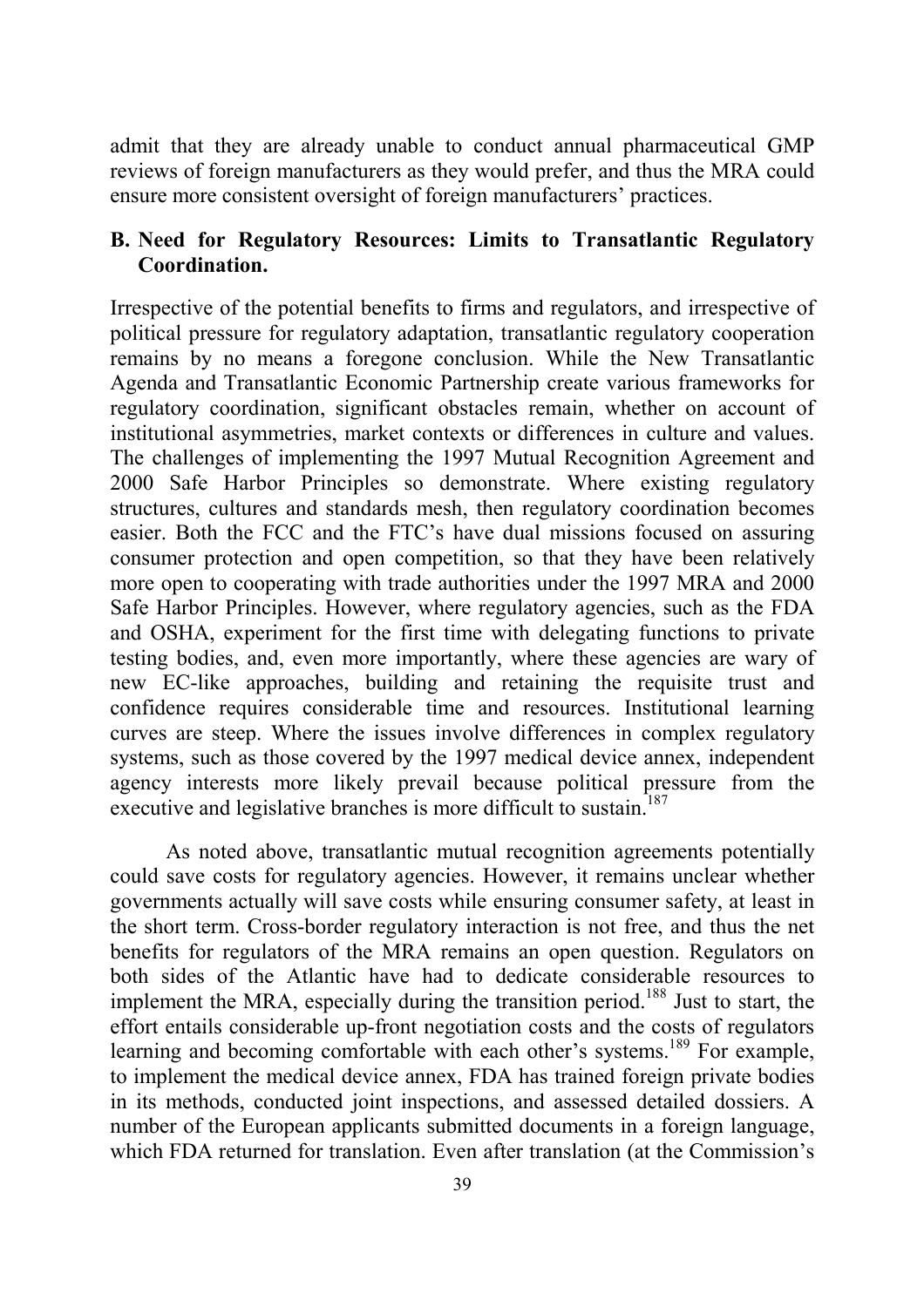admit that they are already unable to conduct annual pharmaceutical GMP reviews of foreign manufacturers as they would prefer, and thus the MRA could ensure more consistent oversight of foreign manufacturers' practices.

### B. Need for Regulatory Resources: Limits to Transatlantic Regulatory Coordination.

Irrespective of the potential benefits to firms and regulators, and irrespective of political pressure for regulatory adaptation, transatlantic regulatory cooperation remains by no means a foregone conclusion. While the New Transatlantic Agenda and Transatlantic Economic Partnership create various frameworks for regulatory coordination, significant obstacles remain, whether on account of institutional asymmetries, market contexts or differences in culture and values. The challenges of implementing the 1997 Mutual Recognition Agreement and 2000 Safe Harbor Principles so demonstrate. Where existing regulatory structures, cultures and standards mesh, then regulatory coordination becomes easier. Both the FCC and the FTC's have dual missions focused on assuring consumer protection and open competition, so that they have been relatively more open to cooperating with trade authorities under the 1997 MRA and 2000 Safe Harbor Principles. However, where regulatory agencies, such as the FDA and OSHA, experiment for the first time with delegating functions to private testing bodies, and, even more importantly, where these agencies are wary of new EC-like approaches, building and retaining the requisite trust and confidence requires considerable time and resources. Institutional learning curves are steep. Where the issues involve differences in complex regulatory systems, such as those covered by the 1997 medical device annex, independent agency interests more likely prevail because political pressure from the executive and legislative branches is more difficult to sustain.[187]

As noted above, transatlantic mutual recognition agreements potentially could save costs for regulatory agencies. However, it remains unclear whether governments actually will save costs while ensuring consumer safety, at least in the short term. Cross-border regulatory interaction is not free, and thus the net benefits for regulators of the MRA remains an open question. Regulators on both sides of the Atlantic have had to dedicate considerable resources to implement the MRA, especially during the transition period.[188] Just to start, the effort entails considerable up-front negotiation costs and the costs of regulators learning and becoming comfortable with each other's systems.[189] For example, to implement the medical device annex, FDA has trained foreign private bodies in its methods, conducted joint inspections, and assessed detailed dossiers. A number of the European applicants submitted documents in a foreign language, which FDA returned for translation. Even after translation (at the Commission's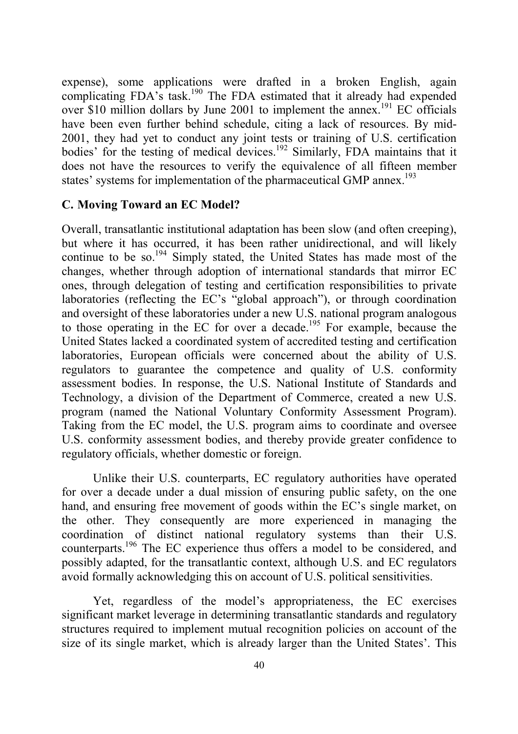expense), some applications were drafted in a broken English, again complicating FDA's task.[190] The FDA estimated that it already had expended over $10 million dollars by June 2001 to implement the annex.[191] EC officials have been even further behind schedule, citing a lack of resources. By mid-2001, they had yet to conduct any joint tests or training of U.S. certification bodies' for the testing of medical devices.[192] Similarly, FDA maintains that it does not have the resources to verify the equivalence of all fifteen member states' systems for implementation of the pharmaceutical GMP annex.[193]

## C. Moving Toward an EC Model?

Overall, transatlantic institutional adaptation has been slow (and often creeping), but where it has occurred, it has been rather unidirectional, and will likely continue to be so.[194] Simply stated, the United States has made most of the changes, whether through adoption of international standards that mirror EC ones, through delegation of testing and certification responsibilities to private laboratories (reflecting the EC's "global approach"), or through coordination and oversight of these laboratories under a new U.S. national program analogous to those operating in the EC for over a decade.[195] For example, because the United States lacked a coordinated system of accredited testing and certification laboratories, European officials were concerned about the ability of U.S. regulators to guarantee the competence and quality of U.S. conformity assessment bodies. In response, the U.S. National Institute of Standards and Technology, a division of the Department of Commerce, created a new U.S. program (named the National Voluntary Conformity Assessment Program). Taking from the EC model, the U.S. program aims to coordinate and oversee U.S. conformity assessment bodies, and thereby provide greater confidence to regulatory officials, whether domestic or foreign.

Unlike their U.S. counterparts, EC regulatory authorities have operated for over a decade under a dual mission of ensuring public safety, on the one hand, and ensuring free movement of goods within the EC's single market, on the other. They consequently are more experienced in managing the coordination of distinct national regulatory systems than their U.S. counterparts.[196] The EC experience thus offers a model to be considered, and possibly adapted, for the transatlantic context, although U.S. and EC regulators avoid formally acknowledging this on account of U.S. political sensitivities.

Yet, regardless of the model's appropriateness, the EC exercises significant market leverage in determining transatlantic standards and regulatory structures required to implement mutual recognition policies on account of the size of its single market, which is already larger than the United States'. This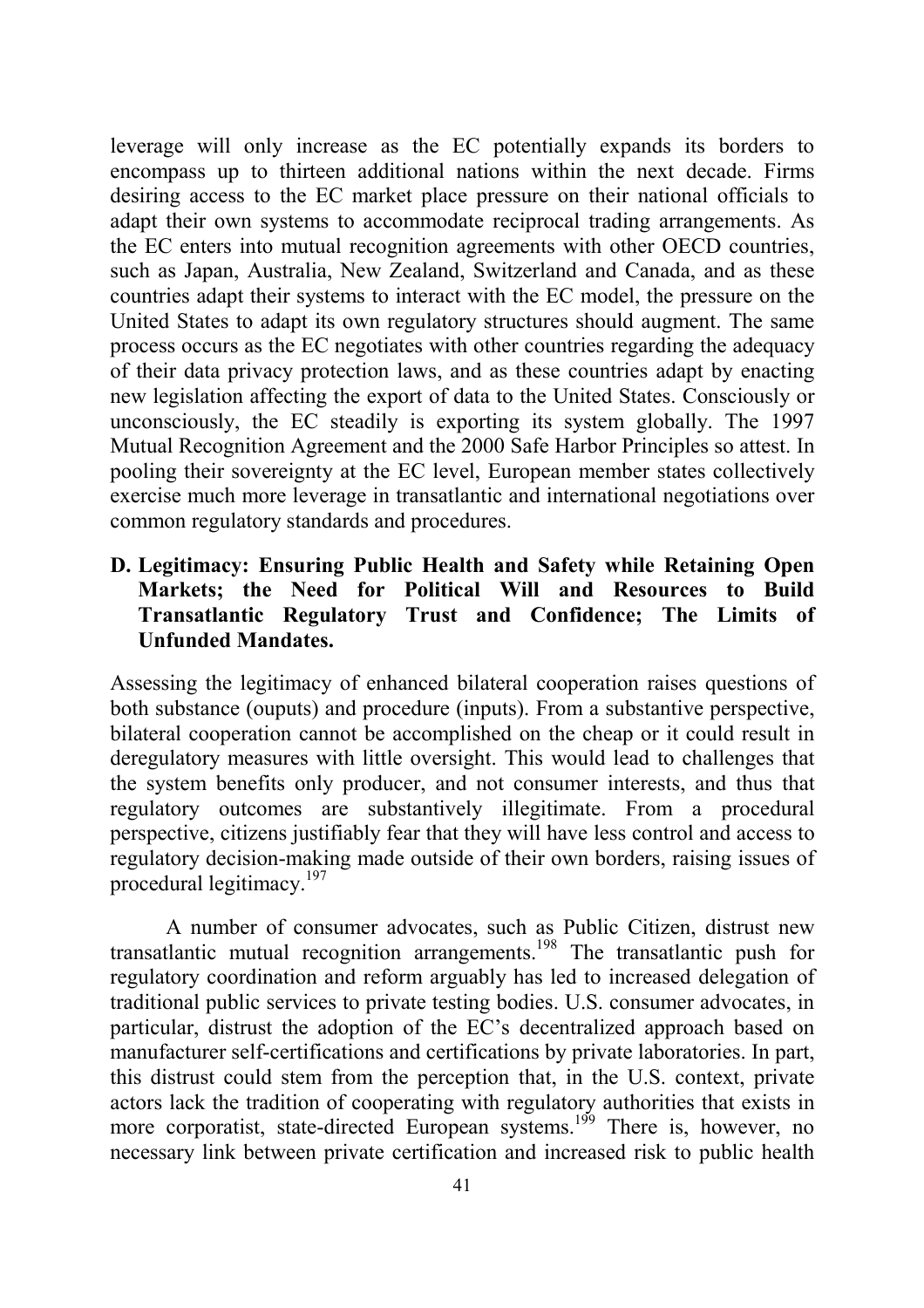leverage will only increase as the EC potentially expands its borders to encompass up to thirteen additional nations within the next decade. Firms desiring access to the EC market place pressure on their national officials to adapt their own systems to accommodate reciprocal trading arrangements. As the EC enters into mutual recognition agreements with other OECD countries, such as Japan, Australia, New Zealand, Switzerland and Canada, and as these countries adapt their systems to interact with the EC model, the pressure on the United States to adapt its own regulatory structures should augment. The same process occurs as the EC negotiates with other countries regarding the adequacy of their data privacy protection laws, and as these countries adapt by enacting new legislation affecting the export of data to the United States. Consciously or unconsciously, the EC steadily is exporting its system globally. The 1997 Mutual Recognition Agreement and the 2000 Safe Harbor Principles so attest. In pooling their sovereignty at the EC level, European member states collectively exercise much more leverage in transatlantic and international negotiations over common regulatory standards and procedures.

### D. Legitimacy: Ensuring Public Health and Safety while Retaining Open Markets; the Need for Political Will and Resources to Build Transatlantic Regulatory Trust and Confidence; The Limits of Unfunded Mandates.

Assessing the legitimacy of enhanced bilateral cooperation raises questions of both substance (ouputs) and procedure (inputs). From a substantive perspective, bilateral cooperation cannot be accomplished on the cheap or it could result in deregulatory measures with little oversight. This would lead to challenges that the system benefits only producer, and not consumer interests, and thus that regulatory outcomes are substantively illegitimate. From a procedural perspective, citizens justifiably fear that they will have less control and access to regulatory decision-making made outside of their own borders, raising issues of procedural legitimacy.[197]

A number of consumer advocates, such as Public Citizen, distrust new transatlantic mutual recognition arrangements.[198] The transatlantic push for regulatory coordination and reform arguably has led to increased delegation of traditional public services to private testing bodies. U.S. consumer advocates, in particular, distrust the adoption of the EC's decentralized approach based on manufacturer self-certifications and certifications by private laboratories. In part, this distrust could stem from the perception that, in the U.S. context, private actors lack the tradition of cooperating with regulatory authorities that exists in more corporatist, state-directed European systems.[199] There is, however, no necessary link between private certification and increased risk to public health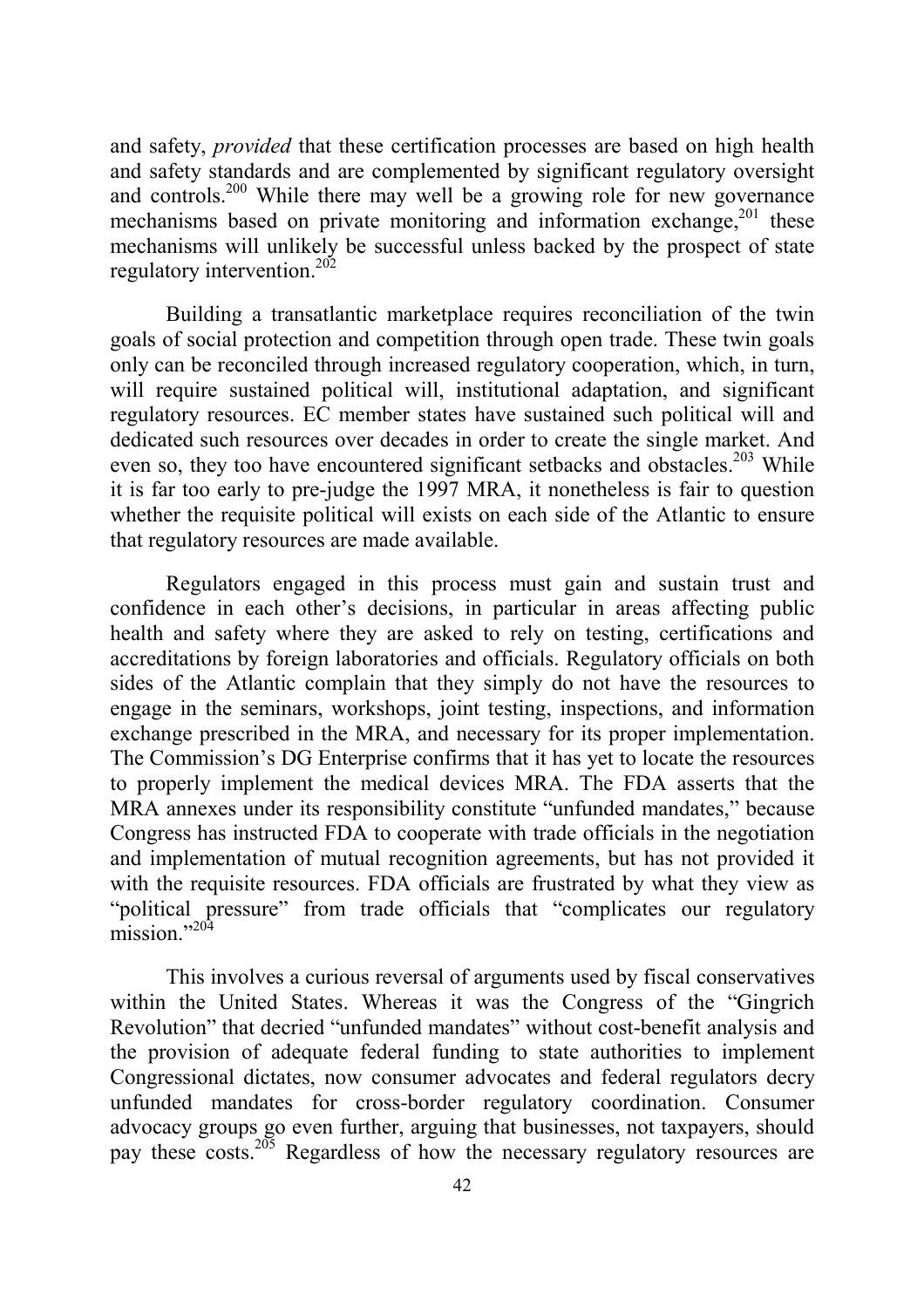and safety, *provided* that these certification processes are based on high health and safety standards and are complemented by significant regulatory oversight and controls.[200] While there may well be a growing role for new governance mechanisms based on private monitoring and information exchange,[201] these mechanisms will unlikely be successful unless backed by the prospect of state regulatory intervention.[202]

Building a transatlantic marketplace requires reconciliation of the twin goals of social protection and competition through open trade. These twin goals only can be reconciled through increased regulatory cooperation, which, in turn, will require sustained political will, institutional adaptation, and significant regulatory resources. EC member states have sustained such political will and dedicated such resources over decades in order to create the single market. And even so, they too have encountered significant setbacks and obstacles.[203] While it is far too early to pre-judge the 1997 MRA, it nonetheless is fair to question whether the requisite political will exists on each side of the Atlantic to ensure that regulatory resources are made available.

Regulators engaged in this process must gain and sustain trust and confidence in each other's decisions, in particular in areas affecting public health and safety where they are asked to rely on testing, certifications and accreditations by foreign laboratories and officials. Regulatory officials on both sides of the Atlantic complain that they simply do not have the resources to engage in the seminars, workshops, joint testing, inspections, and information exchange prescribed in the MRA, and necessary for its proper implementation. The Commission's DG Enterprise confirms that it has yet to locate the resources to properly implement the medical devices MRA. The FDA asserts that the MRA annexes under its responsibility constitute "unfunded mandates," because Congress has instructed FDA to cooperate with trade officials in the negotiation and implementation of mutual recognition agreements, but has not provided it with the requisite resources. FDA officials are frustrated by what they view as "political pressure" from trade officials that "complicates our regulatory mission."[204]

This involves a curious reversal of arguments used by fiscal conservatives within the United States. Whereas it was the Congress of the "Gingrich Revolution" that decried "unfunded mandates" without cost-benefit analysis and the provision of adequate federal funding to state authorities to implement Congressional dictates, now consumer advocates and federal regulators decry unfunded mandates for cross-border regulatory coordination. Consumer advocacy groups go even further, arguing that businesses, not taxpayers, should pay these costs.[205] Regardless of how the necessary regulatory resources are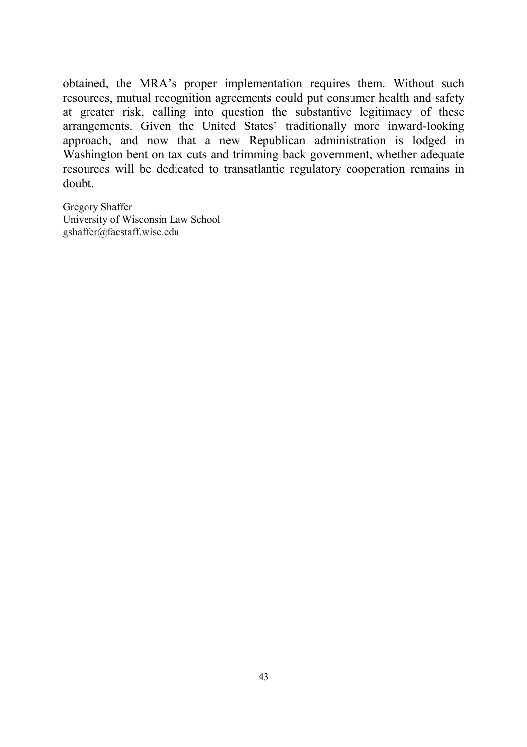obtained, the MRA's proper implementation requires them. Without such resources, mutual recognition agreements could put consumer health and safety at greater risk, calling into question the substantive legitimacy of these arrangements. Given the United States' traditionally more inward-looking approach, and now that a new Republican administration is lodged in Washington bent on tax cuts and trimming back government, whether adequate resources will be dedicated to transatlantic regulatory cooperation remains in doubt.

Gregory Shaffer  
University of Wisconsin Law School  
gshaffer@facstaff.wisc.edu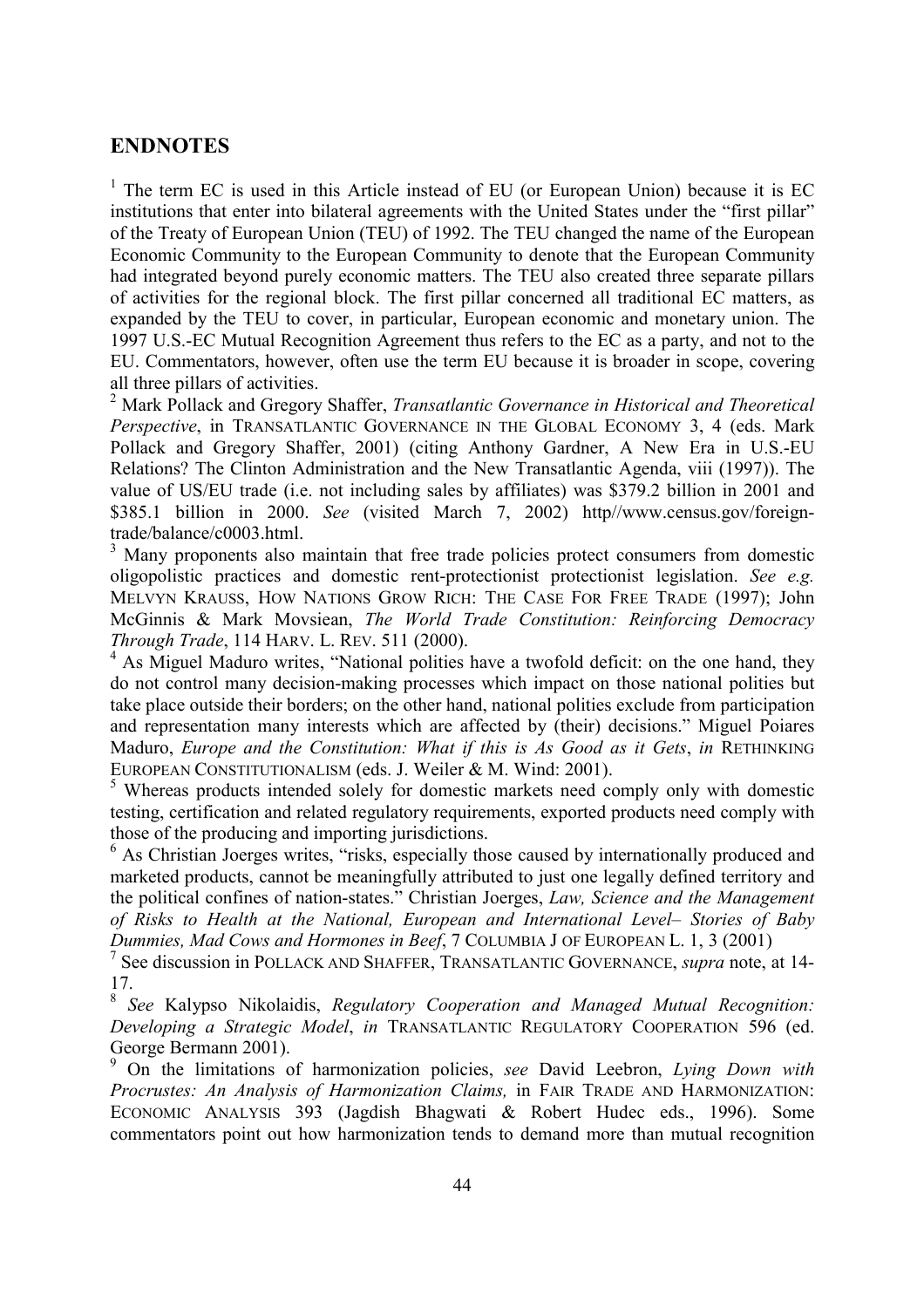## ENDNOTES

[1] The term EC is used in this Article instead of EU (or European Union) because it is EC institutions that enter into bilateral agreements with the United States under the "first pillar" of the Treaty of European Union (TEU) of 1992. The TEU changed the name of the European Economic Community to the European Community to denote that the European Community had integrated beyond purely economic matters. The TEU also created three separate pillars of activities for the regional block. The first pillar concerned all traditional EC matters, as expanded by the TEU to cover, in particular, European economic and monetary union. The 1997 U.S.-EC Mutual Recognition Agreement thus refers to the EC as a party, and not to the EU. Commentators, however, often use the term EU because it is broader in scope, covering all three pillars of activities.

[2] Mark Pollack and Gregory Shaffer, *Transatlantic Governance in Historical and Theoretical Perspective*, in TRANSATLANTIC GOVERNANCE IN THE GLOBAL ECONOMY 3, 4 (eds. Mark Pollack and Gregory Shaffer, 2001) (citing Anthony Gardner, A New Era in U.S.-EU Relations? The Clinton Administration and the New Transatlantic Agenda, viii (1997)). The value of US/EU trade (i.e. not including sales by affiliates) was $379.2 billion in 2001 and $385.1 billion in 2000. *See* (visited March 7, 2002) http//www.census.gov/foreign-trade/balance/c0003.html.

[3] Many proponents also maintain that free trade policies protect consumers from domestic oligopolistic practices and domestic rent-protectionist protectionist legislation. *See e.g.* MELVYN KRAUSS, HOW NATIONS GROW RICH: THE CASE FOR FREE TRADE (1997); John McGinnis & Mark Movsiean, *The World Trade Constitution: Reinforcing Democracy Through Trade*, 114 HARV. L. REV. 511 (2000).

[4] As Miguel Maduro writes, "National polities have a twofold deficit: on the one hand, they do not control many decision-making processes which impact on those national polities but take place outside their borders; on the other hand, national polities exclude from participation and representation many interests which are affected by (their) decisions." Miguel Poiares Maduro, *Europe and the Constitution: What if this is As Good as it Gets*, *in* RETHINKING EUROPEAN CONSTITUTIONALISM (eds. J. Weiler & M. Wind: 2001).

[5] Whereas products intended solely for domestic markets need comply only with domestic testing, certification and related regulatory requirements, exported products need comply with those of the producing and importing jurisdictions.

[6] As Christian Joerges writes, "risks, especially those caused by internationally produced and marketed products, cannot be meaningfully attributed to just one legally defined territory and the political confines of nation-states." Christian Joerges, *Law, Science and the Management of Risks to Health at the National, European and International Level– Stories of Baby Dummies, Mad Cows and Hormones in Beef*, 7 COLUMBIA J OF EUROPEAN L. 1, 3 (2001)

[7] See discussion in POLLACK AND SHAFFER, TRANSATLANTIC GOVERNANCE, *supra* note, at 14-17.

[8] *See* Kalypso Nikolaidis, *Regulatory Cooperation and Managed Mutual Recognition: Developing a Strategic Model*, *in* TRANSATLANTIC REGULATORY COOPERATION 596 (ed. George Bermann 2001).

[9] On the limitations of harmonization policies, *see* David Leebron, *Lying Down with Procrustes: An Analysis of Harmonization Claims,* in FAIR TRADE AND HARMONIZATION: ECONOMIC ANALYSIS 393 (Jagdish Bhagwati & Robert Hudec eds., 1996). Some commentators point out how harmonization tends to demand more than mutual recognition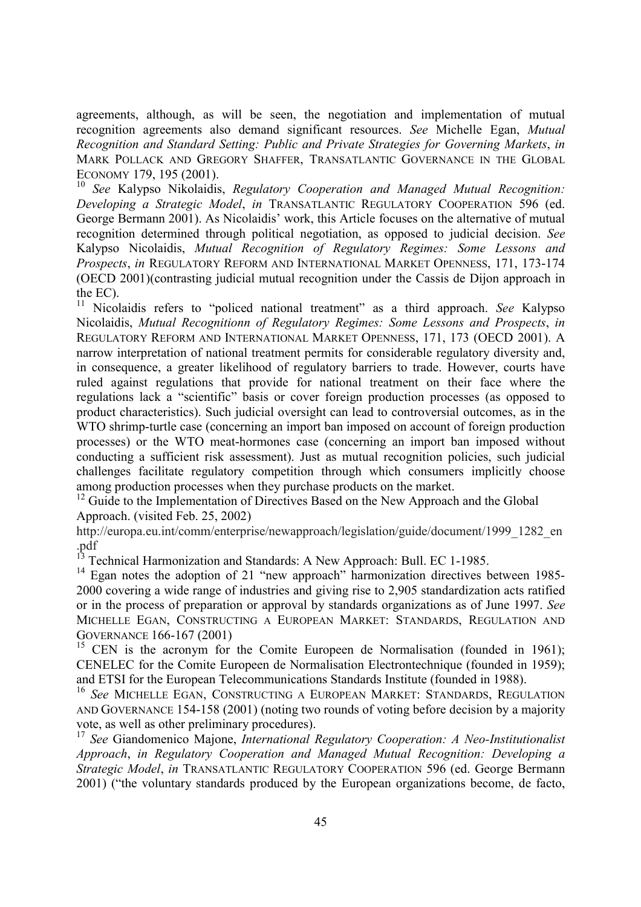agreements, although, as will be seen, the negotiation and implementation of mutual recognition agreements also demand significant resources. *See* Michelle Egan, *Mutual Recognition and Standard Setting: Public and Private Strategies for Governing Markets*, *in* MARK POLLACK AND GREGORY SHAFFER, TRANSATLANTIC GOVERNANCE IN THE GLOBAL ECONOMY 179, 195 (2001).

[10] *See* Kalypso Nikolaidis, *Regulatory Cooperation and Managed Mutual Recognition: Developing a Strategic Model*, *in* TRANSATLANTIC REGULATORY COOPERATION 596 (ed. George Bermann 2001). As Nicolaidis' work, this Article focuses on the alternative of mutual recognition determined through political negotiation, as opposed to judicial decision. *See* Kalypso Nicolaidis, *Mutual Recognition of Regulatory Regimes: Some Lessons and Prospects*, *in* REGULATORY REFORM AND INTERNATIONAL MARKET OPENNESS, 171, 173-174 (OECD 2001)(contrasting judicial mutual recognition under the Cassis de Dijon approach in the EC).

[11] Nicolaidis refers to "policed national treatment" as a third approach. *See* Kalypso Nicolaidis, *Mutual Recognitionn of Regulatory Regimes: Some Lessons and Prospects*, *in* REGULATORY REFORM AND INTERNATIONAL MARKET OPENNESS, 171, 173 (OECD 2001). A narrow interpretation of national treatment permits for considerable regulatory diversity and, in consequence, a greater likelihood of regulatory barriers to trade. However, courts have ruled against regulations that provide for national treatment on their face where the regulations lack a "scientific" basis or cover foreign production processes (as opposed to product characteristics). Such judicial oversight can lead to controversial outcomes, as in the WTO shrimp-turtle case (concerning an import ban imposed on account of foreign production processes) or the WTO meat-hormones case (concerning an import ban imposed without conducting a sufficient risk assessment). Just as mutual recognition policies, such judicial challenges facilitate regulatory competition through which consumers implicitly choose among production processes when they purchase products on the market.

[12] Guide to the Implementation of Directives Based on the New Approach and the Global Approach. (visited Feb. 25, 2002) http://europa.eu.int/comm/enterprise/newapproach/legislation/guide/document/1999_1282_en.pdf

[13] Technical Harmonization and Standards: A New Approach: Bull. EC 1-1985.

[14] Egan notes the adoption of 21 "new approach" harmonization directives between 1985-2000 covering a wide range of industries and giving rise to 2,905 standardization acts ratified or in the process of preparation or approval by standards organizations as of June 1997. *See* MICHELLE EGAN, CONSTRUCTING A EUROPEAN MARKET: STANDARDS, REGULATION AND GOVERNANCE 166-167 (2001)

[15] CEN is the acronym for the Comite Europeen de Normalisation (founded in 1961); CENELEC for the Comite Europeen de Normalisation Electrontechnique (founded in 1959); and ETSI for the European Telecommunications Standards Institute (founded in 1988).

[16] *See* MICHELLE EGAN, CONSTRUCTING A EUROPEAN MARKET: STANDARDS, REGULATION AND GOVERNANCE 154-158 (2001) (noting two rounds of voting before decision by a majority vote, as well as other preliminary procedures).

[17] *See* Giandomenico Majone, *International Regulatory Cooperation: A Neo-Institutionalist Approach*, *in Regulatory Cooperation and Managed Mutual Recognition: Developing a Strategic Model*, *in* TRANSATLANTIC REGULATORY COOPERATION 596 (ed. George Bermann 2001) ("the voluntary standards produced by the European organizations become, de facto,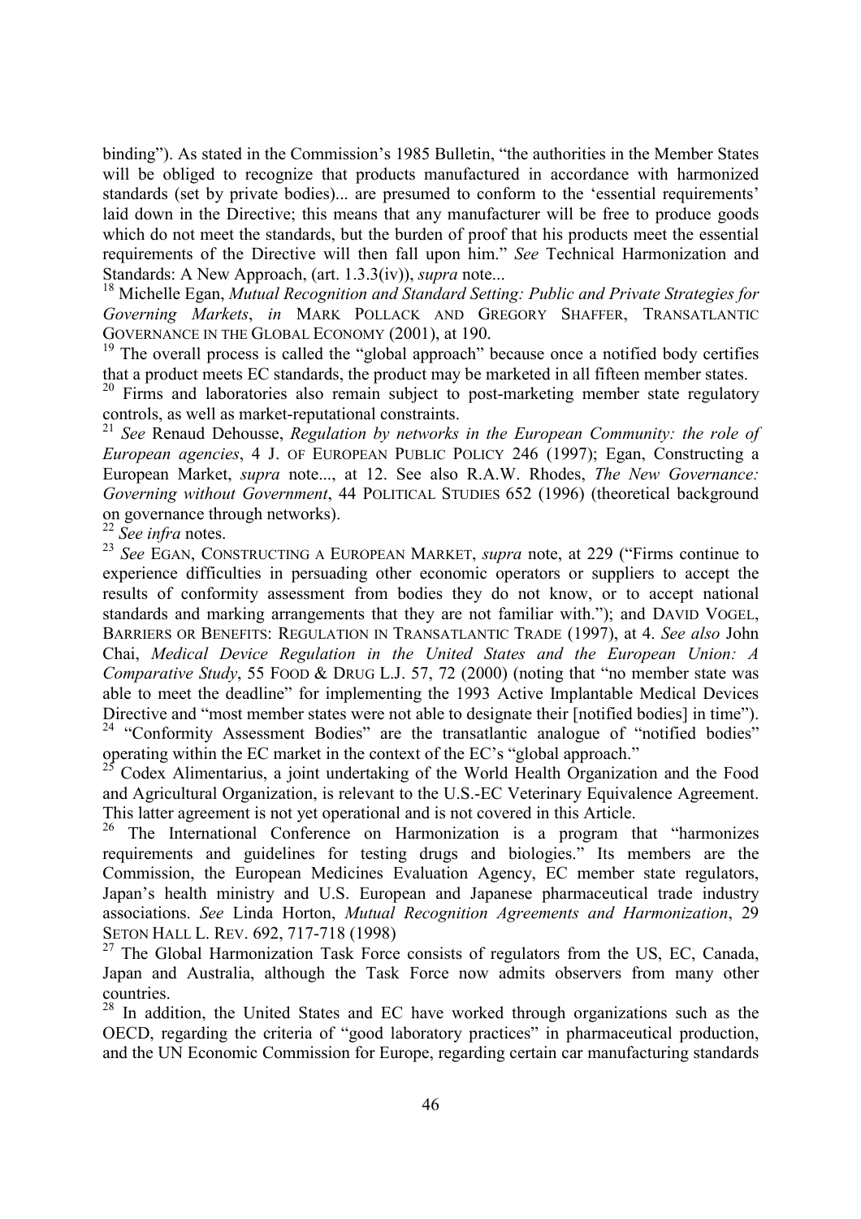binding"). As stated in the Commission's 1985 Bulletin, "the authorities in the Member States will be obliged to recognize that products manufactured in accordance with harmonized standards (set by private bodies)... are presumed to conform to the 'essential requirements' laid down in the Directive; this means that any manufacturer will be free to produce goods which do not meet the standards, but the burden of proof that his products meet the essential requirements of the Directive will then fall upon him." *See* Technical Harmonization and Standards: A New Approach, (art. 1.3.3(iv)), *supra* note...

[18] Michelle Egan, *Mutual Recognition and Standard Setting: Public and Private Strategies for Governing Markets*, *in* MARK POLLACK AND GREGORY SHAFFER, TRANSATLANTIC GOVERNANCE IN THE GLOBAL ECONOMY (2001), at 190.

[19] The overall process is called the "global approach" because once a notified body certifies that a product meets EC standards, the product may be marketed in all fifteen member states.

[20] Firms and laboratories also remain subject to post-marketing member state regulatory controls, as well as market-reputational constraints.

[21] *See* Renaud Dehousse, *Regulation by networks in the European Community: the role of European agencies*, 4 J. OF EUROPEAN PUBLIC POLICY 246 (1997); Egan, Constructing a European Market, *supra* note..., at 12. See also R.A.W. Rhodes, *The New Governance: Governing without Government*, 44 POLITICAL STUDIES 652 (1996) (theoretical background on governance through networks).

[22] *See infra* notes.

[23] *See* EGAN, CONSTRUCTING A EUROPEAN MARKET, *supra* note, at 229 ("Firms continue to experience difficulties in persuading other economic operators or suppliers to accept the results of conformity assessment from bodies they do not know, or to accept national standards and marking arrangements that they are not familiar with."); and DAVID VOGEL, BARRIERS OR BENEFITS: REGULATION IN TRANSATLANTIC TRADE (1997), at 4. *See also* John Chai, *Medical Device Regulation in the United States and the European Union: A Comparative Study*, 55 FOOD & DRUG L.J. 57, 72 (2000) (noting that "no member state was able to meet the deadline" for implementing the 1993 Active Implantable Medical Devices Directive and "most member states were not able to designate their [notified bodies] in time").

[24] "Conformity Assessment Bodies" are the transatlantic analogue of "notified bodies" operating within the EC market in the context of the EC's "global approach."

[25] Codex Alimentarius, a joint undertaking of the World Health Organization and the Food and Agricultural Organization, is relevant to the U.S.-EC Veterinary Equivalence Agreement. This latter agreement is not yet operational and is not covered in this Article.

[26] The International Conference on Harmonization is a program that "harmonizes requirements and guidelines for testing drugs and biologies." Its members are the Commission, the European Medicines Evaluation Agency, EC member state regulators, Japan's health ministry and U.S. European and Japanese pharmaceutical trade industry associations. *See* Linda Horton, *Mutual Recognition Agreements and Harmonization*, 29 SETON HALL L. REV. 692, 717-718 (1998)

[27] The Global Harmonization Task Force consists of regulators from the US, EC, Canada, Japan and Australia, although the Task Force now admits observers from many other countries.

[28] In addition, the United States and EC have worked through organizations such as the OECD, regarding the criteria of "good laboratory practices" in pharmaceutical production, and the UN Economic Commission for Europe, regarding certain car manufacturing standards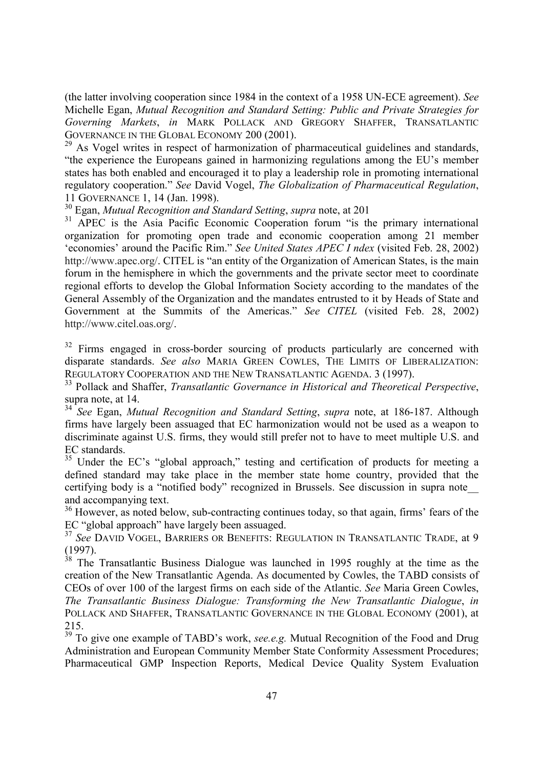(the latter involving cooperation since 1984 in the context of a 1958 UN-ECE agreement). *See* Michelle Egan, *Mutual Recognition and Standard Setting: Public and Private Strategies for Governing Markets*, *in* MARK POLLACK AND GREGORY SHAFFER, TRANSATLANTIC GOVERNANCE IN THE GLOBAL ECONOMY 200 (2001).

[29] As Vogel writes in respect of harmonization of pharmaceutical guidelines and standards, "the experience the Europeans gained in harmonizing regulations among the EU's member states has both enabled and encouraged it to play a leadership role in promoting international regulatory cooperation." *See* David Vogel, *The Globalization of Pharmaceutical Regulation*, 11 GOVERNANCE 1, 14 (Jan. 1998).

[30] Egan, *Mutual Recognition and Standard Setting*, *supra* note, at 201

[31] APEC is the Asia Pacific Economic Cooperation forum "is the primary international organization for promoting open trade and economic cooperation among 21 member 'economies' around the Pacific Rim." *See United States APEC I ndex* (visited Feb. 28, 2002) http://www.apec.org/. CITEL is "an entity of the Organization of American States, is the main forum in the hemisphere in which the governments and the private sector meet to coordinate regional efforts to develop the Global Information Society according to the mandates of the General Assembly of the Organization and the mandates entrusted to it by Heads of State and Government at the Summits of the Americas." *See CITEL* (visited Feb. 28, 2002) http://www.citel.oas.org/.

[32] Firms engaged in cross-border sourcing of products particularly are concerned with disparate standards. *See also* MARIA GREEN COWLES, THE LIMITS OF LIBERALIZATION: REGULATORY COOPERATION AND THE NEW TRANSATLANTIC AGENDA. 3 (1997).

[33] Pollack and Shaffer, *Transatlantic Governance in Historical and Theoretical Perspective*, supra note, at 14.

[34] *See* Egan, *Mutual Recognition and Standard Setting*, *supra* note, at 186-187. Although firms have largely been assuaged that EC harmonization would not be used as a weapon to discriminate against U.S. firms, they would still prefer not to have to meet multiple U.S. and EC standards.

[35] Under the EC's "global approach," testing and certification of products for meeting a defined standard may take place in the member state home country, provided that the certifying body is a "notified body" recognized in Brussels. See discussion in supra note__ and accompanying text.

[36] However, as noted below, sub-contracting continues today, so that again, firms' fears of the EC "global approach" have largely been assuaged.

[37] *See* DAVID VOGEL, BARRIERS OR BENEFITS: REGULATION IN TRANSATLANTIC TRADE, at 9 (1997).

[38] The Transatlantic Business Dialogue was launched in 1995 roughly at the time as the creation of the New Transatlantic Agenda. As documented by Cowles, the TABD consists of CEOs of over 100 of the largest firms on each side of the Atlantic. *See* Maria Green Cowles, *The Transatlantic Business Dialogue: Transforming the New Transatlantic Dialogue*, *in* POLLACK AND SHAFFER, TRANSATLANTIC GOVERNANCE IN THE GLOBAL ECONOMY (2001), at 215.

[39] To give one example of TABD's work, *see.e.g.* Mutual Recognition of the Food and Drug Administration and European Community Member State Conformity Assessment Procedures; Pharmaceutical GMP Inspection Reports, Medical Device Quality System Evaluation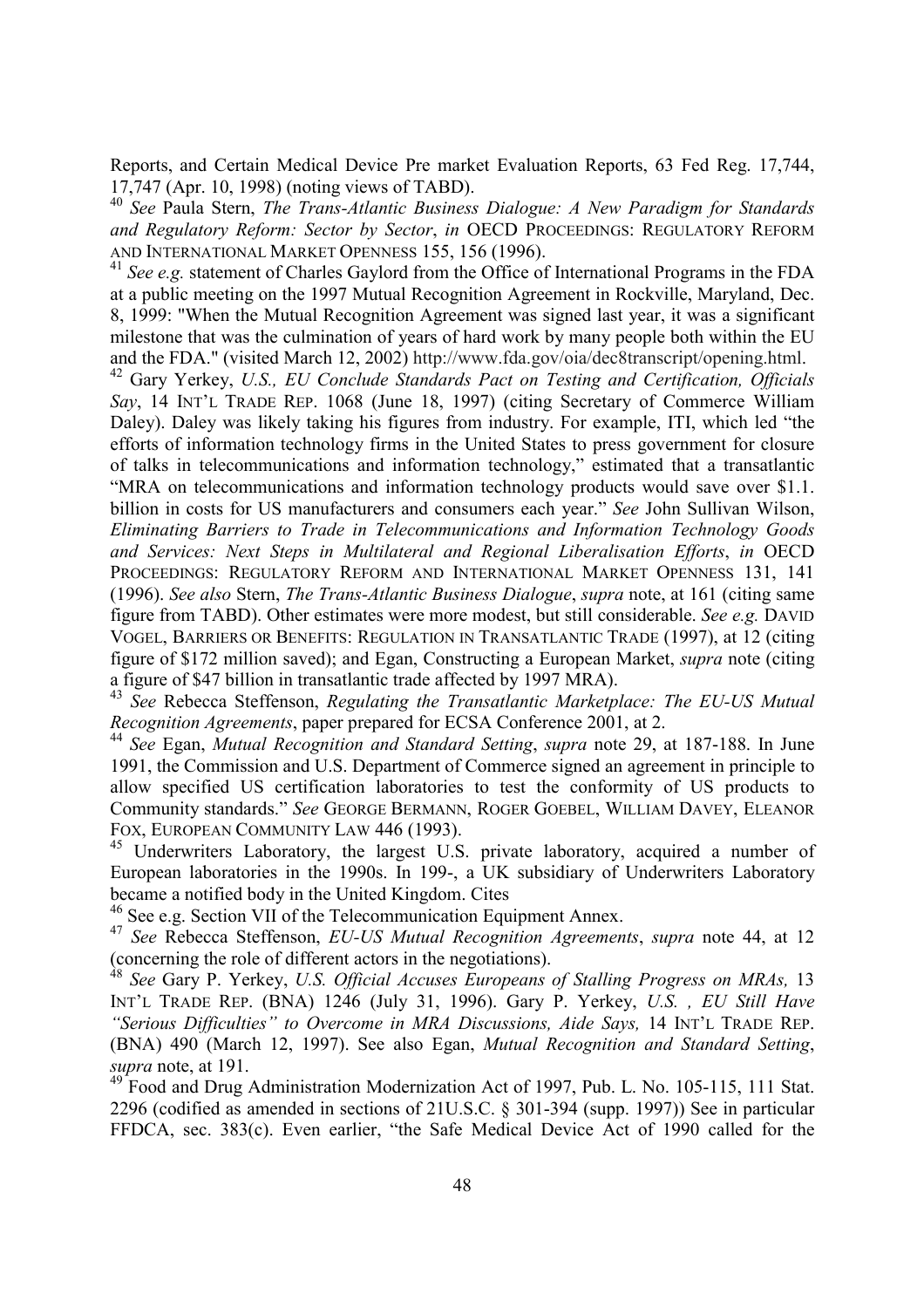Reports, and Certain Medical Device Pre market Evaluation Reports, 63 Fed Reg. 17,744, 17,747 (Apr. 10, 1998) (noting views of TABD).

[40] *See* Paula Stern, *The Trans-Atlantic Business Dialogue: A New Paradigm for Standards and Regulatory Reform: Sector by Sector*, *in* OECD PROCEEDINGS: REGULATORY REFORM AND INTERNATIONAL MARKET OPENNESS 155, 156 (1996).

[41] *See e.g.* statement of Charles Gaylord from the Office of International Programs in the FDA at a public meeting on the 1997 Mutual Recognition Agreement in Rockville, Maryland, Dec. 8, 1999: "When the Mutual Recognition Agreement was signed last year, it was a significant milestone that was the culmination of years of hard work by many people both within the EU and the FDA." (visited March 12, 2002) http://www.fda.gov/oia/dec8transcript/opening.html.

[42] Gary Yerkey, *U.S., EU Conclude Standards Pact on Testing and Certification, Officials Say*, 14 INT'L TRADE REP. 1068 (June 18, 1997) (citing Secretary of Commerce William Daley). Daley was likely taking his figures from industry. For example, ITI, which led "the efforts of information technology firms in the United States to press government for closure of talks in telecommunications and information technology," estimated that a transatlantic "MRA on telecommunications and information technology products would save over $1.1. billion in costs for US manufacturers and consumers each year." *See* John Sullivan Wilson, *Eliminating Barriers to Trade in Telecommunications and Information Technology Goods and Services: Next Steps in Multilateral and Regional Liberalisation Efforts*, *in* OECD PROCEEDINGS: REGULATORY REFORM AND INTERNATIONAL MARKET OPENNESS 131, 141 (1996). *See also* Stern, *The Trans-Atlantic Business Dialogue*, *supra* note, at 161 (citing same figure from TABD). Other estimates were more modest, but still considerable. *See e.g.* DAVID VOGEL, BARRIERS OR BENEFITS: REGULATION IN TRANSATLANTIC TRADE (1997), at 12 (citing figure of $172 million saved); and Egan, Constructing a European Market, *supra* note (citing a figure of $47 billion in transatlantic trade affected by 1997 MRA).

[43] *See* Rebecca Steffenson, *Regulating the Transatlantic Marketplace: The EU-US Mutual Recognition Agreements*, paper prepared for ECSA Conference 2001, at 2.

[44] *See* Egan, *Mutual Recognition and Standard Setting*, *supra* note 29, at 187-188. In June 1991, the Commission and U.S. Department of Commerce signed an agreement in principle to allow specified US certification laboratories to test the conformity of US products to Community standards." *See* GEORGE BERMANN, ROGER GOEBEL, WILLIAM DAVEY, ELEANOR FOX, EUROPEAN COMMUNITY LAW 446 (1993).

[45] Underwriters Laboratory, the largest U.S. private laboratory, acquired a number of European laboratories in the 1990s. In 199-, a UK subsidiary of Underwriters Laboratory became a notified body in the United Kingdom. Cites

[46] See e.g. Section VII of the Telecommunication Equipment Annex.

[47] *See* Rebecca Steffenson, *EU-US Mutual Recognition Agreements*, *supra* note 44, at 12 (concerning the role of different actors in the negotiations).

[48] *See* Gary P. Yerkey, *U.S. Official Accuses Europeans of Stalling Progress on MRAs,* 13 INT'L TRADE REP. (BNA) 1246 (July 31, 1996). Gary P. Yerkey, *U.S. , EU Still Have "Serious Difficulties" to Overcome in MRA Discussions, Aide Says,* 14 INT'L TRADE REP. (BNA) 490 (March 12, 1997). See also Egan, *Mutual Recognition and Standard Setting*, *supra* note, at 191.

[49] Food and Drug Administration Modernization Act of 1997, Pub. L. No. 105-115, 111 Stat. 2296 (codified as amended in sections of 21U.S.C. § 301-394 (supp. 1997)) See in particular FFDCA, sec. 383(c). Even earlier, "the Safe Medical Device Act of 1990 called for the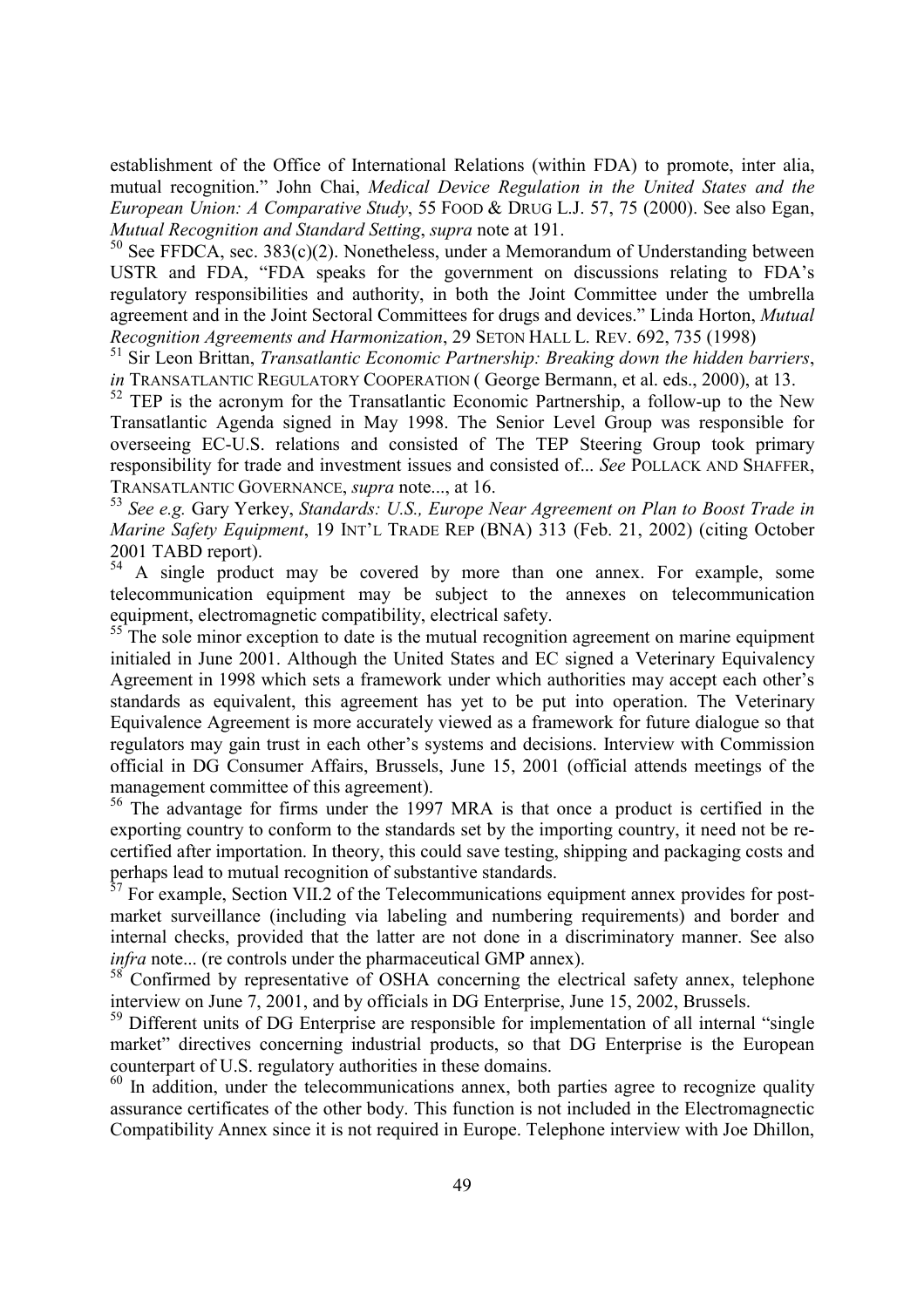establishment of the Office of International Relations (within FDA) to promote, inter alia, mutual recognition." John Chai, *Medical Device Regulation in the United States and the European Union: A Comparative Study*, 55 FOOD & DRUG L.J. 57, 75 (2000). See also Egan, *Mutual Recognition and Standard Setting*, *supra* note at 191.

[50] See FFDCA, sec. 383(c)(2). Nonetheless, under a Memorandum of Understanding between USTR and FDA, "FDA speaks for the government on discussions relating to FDA's regulatory responsibilities and authority, in both the Joint Committee under the umbrella agreement and in the Joint Sectoral Committees for drugs and devices." Linda Horton, *Mutual Recognition Agreements and Harmonization*, 29 SETON HALL L. REV. 692, 735 (1998)

[51] Sir Leon Brittan, *Transatlantic Economic Partnership: Breaking down the hidden barriers*, *in* TRANSATLANTIC REGULATORY COOPERATION ( George Bermann, et al. eds., 2000), at 13.

[52] TEP is the acronym for the Transatlantic Economic Partnership, a follow-up to the New Transatlantic Agenda signed in May 1998. The Senior Level Group was responsible for overseeing EC-U.S. relations and consisted of The TEP Steering Group took primary responsibility for trade and investment issues and consisted of... *See* POLLACK AND SHAFFER, TRANSATLANTIC GOVERNANCE, *supra* note..., at 16.

[53] *See e.g.* Gary Yerkey, *Standards: U.S., Europe Near Agreement on Plan to Boost Trade in Marine Safety Equipment*, 19 INT'L TRADE REP (BNA) 313 (Feb. 21, 2002) (citing October 2001 TABD report).

[54] A single product may be covered by more than one annex. For example, some telecommunication equipment may be subject to the annexes on telecommunication equipment, electromagnetic compatibility, electrical safety.

[55] The sole minor exception to date is the mutual recognition agreement on marine equipment initialed in June 2001. Although the United States and EC signed a Veterinary Equivalency Agreement in 1998 which sets a framework under which authorities may accept each other's standards as equivalent, this agreement has yet to be put into operation. The Veterinary Equivalence Agreement is more accurately viewed as a framework for future dialogue so that regulators may gain trust in each other's systems and decisions. Interview with Commission official in DG Consumer Affairs, Brussels, June 15, 2001 (official attends meetings of the management committee of this agreement).

[56] The advantage for firms under the 1997 MRA is that once a product is certified in the exporting country to conform to the standards set by the importing country, it need not be re-certified after importation. In theory, this could save testing, shipping and packaging costs and perhaps lead to mutual recognition of substantive standards.

[57] For example, Section VII.2 of the Telecommunications equipment annex provides for post-market surveillance (including via labeling and numbering requirements) and border and internal checks, provided that the latter are not done in a discriminatory manner. See also *infra* note... (re controls under the pharmaceutical GMP annex).

[58] Confirmed by representative of OSHA concerning the electrical safety annex, telephone interview on June 7, 2001, and by officials in DG Enterprise, June 15, 2002, Brussels.

[59] Different units of DG Enterprise are responsible for implementation of all internal "single market" directives concerning industrial products, so that DG Enterprise is the European counterpart of U.S. regulatory authorities in these domains.

[60] In addition, under the telecommunications annex, both parties agree to recognize quality assurance certificates of the other body. This function is not included in the Electromagnectic Compatibility Annex since it is not required in Europe. Telephone interview with Joe Dhillon,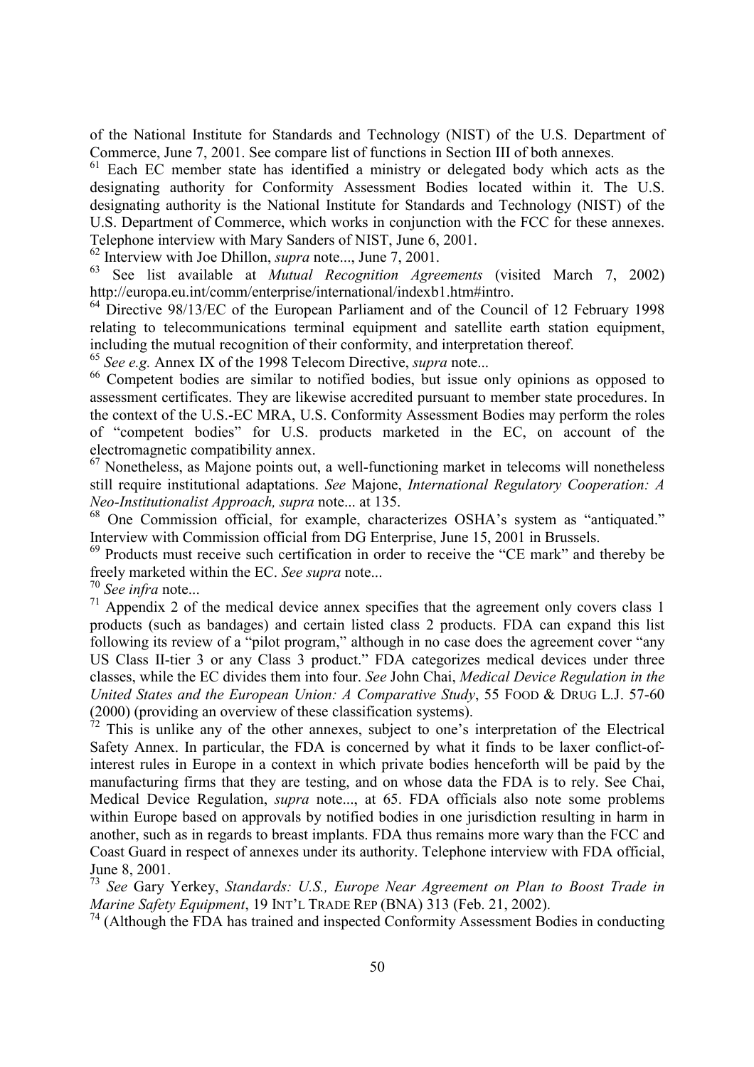of the National Institute for Standards and Technology (NIST) of the U.S. Department of Commerce, June 7, 2001. See compare list of functions in Section III of both annexes.

[61] Each EC member state has identified a ministry or delegated body which acts as the designating authority for Conformity Assessment Bodies located within it. The U.S. designating authority is the National Institute for Standards and Technology (NIST) of the U.S. Department of Commerce, which works in conjunction with the FCC for these annexes. Telephone interview with Mary Sanders of NIST, June 6, 2001.

[62] Interview with Joe Dhillon, *supra* note..., June 7, 2001.

[63] See list available at *Mutual Recognition Agreements* (visited March 7, 2002) http://europa.eu.int/comm/enterprise/international/indexb1.htm#intro.

[64] Directive 98/13/EC of the European Parliament and of the Council of 12 February 1998 relating to telecommunications terminal equipment and satellite earth station equipment, including the mutual recognition of their conformity, and interpretation thereof.

[65] *See e.g.* Annex IX of the 1998 Telecom Directive, *supra* note...

[66] Competent bodies are similar to notified bodies, but issue only opinions as opposed to assessment certificates. They are likewise accredited pursuant to member state procedures. In the context of the U.S.-EC MRA, U.S. Conformity Assessment Bodies may perform the roles of "competent bodies" for U.S. products marketed in the EC, on account of the electromagnetic compatibility annex.

[67] Nonetheless, as Majone points out, a well-functioning market in telecoms will nonetheless still require institutional adaptations. *See* Majone, *International Regulatory Cooperation: A Neo-Institutionalist Approach, supra* note... at 135.

[68] One Commission official, for example, characterizes OSHA's system as "antiquated." Interview with Commission official from DG Enterprise, June 15, 2001 in Brussels.

[69] Products must receive such certification in order to receive the "CE mark" and thereby be freely marketed within the EC. *See supra* note...

[70] *See infra* note...

[71] Appendix 2 of the medical device annex specifies that the agreement only covers class 1 products (such as bandages) and certain listed class 2 products. FDA can expand this list following its review of a "pilot program," although in no case does the agreement cover "any US Class II-tier 3 or any Class 3 product." FDA categorizes medical devices under three classes, while the EC divides them into four. *See* John Chai, *Medical Device Regulation in the United States and the European Union: A Comparative Study*, 55 FOOD & DRUG L.J. 57-60 (2000) (providing an overview of these classification systems).

[72] This is unlike any of the other annexes, subject to one's interpretation of the Electrical Safety Annex. In particular, the FDA is concerned by what it finds to be laxer conflict-of-interest rules in Europe in a context in which private bodies henceforth will be paid by the manufacturing firms that they are testing, and on whose data the FDA is to rely. See Chai, Medical Device Regulation, *supra* note..., at 65. FDA officials also note some problems within Europe based on approvals by notified bodies in one jurisdiction resulting in harm in another, such as in regards to breast implants. FDA thus remains more wary than the FCC and Coast Guard in respect of annexes under its authority. Telephone interview with FDA official, June 8, 2001.

[73] *See* Gary Yerkey, *Standards: U.S., Europe Near Agreement on Plan to Boost Trade in Marine Safety Equipment*, 19 INT'L TRADE REP (BNA) 313 (Feb. 21, 2002).

[74] (Although the FDA has trained and inspected Conformity Assessment Bodies in conducting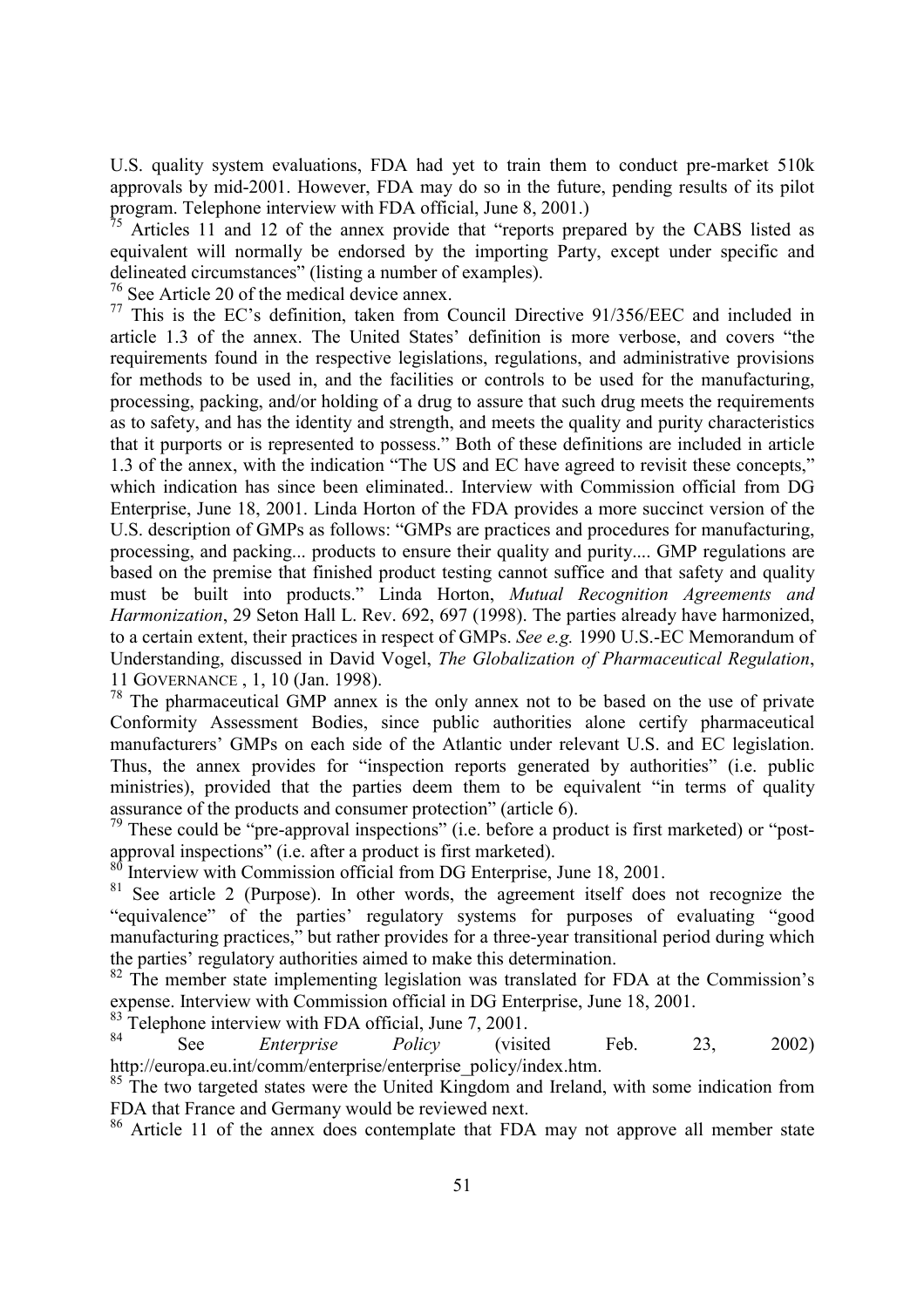U.S. quality system evaluations, FDA had yet to train them to conduct pre-market 510k approvals by mid-2001. However, FDA may do so in the future, pending results of its pilot program. Telephone interview with FDA official, June 8, 2001.)

[75] Articles 11 and 12 of the annex provide that "reports prepared by the CABS listed as equivalent will normally be endorsed by the importing Party, except under specific and delineated circumstances" (listing a number of examples).

[76] See Article 20 of the medical device annex.

[77] This is the EC's definition, taken from Council Directive 91/356/EEC and included in article 1.3 of the annex. The United States' definition is more verbose, and covers "the requirements found in the respective legislations, regulations, and administrative provisions for methods to be used in, and the facilities or controls to be used for the manufacturing, processing, packing, and/or holding of a drug to assure that such drug meets the requirements as to safety, and has the identity and strength, and meets the quality and purity characteristics that it purports or is represented to possess." Both of these definitions are included in article 1.3 of the annex, with the indication "The US and EC have agreed to revisit these concepts," which indication has since been eliminated.. Interview with Commission official from DG Enterprise, June 18, 2001. Linda Horton of the FDA provides a more succinct version of the U.S. description of GMPs as follows: "GMPs are practices and procedures for manufacturing, processing, and packing... products to ensure their quality and purity.... GMP regulations are based on the premise that finished product testing cannot suffice and that safety and quality must be built into products." Linda Horton, *Mutual Recognition Agreements and Harmonization*, 29 Seton Hall L. Rev. 692, 697 (1998). The parties already have harmonized, to a certain extent, their practices in respect of GMPs. *See e.g.* 1990 U.S.-EC Memorandum of Understanding, discussed in David Vogel, *The Globalization of Pharmaceutical Regulation*, 11 GOVERNANCE , 1, 10 (Jan. 1998).

[78] The pharmaceutical GMP annex is the only annex not to be based on the use of private Conformity Assessment Bodies, since public authorities alone certify pharmaceutical manufacturers' GMPs on each side of the Atlantic under relevant U.S. and EC legislation. Thus, the annex provides for "inspection reports generated by authorities" (i.e. public ministries), provided that the parties deem them to be equivalent "in terms of quality assurance of the products and consumer protection" (article 6).

[79] These could be "pre-approval inspections" (i.e. before a product is first marketed) or "post-approval inspections" (i.e. after a product is first marketed).

[80] Interview with Commission official from DG Enterprise, June 18, 2001.

[81] See article 2 (Purpose). In other words, the agreement itself does not recognize the "equivalence" of the parties' regulatory systems for purposes of evaluating "good manufacturing practices," but rather provides for a three-year transitional period during which the parties' regulatory authorities aimed to make this determination.

[82] The member state implementing legislation was translated for FDA at the Commission's expense. Interview with Commission official in DG Enterprise, June 18, 2001.

[83] Telephone interview with FDA official, June 7, 2001.

[84] See *Enterprise Policy* (visited Feb. 23, 2002) http://europa.eu.int/comm/enterprise/enterprise_policy/index.htm.

[85] The two targeted states were the United Kingdom and Ireland, with some indication from FDA that France and Germany would be reviewed next.

[86] Article 11 of the annex does contemplate that FDA may not approve all member state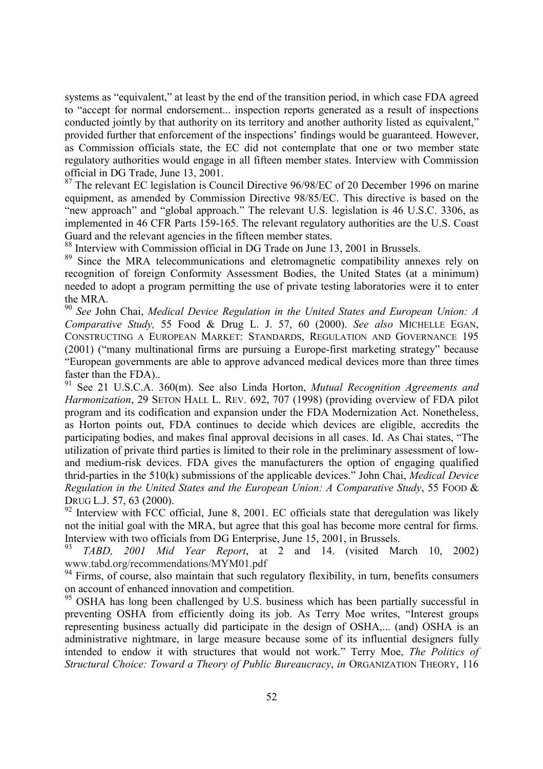systems as "equivalent," at least by the end of the transition period, in which case FDA agreed to "accept for normal endorsement... inspection reports generated as a result of inspections conducted jointly by that authority on its territory and another authority listed as equivalent," provided further that enforcement of the inspections' findings would be guaranteed. However, as Commission officials state, the EC did not contemplate that one or two member state regulatory authorities would engage in all fifteen member states. Interview with Commission official in DG Trade, June 13, 2001.

[87] The relevant EC legislation is Council Directive 96/98/EC of 20 December 1996 on marine equipment, as amended by Commission Directive 98/85/EC. This directive is based on the "new approach" and "global approach." The relevant U.S. legislation is 46 U.S.C. 3306, as implemented in 46 CFR Parts 159-165. The relevant regulatory authorities are the U.S. Coast Guard and the relevant agencies in the fifteen member states.

[88] Interview with Commission official in DG Trade on June 13, 2001 in Brussels.

[89] Since the MRA telecommunications and eletromagnetic compatibility annexes rely on recognition of foreign Conformity Assessment Bodies, the United States (at a minimum) needed to adopt a program permitting the use of private testing laboratories were it to enter the MRA.

[90] *See* John Chai, *Medical Device Regulation in the United States and European Union: A Comparative Study,* 55 Food & Drug L. J. 57, 60 (2000). *See also* MICHELLE EGAN, CONSTRUCTING A EUROPEAN MARKET: STANDARDS, REGULATION AND GOVERNANCE 195 (2001) ("many multinational firms are pursuing a Europe-first marketing strategy" because "European governments are able to approve advanced medical devices more than three times faster than the FDA)..

[91] See 21 U.S.C.A. 360(m). See also Linda Horton, *Mutual Recognition Agreements and Harmonization*, 29 SETON HALL L. REV. 692, 707 (1998) (providing overview of FDA pilot program and its codification and expansion under the FDA Modernization Act. Nonetheless, as Horton points out, FDA continues to decide which devices are eligible, accredits the participating bodies, and makes final approval decisions in all cases. Id. As Chai states, "The utilization of private third parties is limited to their role in the preliminary assessment of low- and medium-risk devices. FDA gives the manufacturers the option of engaging qualified thrid-parties in the 510(k) submissions of the applicable devices." John Chai, *Medical Device Regulation in the United States and the European Union: A Comparative Study*, 55 FOOD & DRUG L.J. 57, 63 (2000).

[92] Interview with FCC official, June 8, 2001. EC officials state that deregulation was likely not the initial goal with the MRA, but agree that this goal has become more central for firms. Interview with two officials from DG Enterprise, June 15, 2001, in Brussels.

[93] *TABD, 2001 Mid Year Report*, at 2 and 14. (visited March 10, 2002) www.tabd.org/recommendations/MYM01.pdf

[94] Firms, of course, also maintain that such regulatory flexibility, in turn, benefits consumers on account of enhanced innovation and competition.

[95] OSHA has long been challenged by U.S. business which has been partially successful in preventing OSHA from efficiently doing its job. As Terry Moe writes, "Interest groups representing business actually did participate in the design of OSHA,... (and) OSHA is an administrative nightmare, in large measure because some of its influential designers fully intended to endow it with structures that would not work." Terry Moe, *The Politics of Structural Choice: Toward a Theory of Public Bureaucracy*, *in* ORGANIZATION THEORY, 116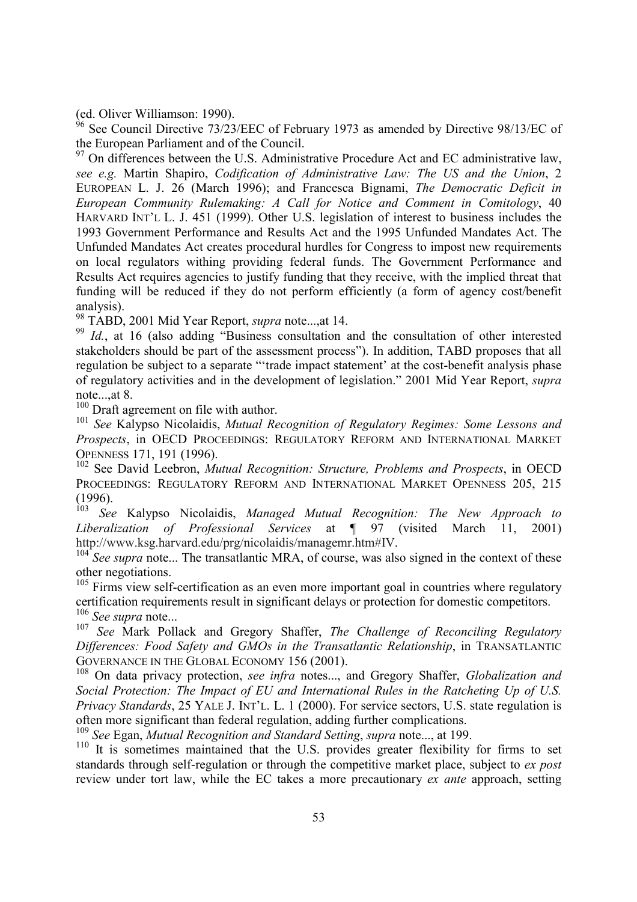(ed. Oliver Williamson: 1990).

[96] See Council Directive 73/23/EEC of February 1973 as amended by Directive 98/13/EC of the European Parliament and of the Council.

[97] On differences between the U.S. Administrative Procedure Act and EC administrative law, *see e.g.* Martin Shapiro, *Codification of Administrative Law: The US and the Union*, 2 EUROPEAN L. J. 26 (March 1996); and Francesca Bignami, *The Democratic Deficit in European Community Rulemaking: A Call for Notice and Comment in Comitology*, 40 HARVARD INT'L L. J. 451 (1999). Other U.S. legislation of interest to business includes the 1993 Government Performance and Results Act and the 1995 Unfunded Mandates Act. The Unfunded Mandates Act creates procedural hurdles for Congress to impost new requirements on local regulators withing providing federal funds. The Government Performance and Results Act requires agencies to justify funding that they receive, with the implied threat that funding will be reduced if they do not perform efficiently (a form of agency cost/benefit analysis).

[98] TABD, 2001 Mid Year Report, *supra* note...,at 14.

[99] *Id.*, at 16 (also adding "Business consultation and the consultation of other interested stakeholders should be part of the assessment process"). In addition, TABD proposes that all regulation be subject to a separate "'trade impact statement' at the cost-benefit analysis phase of regulatory activities and in the development of legislation." 2001 Mid Year Report, *supra* note...,at 8.

[100] Draft agreement on file with author.

[101] *See* Kalypso Nicolaidis, *Mutual Recognition of Regulatory Regimes: Some Lessons and Prospects*, in OECD PROCEEDINGS: REGULATORY REFORM AND INTERNATIONAL MARKET OPENNESS 171, 191 (1996).

[102] See David Leebron, *Mutual Recognition: Structure, Problems and Prospects*, in OECD PROCEEDINGS: REGULATORY REFORM AND INTERNATIONAL MARKET OPENNESS 205, 215 (1996).

[103] *See* Kalypso Nicolaidis, *Managed Mutual Recognition: The New Approach to Liberalization of Professional Services* at ¶ 97 (visited March 11, 2001) http://www.ksg.harvard.edu/prg/nicolaidis/managemr.htm#IV.

[104] *See supra* note... The transatlantic MRA, of course, was also signed in the context of these other negotiations.

[105] Firms view self-certification as an even more important goal in countries where regulatory certification requirements result in significant delays or protection for domestic competitors.

[106] *See supra* note...

[107] *See* Mark Pollack and Gregory Shaffer, *The Challenge of Reconciling Regulatory Differences: Food Safety and GMOs in the Transatlantic Relationship*, in TRANSATLANTIC GOVERNANCE IN THE GLOBAL ECONOMY 156 (2001).

[108] On data privacy protection, *see infra* notes..., and Gregory Shaffer, *Globalization and Social Protection: The Impact of EU and International Rules in the Ratcheting Up of U.S. Privacy Standards*, 25 YALE J. INT'L. L. 1 (2000). For service sectors, U.S. state regulation is often more significant than federal regulation, adding further complications.

[109] *See* Egan, *Mutual Recognition and Standard Setting*, *supra* note..., at 199.

[110] It is sometimes maintained that the U.S. provides greater flexibility for firms to set standards through self-regulation or through the competitive market place, subject to *ex post* review under tort law, while the EC takes a more precautionary *ex ante* approach, setting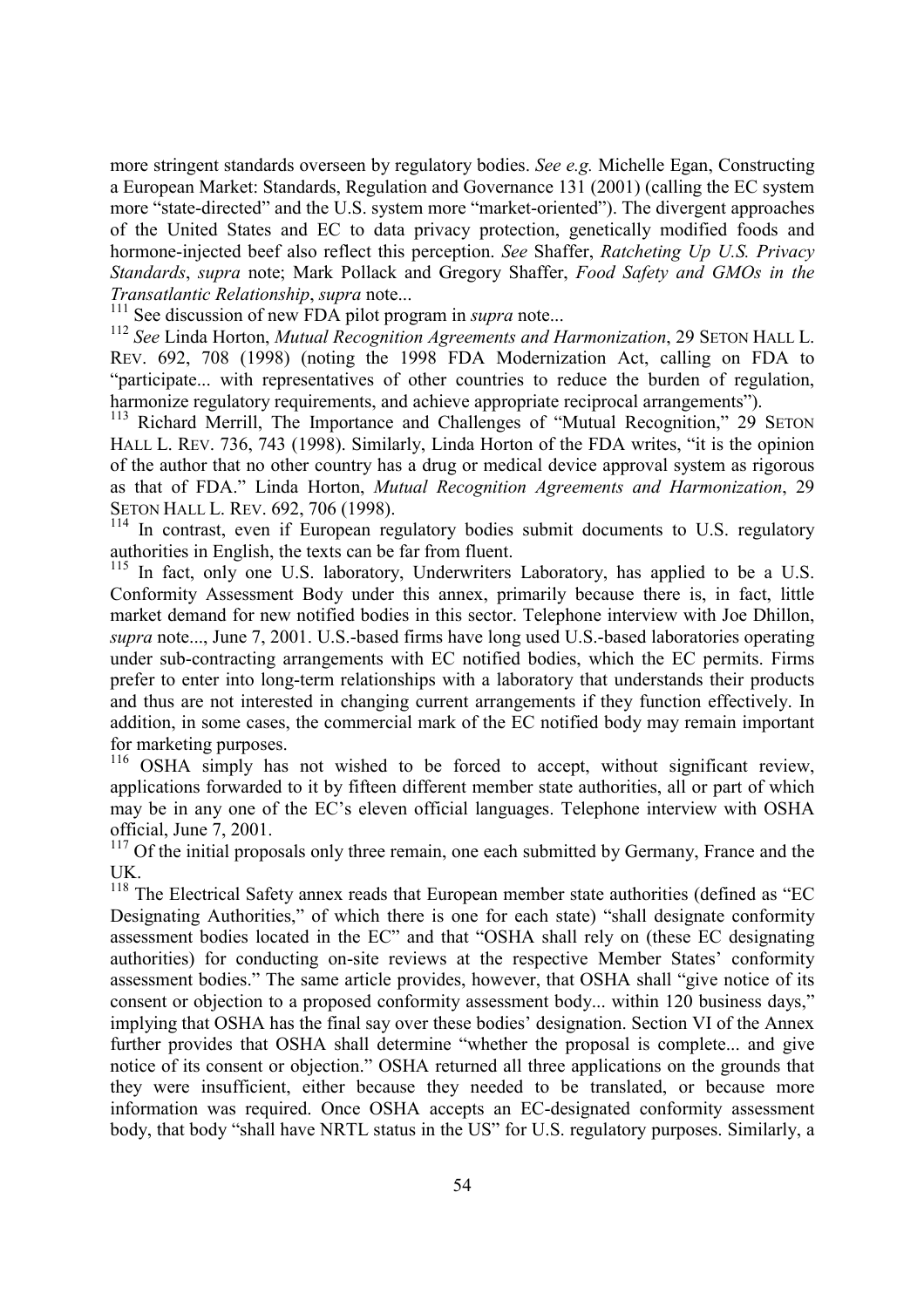more stringent standards overseen by regulatory bodies. *See e.g.* Michelle Egan, Constructing a European Market: Standards, Regulation and Governance 131 (2001) (calling the EC system more "state-directed" and the U.S. system more "market-oriented"). The divergent approaches of the United States and EC to data privacy protection, genetically modified foods and hormone-injected beef also reflect this perception. *See* Shaffer, *Ratcheting Up U.S. Privacy Standards*, *supra* note; Mark Pollack and Gregory Shaffer, *Food Safety and GMOs in the Transatlantic Relationship*, *supra* note...

[111] See discussion of new FDA pilot program in *supra* note...

[112] *See* Linda Horton, *Mutual Recognition Agreements and Harmonization*, 29 SETON HALL L. REV. 692, 708 (1998) (noting the 1998 FDA Modernization Act, calling on FDA to "participate... with representatives of other countries to reduce the burden of regulation, harmonize regulatory requirements, and achieve appropriate reciprocal arrangements").

[113] Richard Merrill, The Importance and Challenges of "Mutual Recognition," 29 SETON HALL L. REV. 736, 743 (1998). Similarly, Linda Horton of the FDA writes, "it is the opinion of the author that no other country has a drug or medical device approval system as rigorous as that of FDA." Linda Horton, *Mutual Recognition Agreements and Harmonization*, 29 SETON HALL L. REV. 692, 706 (1998).

[114] In contrast, even if European regulatory bodies submit documents to U.S. regulatory authorities in English, the texts can be far from fluent.

[115] In fact, only one U.S. laboratory, Underwriters Laboratory, has applied to be a U.S. Conformity Assessment Body under this annex, primarily because there is, in fact, little market demand for new notified bodies in this sector. Telephone interview with Joe Dhillon, *supra* note..., June 7, 2001. U.S.-based firms have long used U.S.-based laboratories operating under sub-contracting arrangements with EC notified bodies, which the EC permits. Firms prefer to enter into long-term relationships with a laboratory that understands their products and thus are not interested in changing current arrangements if they function effectively. In addition, in some cases, the commercial mark of the EC notified body may remain important for marketing purposes.

[116] OSHA simply has not wished to be forced to accept, without significant review, applications forwarded to it by fifteen different member state authorities, all or part of which may be in any one of the EC's eleven official languages. Telephone interview with OSHA official, June 7, 2001.

[117] Of the initial proposals only three remain, one each submitted by Germany, France and the UK.

[118] The Electrical Safety annex reads that European member state authorities (defined as "EC Designating Authorities," of which there is one for each state) "shall designate conformity assessment bodies located in the EC" and that "OSHA shall rely on (these EC designating authorities) for conducting on-site reviews at the respective Member States' conformity assessment bodies." The same article provides, however, that OSHA shall "give notice of its consent or objection to a proposed conformity assessment body... within 120 business days," implying that OSHA has the final say over these bodies' designation. Section VI of the Annex further provides that OSHA shall determine "whether the proposal is complete... and give notice of its consent or objection." OSHA returned all three applications on the grounds that they were insufficient, either because they needed to be translated, or because more information was required. Once OSHA accepts an EC-designated conformity assessment body, that body "shall have NRTL status in the US" for U.S. regulatory purposes. Similarly, a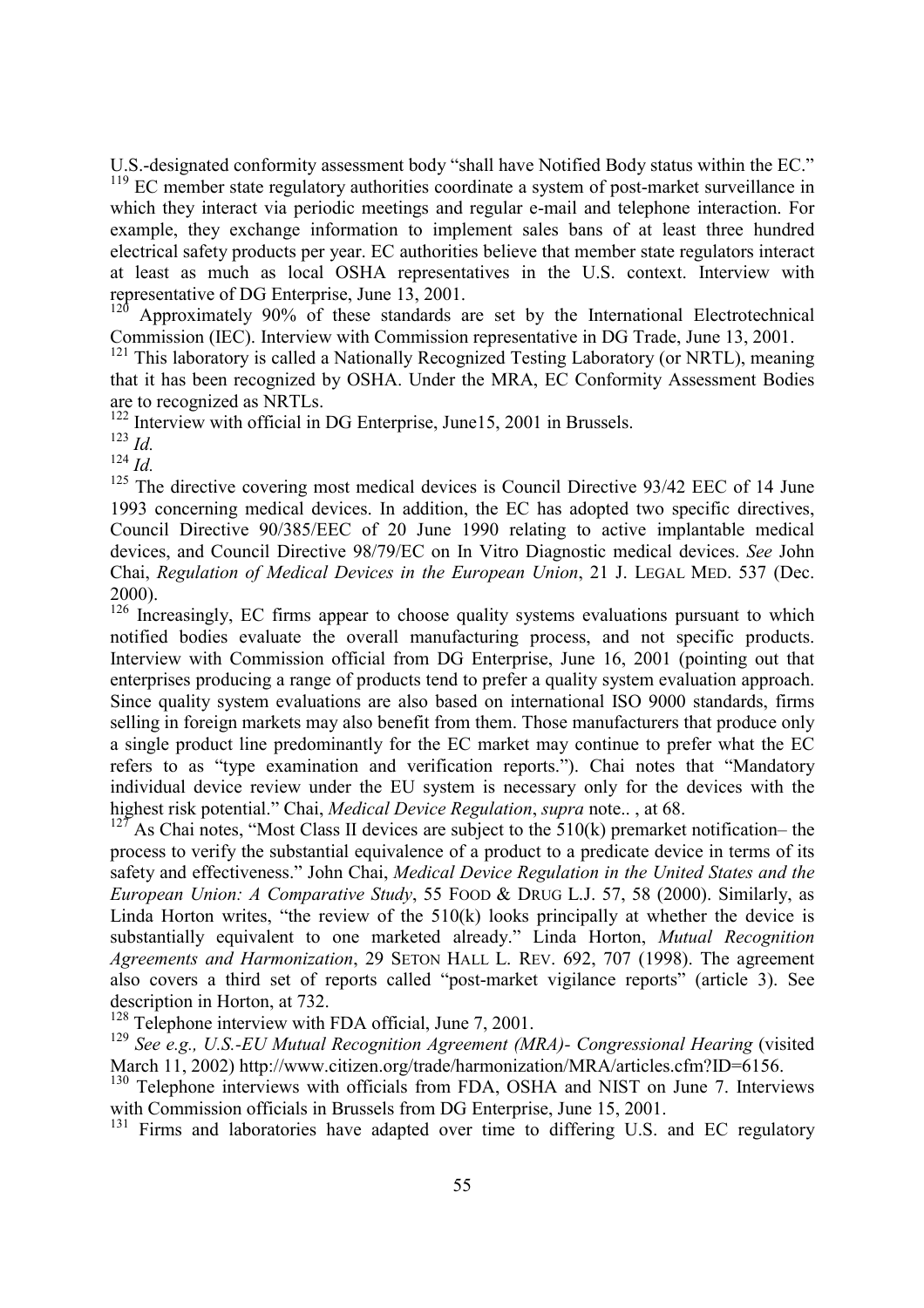U.S.-designated conformity assessment body "shall have Notified Body status within the EC."

[119] EC member state regulatory authorities coordinate a system of post-market surveillance in which they interact via periodic meetings and regular e-mail and telephone interaction. For example, they exchange information to implement sales bans of at least three hundred electrical safety products per year. EC authorities believe that member state regulators interact at least as much as local OSHA representatives in the U.S. context. Interview with representative of DG Enterprise, June 13, 2001.

[120] Approximately 90% of these standards are set by the International Electrotechnical Commission (IEC). Interview with Commission representative in DG Trade, June 13, 2001.

[121] This laboratory is called a Nationally Recognized Testing Laboratory (or NRTL), meaning that it has been recognized by OSHA. Under the MRA, EC Conformity Assessment Bodies are to recognized as NRTLs.

[122] Interview with official in DG Enterprise, June15, 2001 in Brussels.

[123] *Id.*

[124] *Id.*

[125] The directive covering most medical devices is Council Directive 93/42 EEC of 14 June 1993 concerning medical devices. In addition, the EC has adopted two specific directives, Council Directive 90/385/EEC of 20 June 1990 relating to active implantable medical devices, and Council Directive 98/79/EC on In Vitro Diagnostic medical devices. *See* John Chai, *Regulation of Medical Devices in the European Union*, 21 J. LEGAL MED. 537 (Dec. 2000).

[126] Increasingly, EC firms appear to choose quality systems evaluations pursuant to which notified bodies evaluate the overall manufacturing process, and not specific products. Interview with Commission official from DG Enterprise, June 16, 2001 (pointing out that enterprises producing a range of products tend to prefer a quality system evaluation approach. Since quality system evaluations are also based on international ISO 9000 standards, firms selling in foreign markets may also benefit from them. Those manufacturers that produce only a single product line predominantly for the EC market may continue to prefer what the EC refers to as "type examination and verification reports."). Chai notes that "Mandatory individual device review under the EU system is necessary only for the devices with the highest risk potential." Chai, *Medical Device Regulation*, *supra* note.. , at 68.

[127] As Chai notes, "Most Class II devices are subject to the 510(k) premarket notification– the process to verify the substantial equivalence of a product to a predicate device in terms of its safety and effectiveness." John Chai, *Medical Device Regulation in the United States and the European Union: A Comparative Study*, 55 FOOD & DRUG L.J. 57, 58 (2000). Similarly, as Linda Horton writes, "the review of the 510(k) looks principally at whether the device is substantially equivalent to one marketed already." Linda Horton, *Mutual Recognition Agreements and Harmonization*, 29 SETON HALL L. REV. 692, 707 (1998). The agreement also covers a third set of reports called "post-market vigilance reports" (article 3). See description in Horton, at 732.

[128] Telephone interview with FDA official, June 7, 2001.

[129] *See e.g., U.S.-EU Mutual Recognition Agreement (MRA)- Congressional Hearing* (visited March 11, 2002) http://www.citizen.org/trade/harmonization/MRA/articles.cfm?ID=6156.

[130] Telephone interviews with officials from FDA, OSHA and NIST on June 7. Interviews with Commission officials in Brussels from DG Enterprise, June 15, 2001.

[131] Firms and laboratories have adapted over time to differing U.S. and EC regulatory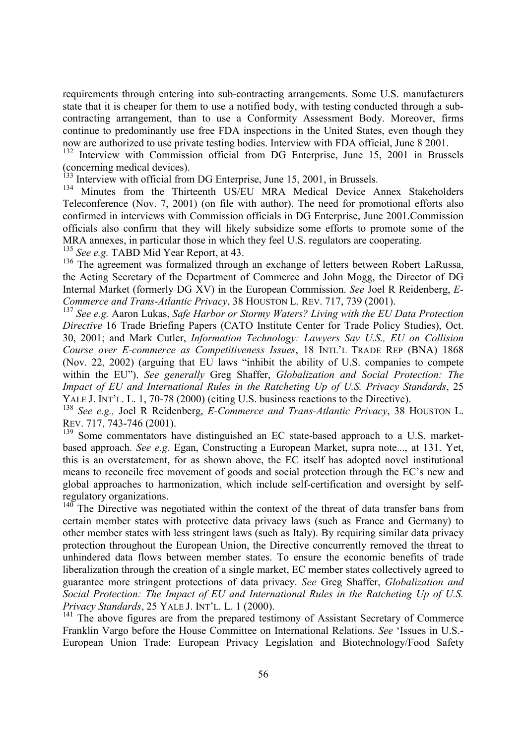requirements through entering into sub-contracting arrangements. Some U.S. manufacturers state that it is cheaper for them to use a notified body, with testing conducted through a sub-contracting arrangement, than to use a Conformity Assessment Body. Moreover, firms continue to predominantly use free FDA inspections in the United States, even though they now are authorized to use private testing bodies. Interview with FDA official, June 8 2001.

[132] Interview with Commission official from DG Enterprise, June 15, 2001 in Brussels (concerning medical devices).

[133] Interview with official from DG Enterprise, June 15, 2001, in Brussels.

[134] Minutes from the Thirteenth US/EU MRA Medical Device Annex Stakeholders Teleconference (Nov. 7, 2001) (on file with author). The need for promotional efforts also confirmed in interviews with Commission officials in DG Enterprise, June 2001.Commission officials also confirm that they will likely subsidize some efforts to promote some of the MRA annexes, in particular those in which they feel U.S. regulators are cooperating.

[135] *See e.g.* TABD Mid Year Report, at 43.

[136] The agreement was formalized through an exchange of letters between Robert LaRussa, the Acting Secretary of the Department of Commerce and John Mogg, the Director of DG Internal Market (formerly DG XV) in the European Commission. *See* Joel R Reidenberg, *E-Commerce and Trans-Atlantic Privacy*, 38 HOUSTON L. REV. 717, 739 (2001).

[137] *See e.g.* Aaron Lukas, *Safe Harbor or Stormy Waters? Living with the EU Data Protection Directive* 16 Trade Briefing Papers (CATO Institute Center for Trade Policy Studies), Oct. 30, 2001; and Mark Cutler, *Information Technology: Lawyers Say U.S., EU on Collision Course over E-commerce as Competitiveness Issues*, 18 INTL'L TRADE REP (BNA) 1868 (Nov. 22, 2002) (arguing that EU laws "inhibit the ability of U.S. companies to compete within the EU"). *See generally* Greg Shaffer, *Globalization and Social Protection: The Impact of EU and International Rules in the Ratcheting Up of U.S. Privacy Standards*, 25 YALE J. INT'L. L. 1, 70-78 (2000) (citing U.S. business reactions to the Directive).

[138] *See e.g.,* Joel R Reidenberg, *E-Commerce and Trans-Atlantic Privacy*, 38 HOUSTON L. REV. 717, 743-746 (2001).

[139] Some commentators have distinguished an EC state-based approach to a U.S. market-based approach. *See e.g.* Egan, Constructing a European Market, supra note..., at 131. Yet, this is an overstatement, for as shown above, the EC itself has adopted novel institutional means to reconcile free movement of goods and social protection through the EC's new and global approaches to harmonization, which include self-certification and oversight by self-regulatory organizations.

[140] The Directive was negotiated within the context of the threat of data transfer bans from certain member states with protective data privacy laws (such as France and Germany) to other member states with less stringent laws (such as Italy). By requiring similar data privacy protection throughout the European Union, the Directive concurrently removed the threat to unhindered data flows between member states. To ensure the economic benefits of trade liberalization through the creation of a single market, EC member states collectively agreed to guarantee more stringent protections of data privacy. *See* Greg Shaffer, *Globalization and Social Protection: The Impact of EU and International Rules in the Ratcheting Up of U.S. Privacy Standards*, 25 YALE J. INT'L. L. 1 (2000).

[141] The above figures are from the prepared testimony of Assistant Secretary of Commerce Franklin Vargo before the House Committee on International Relations. *See* 'Issues in U.S.-European Union Trade: European Privacy Legislation and Biotechnology/Food Safety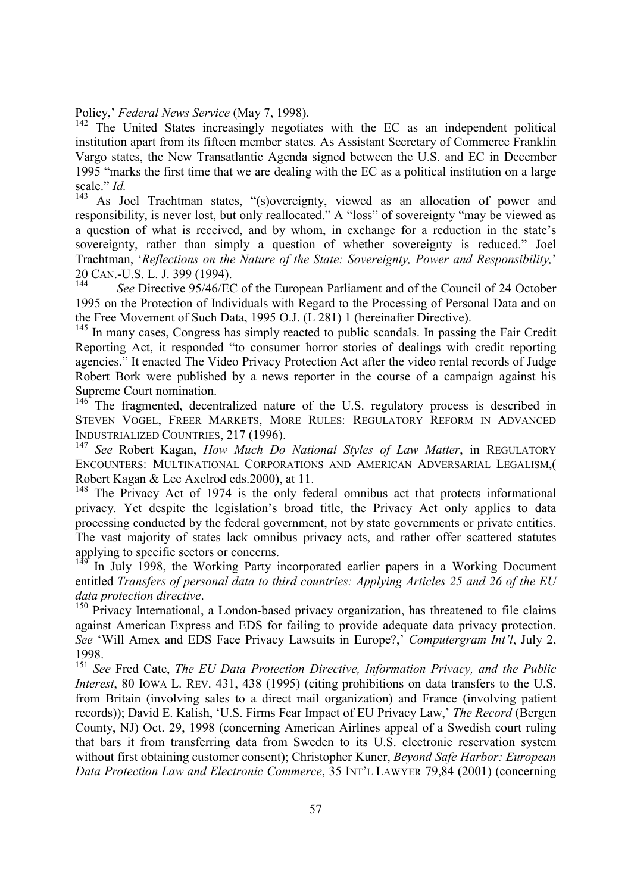Policy,' *Federal News Service* (May 7, 1998).

[142] The United States increasingly negotiates with the EC as an independent political institution apart from its fifteen member states. As Assistant Secretary of Commerce Franklin Vargo states, the New Transatlantic Agenda signed between the U.S. and EC in December 1995 "marks the first time that we are dealing with the EC as a political institution on a large scale." *Id.*

[143] As Joel Trachtman states, "(s)overeignty, viewed as an allocation of power and responsibility, is never lost, but only reallocated." A "loss" of sovereignty "may be viewed as a question of what is received, and by whom, in exchange for a reduction in the state's sovereignty, rather than simply a question of whether sovereignty is reduced." Joel Trachtman, '*Reflections on the Nature of the State: Sovereignty, Power and Responsibility,*' 20 CAN.-U.S. L. J. 399 (1994).

[144] *See* Directive 95/46/EC of the European Parliament and of the Council of 24 October 1995 on the Protection of Individuals with Regard to the Processing of Personal Data and on the Free Movement of Such Data, 1995 O.J. (L 281) 1 (hereinafter Directive).

[145] In many cases, Congress has simply reacted to public scandals. In passing the Fair Credit Reporting Act, it responded "to consumer horror stories of dealings with credit reporting agencies." It enacted The Video Privacy Protection Act after the video rental records of Judge Robert Bork were published by a news reporter in the course of a campaign against his Supreme Court nomination.

[146] The fragmented, decentralized nature of the U.S. regulatory process is described in STEVEN VOGEL, FREER MARKETS, MORE RULES: REGULATORY REFORM IN ADVANCED INDUSTRIALIZED COUNTRIES, 217 (1996).

[147] *See* Robert Kagan, *How Much Do National Styles of Law Matter*, in REGULATORY ENCOUNTERS: MULTINATIONAL CORPORATIONS AND AMERICAN ADVERSARIAL LEGALISM,( Robert Kagan & Lee Axelrod eds.2000), at 11.

[148] The Privacy Act of 1974 is the only federal omnibus act that protects informational privacy. Yet despite the legislation's broad title, the Privacy Act only applies to data processing conducted by the federal government, not by state governments or private entities. The vast majority of states lack omnibus privacy acts, and rather offer scattered statutes applying to specific sectors or concerns.

[149] In July 1998, the Working Party incorporated earlier papers in a Working Document entitled *Transfers of personal data to third countries: Applying Articles 25 and 26 of the EU data protection directive*.

[150] Privacy International, a London-based privacy organization, has threatened to file claims against American Express and EDS for failing to provide adequate data privacy protection. *See* 'Will Amex and EDS Face Privacy Lawsuits in Europe?,' *Computergram Int'l*, July 2, 1998.

[151] *See* Fred Cate, *The EU Data Protection Directive, Information Privacy, and the Public Interest*, 80 IOWA L. REV. 431, 438 (1995) (citing prohibitions on data transfers to the U.S. from Britain (involving sales to a direct mail organization) and France (involving patient records)); David E. Kalish, 'U.S. Firms Fear Impact of EU Privacy Law,' *The Record* (Bergen County, NJ) Oct. 29, 1998 (concerning American Airlines appeal of a Swedish court ruling that bars it from transferring data from Sweden to its U.S. electronic reservation system without first obtaining customer consent); Christopher Kuner, *Beyond Safe Harbor: European Data Protection Law and Electronic Commerce*, 35 INT'L LAWYER 79,84 (2001) (concerning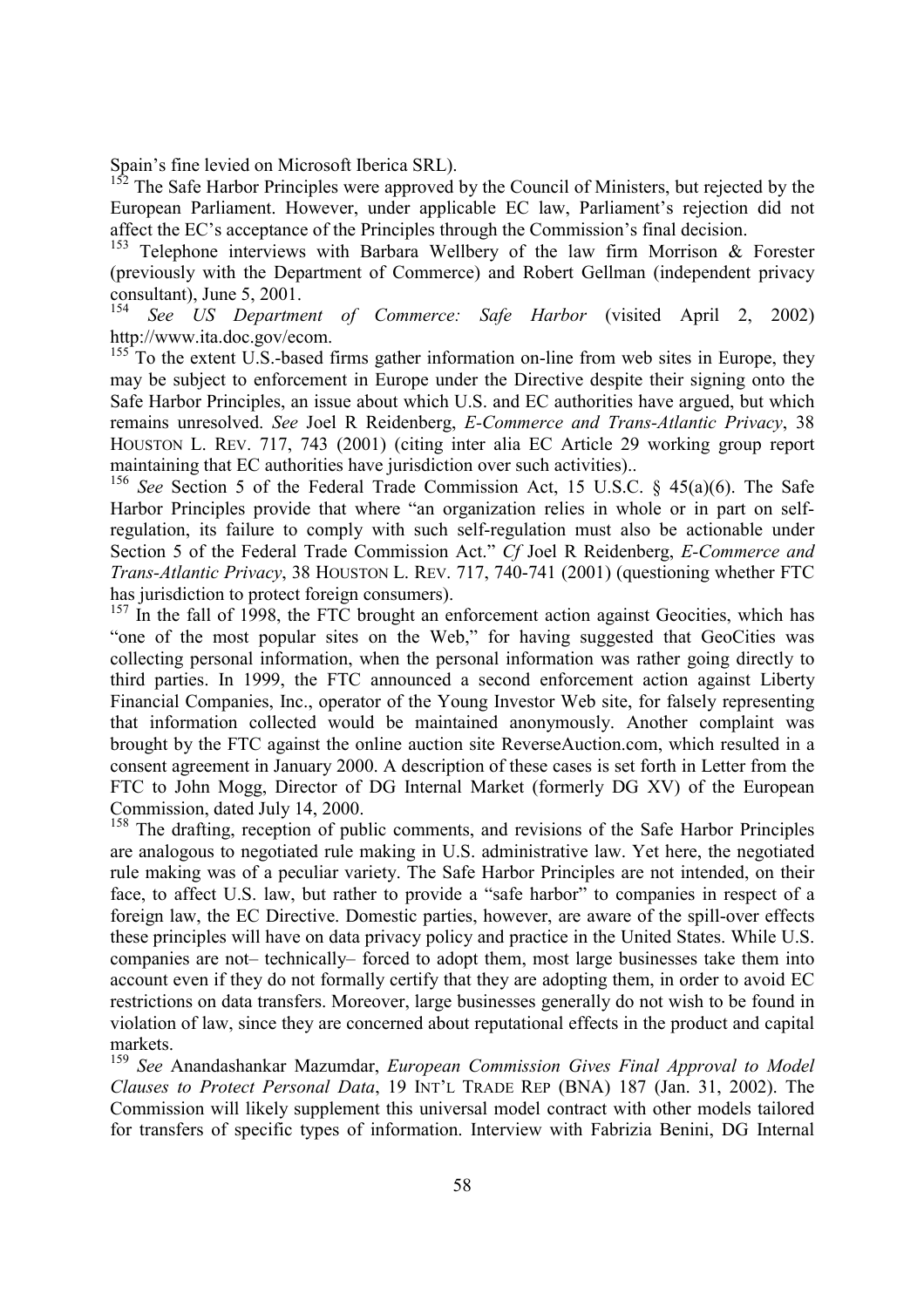Spain's fine levied on Microsoft Iberica SRL).

[152] The Safe Harbor Principles were approved by the Council of Ministers, but rejected by the European Parliament. However, under applicable EC law, Parliament's rejection did not affect the EC's acceptance of the Principles through the Commission's final decision.

[153] Telephone interviews with Barbara Wellbery of the law firm Morrison & Forester (previously with the Department of Commerce) and Robert Gellman (independent privacy consultant), June 5, 2001.

[154] *See US Department of Commerce: Safe Harbor* (visited April 2, 2002) http://www.ita.doc.gov/ecom.

[155] To the extent U.S.-based firms gather information on-line from web sites in Europe, they may be subject to enforcement in Europe under the Directive despite their signing onto the Safe Harbor Principles, an issue about which U.S. and EC authorities have argued, but which remains unresolved. *See* Joel R Reidenberg, *E-Commerce and Trans-Atlantic Privacy*, 38 HOUSTON L. REV. 717, 743 (2001) (citing inter alia EC Article 29 working group report maintaining that EC authorities have jurisdiction over such activities)..

[156] *See* Section 5 of the Federal Trade Commission Act, 15 U.S.C. § 45(a)(6). The Safe Harbor Principles provide that where "an organization relies in whole or in part on self-regulation, its failure to comply with such self-regulation must also be actionable under Section 5 of the Federal Trade Commission Act." *Cf* Joel R Reidenberg, *E-Commerce and Trans-Atlantic Privacy*, 38 HOUSTON L. REV. 717, 740-741 (2001) (questioning whether FTC has jurisdiction to protect foreign consumers).

[157] In the fall of 1998, the FTC brought an enforcement action against Geocities, which has "one of the most popular sites on the Web," for having suggested that GeoCities was collecting personal information, when the personal information was rather going directly to third parties. In 1999, the FTC announced a second enforcement action against Liberty Financial Companies, Inc., operator of the Young Investor Web site, for falsely representing that information collected would be maintained anonymously. Another complaint was brought by the FTC against the online auction site ReverseAuction.com, which resulted in a consent agreement in January 2000. A description of these cases is set forth in Letter from the FTC to John Mogg, Director of DG Internal Market (formerly DG XV) of the European Commission, dated July 14, 2000.

[158] The drafting, reception of public comments, and revisions of the Safe Harbor Principles are analogous to negotiated rule making in U.S. administrative law. Yet here, the negotiated rule making was of a peculiar variety. The Safe Harbor Principles are not intended, on their face, to affect U.S. law, but rather to provide a "safe harbor" to companies in respect of a foreign law, the EC Directive. Domestic parties, however, are aware of the spill-over effects these principles will have on data privacy policy and practice in the United States. While U.S. companies are not– technically– forced to adopt them, most large businesses take them into account even if they do not formally certify that they are adopting them, in order to avoid EC restrictions on data transfers. Moreover, large businesses generally do not wish to be found in violation of law, since they are concerned about reputational effects in the product and capital markets.

[159] *See* Anandashankar Mazumdar, *European Commission Gives Final Approval to Model Clauses to Protect Personal Data*, 19 INT'L TRADE REP (BNA) 187 (Jan. 31, 2002). The Commission will likely supplement this universal model contract with other models tailored for transfers of specific types of information. Interview with Fabrizia Benini, DG Internal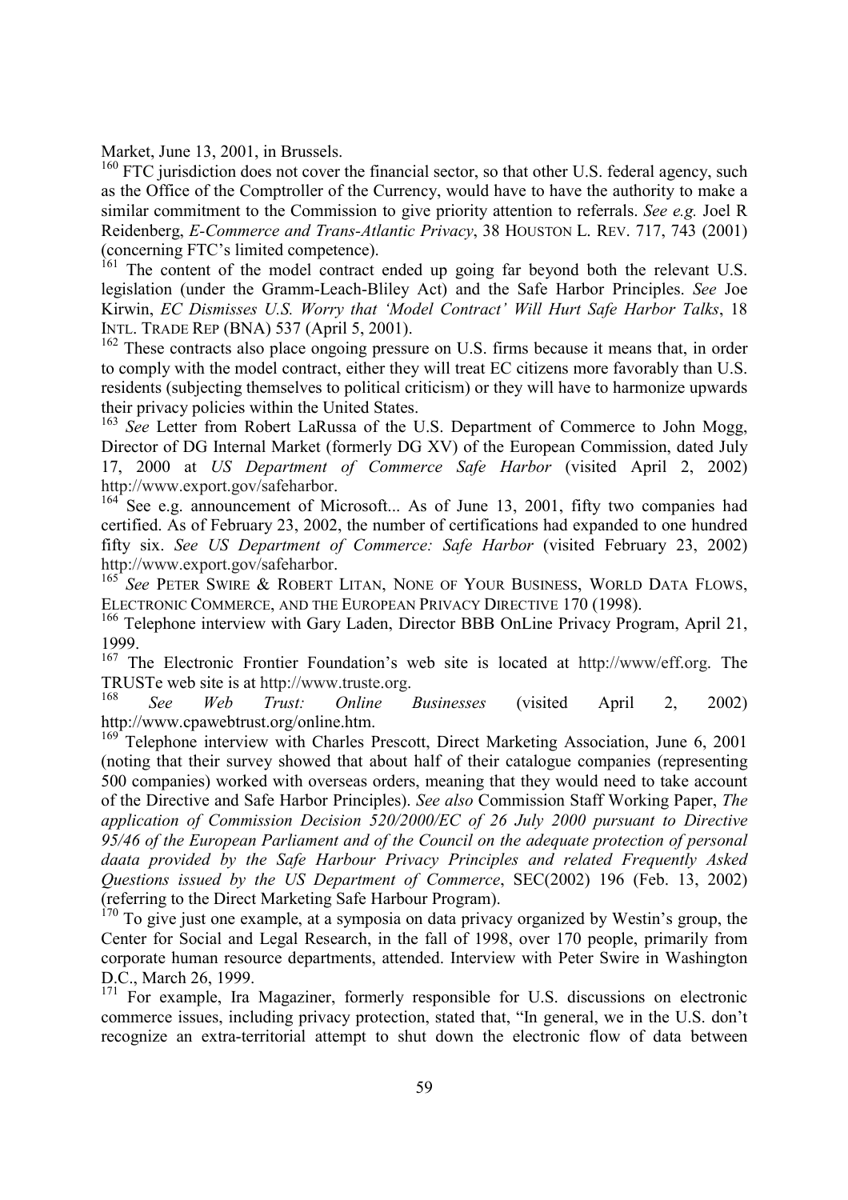Market, June 13, 2001, in Brussels.

[160] FTC jurisdiction does not cover the financial sector, so that other U.S. federal agency, such as the Office of the Comptroller of the Currency, would have to have the authority to make a similar commitment to the Commission to give priority attention to referrals. *See e.g.* Joel R Reidenberg, *E-Commerce and Trans-Atlantic Privacy*, 38 HOUSTON L. REV. 717, 743 (2001) (concerning FTC's limited competence).

[161] The content of the model contract ended up going far beyond both the relevant U.S. legislation (under the Gramm-Leach-Bliley Act) and the Safe Harbor Principles. *See* Joe Kirwin, *EC Dismisses U.S. Worry that 'Model Contract' Will Hurt Safe Harbor Talks*, 18 INTL. TRADE REP (BNA) 537 (April 5, 2001).

[162] These contracts also place ongoing pressure on U.S. firms because it means that, in order to comply with the model contract, either they will treat EC citizens more favorably than U.S. residents (subjecting themselves to political criticism) or they will have to harmonize upwards their privacy policies within the United States.

[163] *See* Letter from Robert LaRussa of the U.S. Department of Commerce to John Mogg, Director of DG Internal Market (formerly DG XV) of the European Commission, dated July 17, 2000 at *US Department of Commerce Safe Harbor* (visited April 2, 2002) http://www.export.gov/safeharbor.

[164] See e.g. announcement of Microsoft... As of June 13, 2001, fifty two companies had certified. As of February 23, 2002, the number of certifications had expanded to one hundred fifty six. *See US Department of Commerce: Safe Harbor* (visited February 23, 2002) http://www.export.gov/safeharbor.

[165] *See* PETER SWIRE & ROBERT LITAN, NONE OF YOUR BUSINESS, WORLD DATA FLOWS, ELECTRONIC COMMERCE, AND THE EUROPEAN PRIVACY DIRECTIVE 170 (1998).

[166] Telephone interview with Gary Laden, Director BBB OnLine Privacy Program, April 21, 1999.

[167] The Electronic Frontier Foundation's web site is located at http://www/eff.org. The TRUSTe web site is at http://www.truste.org.

[168] *See Web Trust: Online Businesses* (visited April 2, 2002) http://www.cpawebtrust.org/online.htm.

[169] Telephone interview with Charles Prescott, Direct Marketing Association, June 6, 2001 (noting that their survey showed that about half of their catalogue companies (representing 500 companies) worked with overseas orders, meaning that they would need to take account of the Directive and Safe Harbor Principles). *See also* Commission Staff Working Paper, *The application of Commission Decision 520/2000/EC of 26 July 2000 pursuant to Directive 95/46 of the European Parliament and of the Council on the adequate protection of personal daata provided by the Safe Harbour Privacy Principles and related Frequently Asked Questions issued by the US Department of Commerce*, SEC(2002) 196 (Feb. 13, 2002) (referring to the Direct Marketing Safe Harbour Program).

[170] To give just one example, at a symposia on data privacy organized by Westin's group, the Center for Social and Legal Research, in the fall of 1998, over 170 people, primarily from corporate human resource departments, attended. Interview with Peter Swire in Washington D.C., March 26, 1999.

[171] For example, Ira Magaziner, formerly responsible for U.S. discussions on electronic commerce issues, including privacy protection, stated that, "In general, we in the U.S. don't recognize an extra-territorial attempt to shut down the electronic flow of data between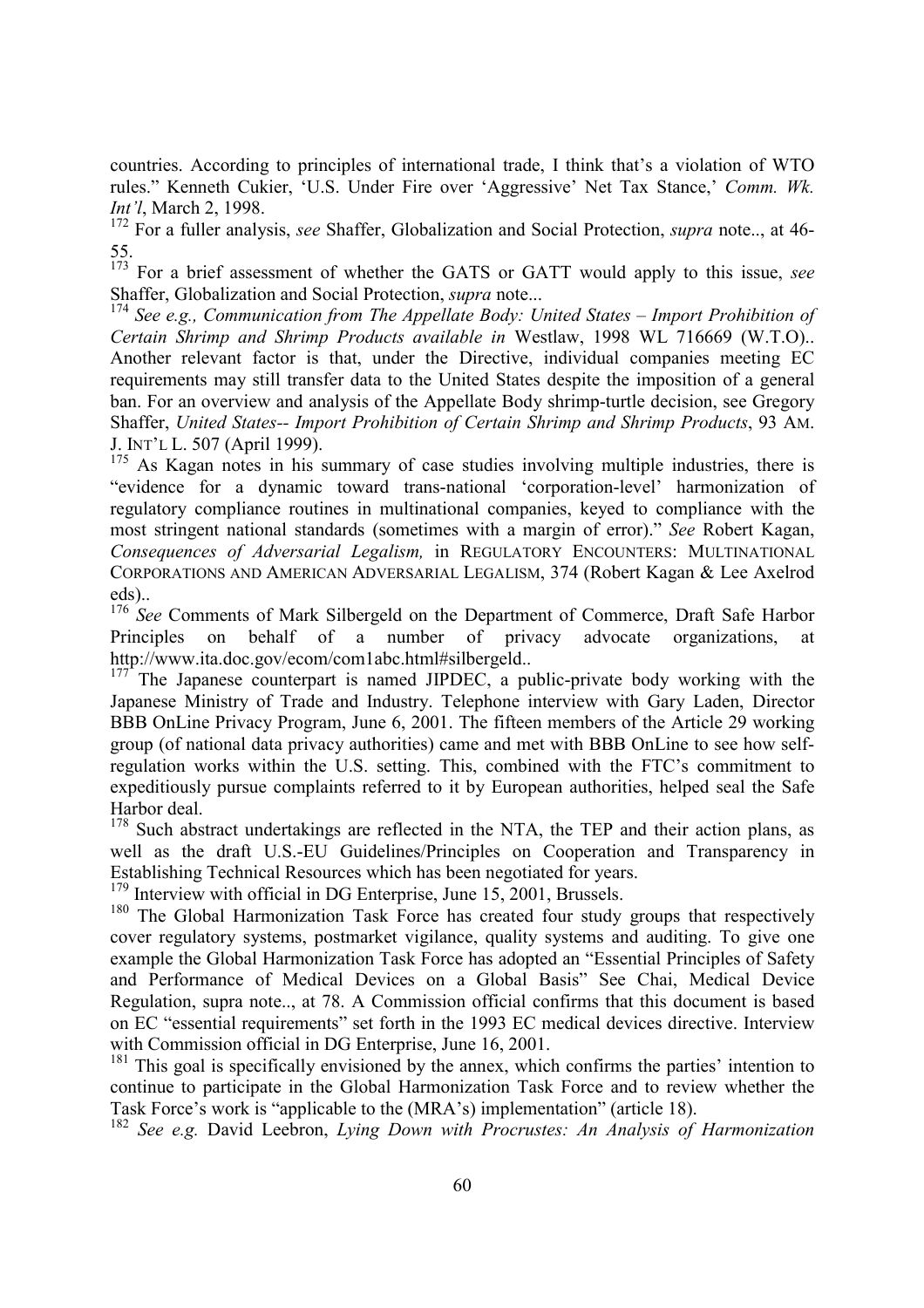countries. According to principles of international trade, I think that's a violation of WTO rules." Kenneth Cukier, 'U.S. Under Fire over 'Aggressive' Net Tax Stance,' *Comm. Wk. Int'l*, March 2, 1998.

[172] For a fuller analysis, *see* Shaffer, Globalization and Social Protection, *supra* note.., at 46-55.

[173] For a brief assessment of whether the GATS or GATT would apply to this issue, *see* Shaffer, Globalization and Social Protection, *supra* note...

[174] *See e.g., Communication from The Appellate Body: United States – Import Prohibition of Certain Shrimp and Shrimp Products available in* Westlaw, 1998 WL 716669 (W.T.O).. Another relevant factor is that, under the Directive, individual companies meeting EC requirements may still transfer data to the United States despite the imposition of a general ban. For an overview and analysis of the Appellate Body shrimp-turtle decision, see Gregory Shaffer, *United States-- Import Prohibition of Certain Shrimp and Shrimp Products*, 93 AM. J. INT'L L. 507 (April 1999).

[175] As Kagan notes in his summary of case studies involving multiple industries, there is "evidence for a dynamic toward trans-national 'corporation-level' harmonization of regulatory compliance routines in multinational companies, keyed to compliance with the most stringent national standards (sometimes with a margin of error)." *See* Robert Kagan, *Consequences of Adversarial Legalism,* in REGULATORY ENCOUNTERS: MULTINATIONAL CORPORATIONS AND AMERICAN ADVERSARIAL LEGALISM, 374 (Robert Kagan & Lee Axelrod eds)..

[176] *See* Comments of Mark Silbergeld on the Department of Commerce, Draft Safe Harbor Principles on behalf of a number of privacy advocate organizations, at http://www.ita.doc.gov/ecom/com1abc.html#silbergeld..

[177] The Japanese counterpart is named JIPDEC, a public-private body working with the Japanese Ministry of Trade and Industry. Telephone interview with Gary Laden, Director BBB OnLine Privacy Program, June 6, 2001. The fifteen members of the Article 29 working group (of national data privacy authorities) came and met with BBB OnLine to see how self-regulation works within the U.S. setting. This, combined with the FTC's commitment to expeditiously pursue complaints referred to it by European authorities, helped seal the Safe Harbor deal.

[178] Such abstract undertakings are reflected in the NTA, the TEP and their action plans, as well as the draft U.S.-EU Guidelines/Principles on Cooperation and Transparency in Establishing Technical Resources which has been negotiated for years.

[179] Interview with official in DG Enterprise, June 15, 2001, Brussels.

[180] The Global Harmonization Task Force has created four study groups that respectively cover regulatory systems, postmarket vigilance, quality systems and auditing. To give one example the Global Harmonization Task Force has adopted an "Essential Principles of Safety and Performance of Medical Devices on a Global Basis" See Chai, Medical Device Regulation, supra note.., at 78. A Commission official confirms that this document is based on EC "essential requirements" set forth in the 1993 EC medical devices directive. Interview with Commission official in DG Enterprise, June 16, 2001.

[181] This goal is specifically envisioned by the annex, which confirms the parties' intention to continue to participate in the Global Harmonization Task Force and to review whether the Task Force's work is "applicable to the (MRA's) implementation" (article 18).

[182] *See e.g.* David Leebron, *Lying Down with Procrustes: An Analysis of Harmonization*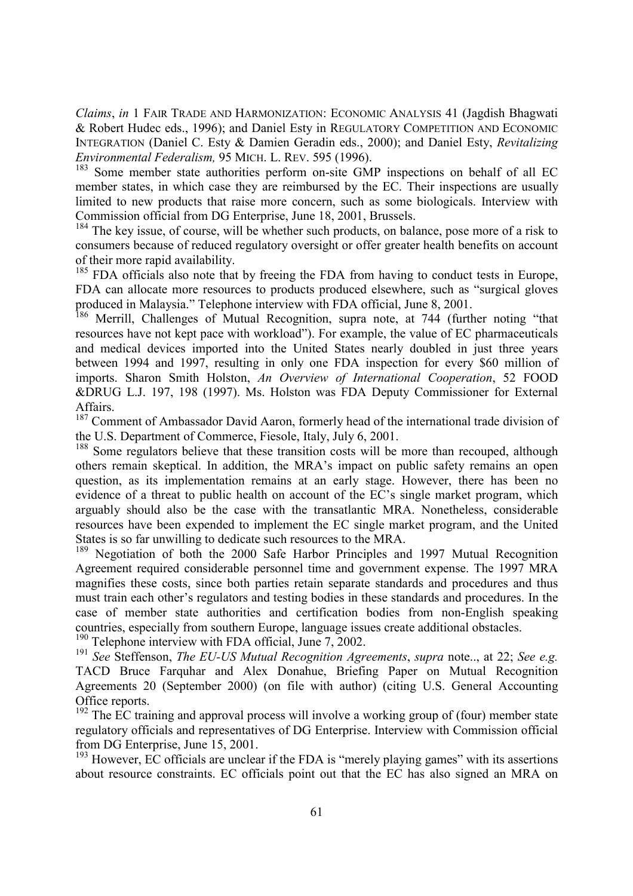*Claims*, *in* 1 FAIR TRADE AND HARMONIZATION: ECONOMIC ANALYSIS 41 (Jagdish Bhagwati & Robert Hudec eds., 1996); and Daniel Esty in REGULATORY COMPETITION AND ECONOMIC INTEGRATION (Daniel C. Esty & Damien Geradin eds., 2000); and Daniel Esty, *Revitalizing Environmental Federalism,* 95 MICH. L. REV. 595 (1996).

[183] Some member state authorities perform on-site GMP inspections on behalf of all EC member states, in which case they are reimbursed by the EC. Their inspections are usually limited to new products that raise more concern, such as some biologicals. Interview with Commission official from DG Enterprise, June 18, 2001, Brussels.

[184] The key issue, of course, will be whether such products, on balance, pose more of a risk to consumers because of reduced regulatory oversight or offer greater health benefits on account of their more rapid availability.

[185] FDA officials also note that by freeing the FDA from having to conduct tests in Europe, FDA can allocate more resources to products produced elsewhere, such as "surgical gloves produced in Malaysia." Telephone interview with FDA official, June 8, 2001.

[186] Merrill, Challenges of Mutual Recognition, supra note, at 744 (further noting "that resources have not kept pace with workload"). For example, the value of EC pharmaceuticals and medical devices imported into the United States nearly doubled in just three years between 1994 and 1997, resulting in only one FDA inspection for every $60 million of imports. Sharon Smith Holston, *An Overview of International Cooperation*, 52 FOOD &DRUG L.J. 197, 198 (1997). Ms. Holston was FDA Deputy Commissioner for External Affairs.

[187] Comment of Ambassador David Aaron, formerly head of the international trade division of the U.S. Department of Commerce, Fiesole, Italy, July 6, 2001.

[188] Some regulators believe that these transition costs will be more than recouped, although others remain skeptical. In addition, the MRA's impact on public safety remains an open question, as its implementation remains at an early stage. However, there has been no evidence of a threat to public health on account of the EC's single market program, which arguably should also be the case with the transatlantic MRA. Nonetheless, considerable resources have been expended to implement the EC single market program, and the United States is so far unwilling to dedicate such resources to the MRA.

[189] Negotiation of both the 2000 Safe Harbor Principles and 1997 Mutual Recognition Agreement required considerable personnel time and government expense. The 1997 MRA magnifies these costs, since both parties retain separate standards and procedures and thus must train each other's regulators and testing bodies in these standards and procedures. In the case of member state authorities and certification bodies from non-English speaking countries, especially from southern Europe, language issues create additional obstacles.

[190] Telephone interview with FDA official, June 7, 2002.

[191] *See* Steffenson, *The EU-US Mutual Recognition Agreements*, *supra* note.., at 22; *See e.g.* TACD Bruce Farquhar and Alex Donahue, Briefing Paper on Mutual Recognition Agreements 20 (September 2000) (on file with author) (citing U.S. General Accounting Office reports.

[192] The EC training and approval process will involve a working group of (four) member state regulatory officials and representatives of DG Enterprise. Interview with Commission official from DG Enterprise, June 15, 2001.

[193] However, EC officials are unclear if the FDA is "merely playing games" with its assertions about resource constraints. EC officials point out that the EC has also signed an MRA on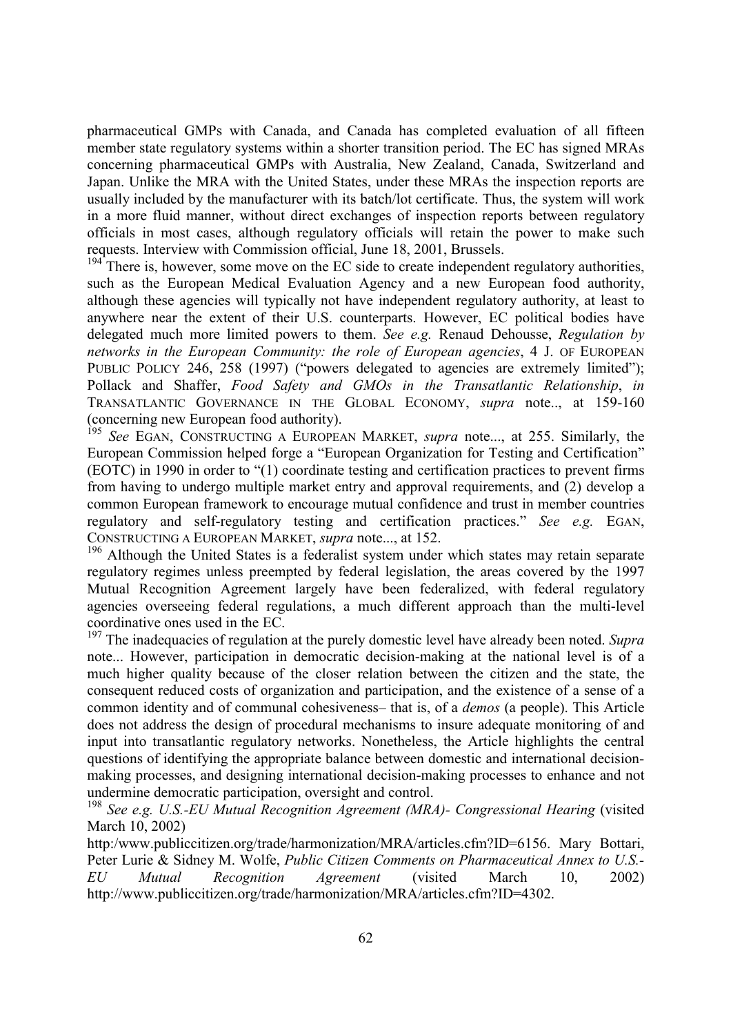pharmaceutical GMPs with Canada, and Canada has completed evaluation of all fifteen member state regulatory systems within a shorter transition period. The EC has signed MRAs concerning pharmaceutical GMPs with Australia, New Zealand, Canada, Switzerland and Japan. Unlike the MRA with the United States, under these MRAs the inspection reports are usually included by the manufacturer with its batch/lot certificate. Thus, the system will work in a more fluid manner, without direct exchanges of inspection reports between regulatory officials in most cases, although regulatory officials will retain the power to make such requests. Interview with Commission official, June 18, 2001, Brussels.

[194] There is, however, some move on the EC side to create independent regulatory authorities, such as the European Medical Evaluation Agency and a new European food authority, although these agencies will typically not have independent regulatory authority, at least to anywhere near the extent of their U.S. counterparts. However, EC political bodies have delegated much more limited powers to them. *See e.g.* Renaud Dehousse, *Regulation by networks in the European Community: the role of European agencies*, 4 J. OF EUROPEAN PUBLIC POLICY 246, 258 (1997) ("powers delegated to agencies are extremely limited"); Pollack and Shaffer, *Food Safety and GMOs in the Transatlantic Relationship*, *in* TRANSATLANTIC GOVERNANCE IN THE GLOBAL ECONOMY, *supra* note.., at 159-160 (concerning new European food authority).

[195] *See* EGAN, CONSTRUCTING A EUROPEAN MARKET, *supra* note..., at 255. Similarly, the European Commission helped forge a "European Organization for Testing and Certification" (EOTC) in 1990 in order to "(1) coordinate testing and certification practices to prevent firms from having to undergo multiple market entry and approval requirements, and (2) develop a common European framework to encourage mutual confidence and trust in member countries regulatory and self-regulatory testing and certification practices." *See e.g.* EGAN, CONSTRUCTING A EUROPEAN MARKET, *supra* note..., at 152.

[196] Although the United States is a federalist system under which states may retain separate regulatory regimes unless preempted by federal legislation, the areas covered by the 1997 Mutual Recognition Agreement largely have been federalized, with federal regulatory agencies overseeing federal regulations, a much different approach than the multi-level coordinative ones used in the EC.

[197] The inadequacies of regulation at the purely domestic level have already been noted. *Supra* note... However, participation in democratic decision-making at the national level is of a much higher quality because of the closer relation between the citizen and the state, the consequent reduced costs of organization and participation, and the existence of a sense of a common identity and of communal cohesiveness– that is, of a *demos* (a people). This Article does not address the design of procedural mechanisms to insure adequate monitoring of and input into transatlantic regulatory networks. Nonetheless, the Article highlights the central questions of identifying the appropriate balance between domestic and international decision-making processes, and designing international decision-making processes to enhance and not undermine democratic participation, oversight and control.

[198] *See e.g. U.S.-EU Mutual Recognition Agreement (MRA)- Congressional Hearing* (visited March 10, 2002) http:/www.publiccitizen.org/trade/harmonization/MRA/articles.cfm?ID=6156. Mary Bottari, Peter Lurie & Sidney M. Wolfe, *Public Citizen Comments on Pharmaceutical Annex to U.S.-EU Mutual Recognition Agreement* (visited March 10, 2002) http://www.publiccitizen.org/trade/harmonization/MRA/articles.cfm?ID=4302.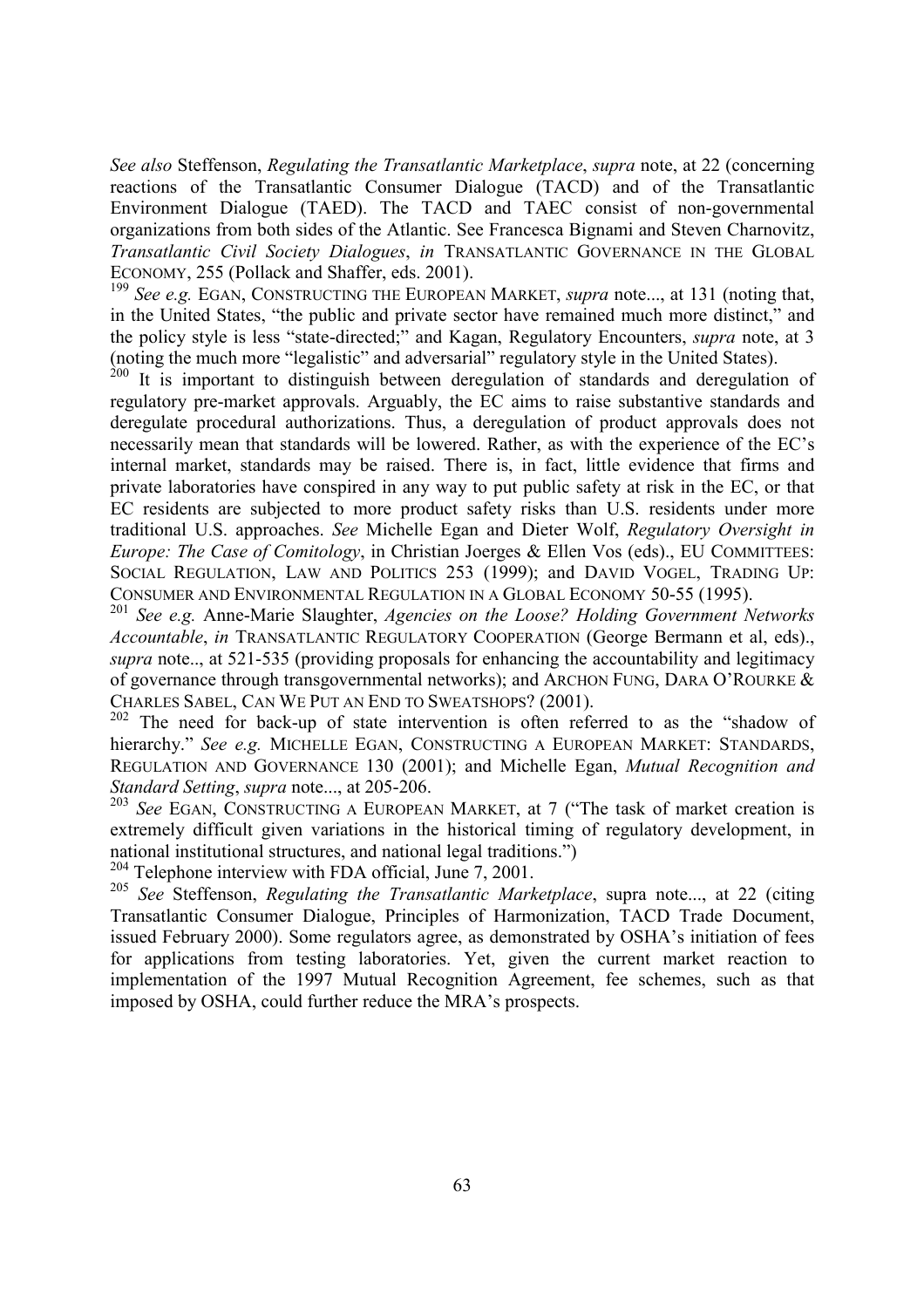*See also* Steffenson, *Regulating the Transatlantic Marketplace*, *supra* note, at 22 (concerning reactions of the Transatlantic Consumer Dialogue (TACD) and of the Transatlantic Environment Dialogue (TAED). The TACD and TAEC consist of non-governmental organizations from both sides of the Atlantic. See Francesca Bignami and Steven Charnovitz, *Transatlantic Civil Society Dialogues*, *in* TRANSATLANTIC GOVERNANCE IN THE GLOBAL ECONOMY, 255 (Pollack and Shaffer, eds. 2001).

[199] *See e.g.* EGAN, CONSTRUCTING THE EUROPEAN MARKET, *supra* note..., at 131 (noting that, in the United States, "the public and private sector have remained much more distinct," and the policy style is less "state-directed;" and Kagan, Regulatory Encounters, *supra* note, at 3 (noting the much more "legalistic" and adversarial" regulatory style in the United States).

[200] It is important to distinguish between deregulation of standards and deregulation of regulatory pre-market approvals. Arguably, the EC aims to raise substantive standards and deregulate procedural authorizations. Thus, a deregulation of product approvals does not necessarily mean that standards will be lowered. Rather, as with the experience of the EC's internal market, standards may be raised. There is, in fact, little evidence that firms and private laboratories have conspired in any way to put public safety at risk in the EC, or that EC residents are subjected to more product safety risks than U.S. residents under more traditional U.S. approaches. *See* Michelle Egan and Dieter Wolf, *Regulatory Oversight in Europe: The Case of Comitology*, in Christian Joerges & Ellen Vos (eds)., EU COMMITTEES: SOCIAL REGULATION, LAW AND POLITICS 253 (1999); and DAVID VOGEL, TRADING UP: CONSUMER AND ENVIRONMENTAL REGULATION IN A GLOBAL ECONOMY 50-55 (1995).

[201] *See e.g.* Anne-Marie Slaughter, *Agencies on the Loose? Holding Government Networks Accountable*, *in* TRANSATLANTIC REGULATORY COOPERATION (George Bermann et al, eds)., *supra* note.., at 521-535 (providing proposals for enhancing the accountability and legitimacy of governance through transgovernmental networks); and ARCHON FUNG, DARA O'ROURKE & CHARLES SABEL, CAN WE PUT AN END TO SWEATSHOPS? (2001).

[202] The need for back-up of state intervention is often referred to as the "shadow of hierarchy." *See e.g.* MICHELLE EGAN, CONSTRUCTING A EUROPEAN MARKET: STANDARDS, REGULATION AND GOVERNANCE 130 (2001); and Michelle Egan, *Mutual Recognition and Standard Setting*, *supra* note..., at 205-206.

[203] *See* EGAN, CONSTRUCTING A EUROPEAN MARKET, at 7 ("The task of market creation is extremely difficult given variations in the historical timing of regulatory development, in national institutional structures, and national legal traditions.")

[204] Telephone interview with FDA official, June 7, 2001.

[205] *See* Steffenson, *Regulating the Transatlantic Marketplace*, supra note..., at 22 (citing Transatlantic Consumer Dialogue, Principles of Harmonization, TACD Trade Document, issued February 2000). Some regulators agree, as demonstrated by OSHA's initiation of fees for applications from testing laboratories. Yet, given the current market reaction to implementation of the 1997 Mutual Recognition Agreement, fee schemes, such as that imposed by OSHA, could further reduce the MRA's prospects.